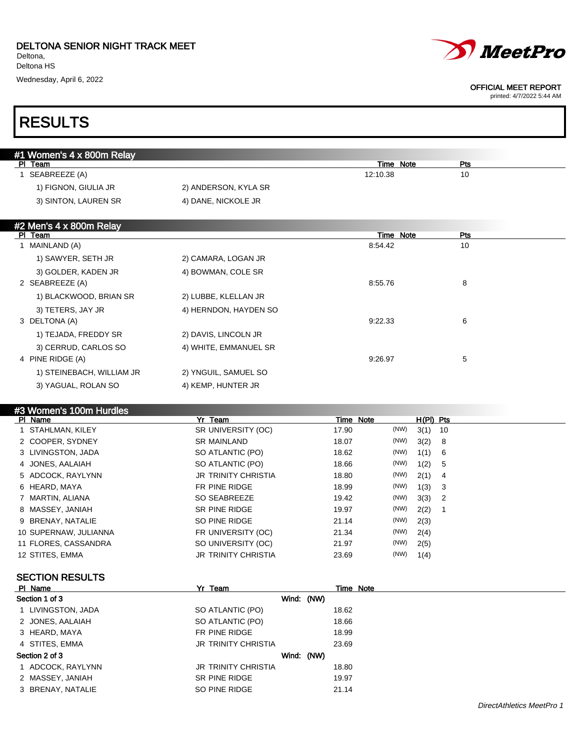**DELTONA SENIOR NIGHT TRACK MEET**
Deltona,
Deltona HS
Wednesday, April 6, 2022

OFFICIAL MEET REPORT
printed: 4/7/2022 5:44 AM

# RESULTS

## #1 Women's 4 x 800m Relay

| Pl | Team | Time | Note | Pts |
|---|---|---|---|---|
| 1 | SEABREEZE (A) | 12:10.38 | | 10 |

1) FIGNON, GIULIA JR — 2) ANDERSON, KYLA SR — 3) SINTON, LAUREN SR — 4) DANE, NICKOLE JR

## #2 Men's 4 x 800m Relay

| Pl | Team | Time | Note | Pts |
|---|---|---|---|---|
| 1 | MAINLAND (A) | 8:54.42 | | 10 |
| | 1) SAWYER, SETH JR; 2) CAMARA, LOGAN JR; 3) GOLDER, KADEN JR; 4) BOWMAN, COLE SR | | | |
| 2 | SEABREEZE (A) | 8:55.76 | | 8 |
| | 1) BLACKWOOD, BRIAN SR; 2) LUBBE, KLELLAN JR; 3) TETERS, JAY JR; 4) HERNDON, HAYDEN SO | | | |
| 3 | DELTONA (A) | 9:22.33 | | 6 |
| | 1) TEJADA, FREDDY SR; 2) DAVIS, LINCOLN JR; 3) CERRUD, CARLOS SO; 4) WHITE, EMMANUEL SR | | | |
| 4 | PINE RIDGE (A) | 9:26.97 | | 5 |
| | 1) STEINEBACH, WILLIAM JR; 2) YNGUIL, SAMUEL SO; 3) YAGUAL, ROLAN SO; 4) KEMP, HUNTER JR | | | |

## #3 Women's 100m Hurdles

| Pl | Name | Yr | Team | Time | Note | | H(Pl) | Pts |
|---|---|---|---|---|---|---|---|---|
| 1 | STAHLMAN, KILEY | SR | UNIVERSITY (OC) | 17.90 | | (NW) | 3(1) | 10 |
| 2 | COOPER, SYDNEY | SR | MAINLAND | 18.07 | | (NW) | 3(2) | 8 |
| 3 | LIVINGSTON, JADA | SO | ATLANTIC (PO) | 18.62 | | (NW) | 1(1) | 6 |
| 4 | JONES, AALAIAH | SO | ATLANTIC (PO) | 18.66 | | (NW) | 1(2) | 5 |
| 5 | ADCOCK, RAYLYNN | JR | TRINITY CHRISTIA | 18.80 | | (NW) | 2(1) | 4 |
| 6 | HEARD, MAYA | FR | PINE RIDGE | 18.99 | | (NW) | 1(3) | 3 |
| 7 | MARTIN, ALIANA | SO | SEABREEZE | 19.42 | | (NW) | 3(3) | 2 |
| 8 | MASSEY, JANIAH | SR | PINE RIDGE | 19.97 | | (NW) | 2(2) | 1 |
| 9 | BRENAY, NATALIE | SO | PINE RIDGE | 21.14 | | (NW) | 2(3) | |
| 10 | SUPERNAW, JULIANNA | FR | UNIVERSITY (OC) | 21.34 | | (NW) | 2(4) | |
| 11 | FLORES, CASSANDRA | SO | UNIVERSITY (OC) | 21.97 | | (NW) | 2(5) | |
| 12 | STITES, EMMA | JR | TRINITY CHRISTIA | 23.69 | | (NW) | 1(4) | |

### SECTION RESULTS

| Pl | Name | Yr | Team | Time | Note |
|---|---|---|---|---|---|
| **Section 1 of 3** | | | Wind: (NW) | | |
| 1 | LIVINGSTON, JADA | SO | ATLANTIC (PO) | 18.62 | |
| 2 | JONES, AALAIAH | SO | ATLANTIC (PO) | 18.66 | |
| 3 | HEARD, MAYA | FR | PINE RIDGE | 18.99 | |
| 4 | STITES, EMMA | JR | TRINITY CHRISTIA | 23.69 | |
| **Section 2 of 3** | | | Wind: (NW) | | |
| 1 | ADCOCK, RAYLYNN | JR | TRINITY CHRISTIA | 18.80 | |
| 2 | MASSEY, JANIAH | SR | PINE RIDGE | 19.97 | |
| 3 | BRENAY, NATALIE | SO | PINE RIDGE | 21.14 | |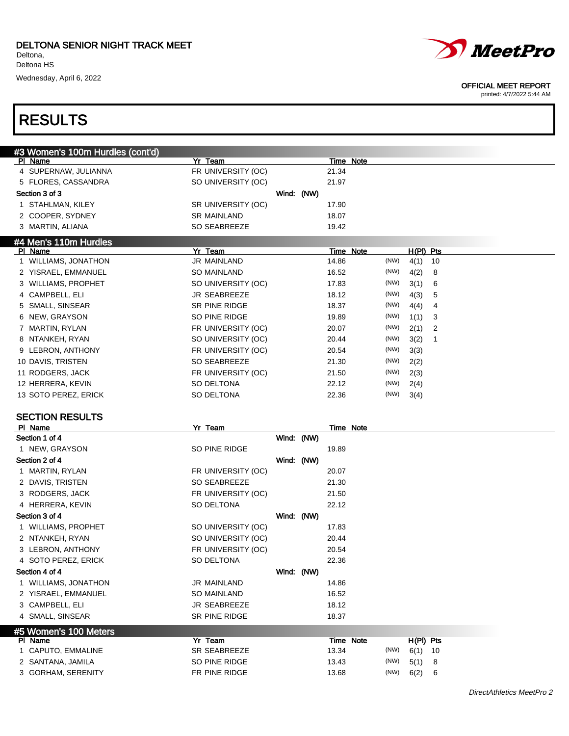# DELTONA SENIOR NIGHT TRACK MEET

Deltona,
Deltona HS
Wednesday, April 6, 2022

OFFICIAL MEET REPORT
printed: 4/7/2022 5:44 AM

# RESULTS

## #3 Women's 100m Hurdles (cont'd)

| Pl | Name | Yr | Team | Time | Note |
|---|---|---|---|---|---|
| 4 | SUPERNAW, JULIANNA | FR | UNIVERSITY (OC) | 21.34 | |
| 5 | FLORES, CASSANDRA | SO | UNIVERSITY (OC) | 21.97 | |
| **Section 3 of 3** | | | Wind: (NW) | | |
| 1 | STAHLMAN, KILEY | SR | UNIVERSITY (OC) | 17.90 | |
| 2 | COOPER, SYDNEY | SR | MAINLAND | 18.07 | |
| 3 | MARTIN, ALIANA | SO | SEABREEZE | 19.42 | |

## #4 Men's 110m Hurdles

| Pl | Name | Yr | Team | Time | Note | Wind | H(Pl) | Pts |
|---|---|---|---|---|---|---|---|---|
| 1 | WILLIAMS, JONATHON | JR | MAINLAND | 14.86 | | (NW) | 4(1) | 10 |
| 2 | YISRAEL, EMMANUEL | SO | MAINLAND | 16.52 | | (NW) | 4(2) | 8 |
| 3 | WILLIAMS, PROPHET | SO | UNIVERSITY (OC) | 17.83 | | (NW) | 3(1) | 6 |
| 4 | CAMPBELL, ELI | JR | SEABREEZE | 18.12 | | (NW) | 4(3) | 5 |
| 5 | SMALL, SINSEAR | SR | PINE RIDGE | 18.37 | | (NW) | 4(4) | 4 |
| 6 | NEW, GRAYSON | SO | PINE RIDGE | 19.89 | | (NW) | 1(1) | 3 |
| 7 | MARTIN, RYLAN | FR | UNIVERSITY (OC) | 20.07 | | (NW) | 2(1) | 2 |
| 8 | NTANKEH, RYAN | SO | UNIVERSITY (OC) | 20.44 | | (NW) | 3(2) | 1 |
| 9 | LEBRON, ANTHONY | FR | UNIVERSITY (OC) | 20.54 | | (NW) | 3(3) | |
| 10 | DAVIS, TRISTEN | SO | SEABREEZE | 21.30 | | (NW) | 2(2) | |
| 11 | RODGERS, JACK | FR | UNIVERSITY (OC) | 21.50 | | (NW) | 2(3) | |
| 12 | HERRERA, KEVIN | SO | DELTONA | 22.12 | | (NW) | 2(4) | |
| 13 | SOTO PEREZ, ERICK | SO | DELTONA | 22.36 | | (NW) | 3(4) | |

### SECTION RESULTS

| Pl | Name | Yr | Team | Time | Note |
|---|---|---|---|---|---|
| **Section 1 of 4** | | | Wind: (NW) | | |
| 1 | NEW, GRAYSON | SO | PINE RIDGE | 19.89 | |
| **Section 2 of 4** | | | Wind: (NW) | | |
| 1 | MARTIN, RYLAN | FR | UNIVERSITY (OC) | 20.07 | |
| 2 | DAVIS, TRISTEN | SO | SEABREEZE | 21.30 | |
| 3 | RODGERS, JACK | FR | UNIVERSITY (OC) | 21.50 | |
| 4 | HERRERA, KEVIN | SO | DELTONA | 22.12 | |
| **Section 3 of 4** | | | Wind: (NW) | | |
| 1 | WILLIAMS, PROPHET | SO | UNIVERSITY (OC) | 17.83 | |
| 2 | NTANKEH, RYAN | SO | UNIVERSITY (OC) | 20.44 | |
| 3 | LEBRON, ANTHONY | FR | UNIVERSITY (OC) | 20.54 | |
| 4 | SOTO PEREZ, ERICK | SO | DELTONA | 22.36 | |
| **Section 4 of 4** | | | Wind: (NW) | | |
| 1 | WILLIAMS, JONATHON | JR | MAINLAND | 14.86 | |
| 2 | YISRAEL, EMMANUEL | SO | MAINLAND | 16.52 | |
| 3 | CAMPBELL, ELI | JR | SEABREEZE | 18.12 | |
| 4 | SMALL, SINSEAR | SR | PINE RIDGE | 18.37 | |

## #5 Women's 100 Meters

| Pl | Name | Yr | Team | Time | Note | Wind | H(Pl) | Pts |
|---|---|---|---|---|---|---|---|---|
| 1 | CAPUTO, EMMALINE | SR | SEABREEZE | 13.34 | | (NW) | 6(1) | 10 |
| 2 | SANTANA, JAMILA | SO | PINE RIDGE | 13.43 | | (NW) | 5(1) | 8 |
| 3 | GORHAM, SERENITY | FR | PINE RIDGE | 13.68 | | (NW) | 6(2) | 6 |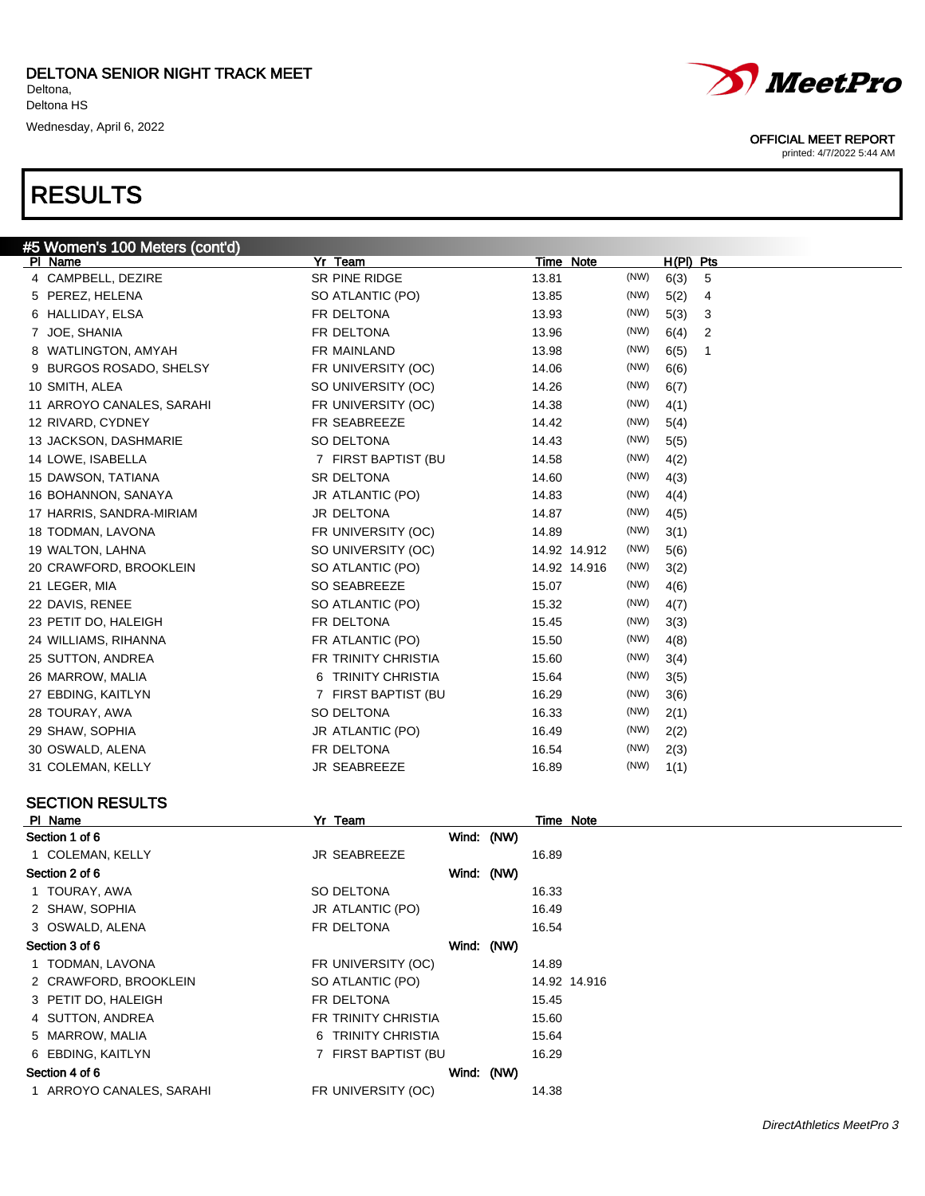DELTONA SENIOR NIGHT TRACK MEET
Deltona,
Deltona HS
Wednesday, April 6, 2022

OFFICIAL MEET REPORT
printed: 4/7/2022 5:44 AM

# RESULTS

## #5 Women's 100 Meters (cont'd)

| Pl | Name | Yr | Team | Time | Note | | H(Pl) | Pts |
|---|---|---|---|---|---|---|---|---|
| 4 | CAMPBELL, DEZIRE | SR | PINE RIDGE | 13.81 | | (NW) | 6(3) | 5 |
| 5 | PEREZ, HELENA | SO | ATLANTIC (PO) | 13.85 | | (NW) | 5(2) | 4 |
| 6 | HALLIDAY, ELSA | FR | DELTONA | 13.93 | | (NW) | 5(3) | 3 |
| 7 | JOE, SHANIA | FR | DELTONA | 13.96 | | (NW) | 6(4) | 2 |
| 8 | WATLINGTON, AMYAH | FR | MAINLAND | 13.98 | | (NW) | 6(5) | 1 |
| 9 | BURGOS ROSADO, SHELSY | FR | UNIVERSITY (OC) | 14.06 | | (NW) | 6(6) | |
| 10 | SMITH, ALEA | SO | UNIVERSITY (OC) | 14.26 | | (NW) | 6(7) | |
| 11 | ARROYO CANALES, SARAHI | FR | UNIVERSITY (OC) | 14.38 | | (NW) | 4(1) | |
| 12 | RIVARD, CYDNEY | FR | SEABREEZE | 14.42 | | (NW) | 5(4) | |
| 13 | JACKSON, DASHMARIE | SO | DELTONA | 14.43 | | (NW) | 5(5) | |
| 14 | LOWE, ISABELLA | 7 | FIRST BAPTIST (BU | 14.58 | | (NW) | 4(2) | |
| 15 | DAWSON, TATIANA | SR | DELTONA | 14.60 | | (NW) | 4(3) | |
| 16 | BOHANNON, SANAYA | JR | ATLANTIC (PO) | 14.83 | | (NW) | 4(4) | |
| 17 | HARRIS, SANDRA-MIRIAM | JR | DELTONA | 14.87 | | (NW) | 4(5) | |
| 18 | TODMAN, LAVONA | FR | UNIVERSITY (OC) | 14.89 | | (NW) | 3(1) | |
| 19 | WALTON, LAHNA | SO | UNIVERSITY (OC) | 14.92 | 14.912 | (NW) | 5(6) | |
| 20 | CRAWFORD, BROOKLEIN | SO | ATLANTIC (PO) | 14.92 | 14.916 | (NW) | 3(2) | |
| 21 | LEGER, MIA | SO | SEABREEZE | 15.07 | | (NW) | 4(6) | |
| 22 | DAVIS, RENEE | SO | ATLANTIC (PO) | 15.32 | | (NW) | 4(7) | |
| 23 | PETIT DO, HALEIGH | FR | DELTONA | 15.45 | | (NW) | 3(3) | |
| 24 | WILLIAMS, RIHANNA | FR | ATLANTIC (PO) | 15.50 | | (NW) | 4(8) | |
| 25 | SUTTON, ANDREA | FR | TRINITY CHRISTIA | 15.60 | | (NW) | 3(4) | |
| 26 | MARROW, MALIA | 6 | TRINITY CHRISTIA | 15.64 | | (NW) | 3(5) | |
| 27 | EBDING, KAITLYN | 7 | FIRST BAPTIST (BU | 16.29 | | (NW) | 3(6) | |
| 28 | TOURAY, AWA | SO | DELTONA | 16.33 | | (NW) | 2(1) | |
| 29 | SHAW, SOPHIA | JR | ATLANTIC (PO) | 16.49 | | (NW) | 2(2) | |
| 30 | OSWALD, ALENA | FR | DELTONA | 16.54 | | (NW) | 2(3) | |
| 31 | COLEMAN, KELLY | JR | SEABREEZE | 16.89 | | (NW) | 1(1) | |

### SECTION RESULTS

| Pl | Name | Yr | Team | Time | Note |
|---|---|---|---|---|---|
| **Section 1 of 6** | | | Wind: (NW) | | |
| 1 | COLEMAN, KELLY | JR | SEABREEZE | 16.89 | |
| **Section 2 of 6** | | | Wind: (NW) | | |
| 1 | TOURAY, AWA | SO | DELTONA | 16.33 | |
| 2 | SHAW, SOPHIA | JR | ATLANTIC (PO) | 16.49 | |
| 3 | OSWALD, ALENA | FR | DELTONA | 16.54 | |
| **Section 3 of 6** | | | Wind: (NW) | | |
| 1 | TODMAN, LAVONA | FR | UNIVERSITY (OC) | 14.89 | |
| 2 | CRAWFORD, BROOKLEIN | SO | ATLANTIC (PO) | 14.92 | 14.916 |
| 3 | PETIT DO, HALEIGH | FR | DELTONA | 15.45 | |
| 4 | SUTTON, ANDREA | FR | TRINITY CHRISTIA | 15.60 | |
| 5 | MARROW, MALIA | 6 | TRINITY CHRISTIA | 15.64 | |
| 6 | EBDING, KAITLYN | 7 | FIRST BAPTIST (BU | 16.29 | |
| **Section 4 of 6** | | | Wind: (NW) | | |
| 1 | ARROYO CANALES, SARAHI | FR | UNIVERSITY (OC) | 14.38 | |

*DirectAthletics MeetPro 3*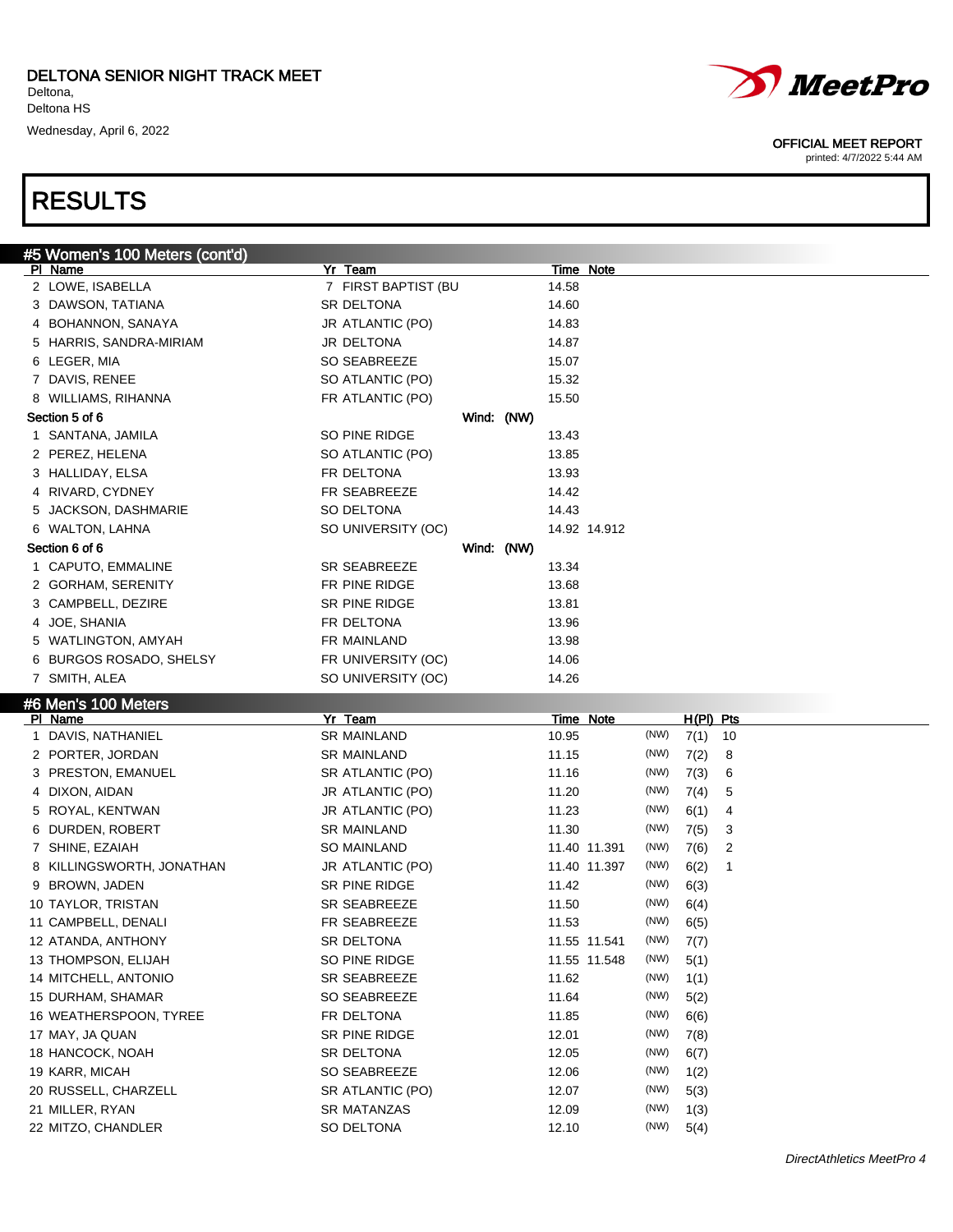# DELTONA SENIOR NIGHT TRACK MEET

Deltona,
Deltona HS
Wednesday, April 6, 2022

OFFICIAL MEET REPORT
printed: 4/7/2022 5:44 AM

## RESULTS

### #5 Women's 100 Meters (cont'd)

| Pl | Name | Yr | Team | Time | Note |
|---|---|---|---|---|---|
| 2 | LOWE, ISABELLA | 7 | FIRST BAPTIST (BU | 14.58 | |
| 3 | DAWSON, TATIANA | SR | DELTONA | 14.60 | |
| 4 | BOHANNON, SANAYA | JR | ATLANTIC (PO) | 14.83 | |
| 5 | HARRIS, SANDRA-MIRIAM | JR | DELTONA | 14.87 | |
| 6 | LEGER, MIA | SO | SEABREEZE | 15.07 | |
| 7 | DAVIS, RENEE | SO | ATLANTIC (PO) | 15.32 | |
| 8 | WILLIAMS, RIHANNA | FR | ATLANTIC (PO) | 15.50 | |

**Section 5 of 6** Wind: (NW)

| Pl | Name | Yr | Team | Time | Note |
|---|---|---|---|---|---|
| 1 | SANTANA, JAMILA | SO | PINE RIDGE | 13.43 | |
| 2 | PEREZ, HELENA | SO | ATLANTIC (PO) | 13.85 | |
| 3 | HALLIDAY, ELSA | FR | DELTONA | 13.93 | |
| 4 | RIVARD, CYDNEY | FR | SEABREEZE | 14.42 | |
| 5 | JACKSON, DASHMARIE | SO | DELTONA | 14.43 | |
| 6 | WALTON, LAHNA | SO | UNIVERSITY (OC) | 14.92 | 14.912 |

**Section 6 of 6** Wind: (NW)

| Pl | Name | Yr | Team | Time | Note |
|---|---|---|---|---|---|
| 1 | CAPUTO, EMMALINE | SR | SEABREEZE | 13.34 | |
| 2 | GORHAM, SERENITY | FR | PINE RIDGE | 13.68 | |
| 3 | CAMPBELL, DEZIRE | SR | PINE RIDGE | 13.81 | |
| 4 | JOE, SHANIA | FR | DELTONA | 13.96 | |
| 5 | WATLINGTON, AMYAH | FR | MAINLAND | 13.98 | |
| 6 | BURGOS ROSADO, SHELSY | FR | UNIVERSITY (OC) | 14.06 | |
| 7 | SMITH, ALEA | SO | UNIVERSITY (OC) | 14.26 | |

### #6 Men's 100 Meters

| Pl | Name | Yr | Team | Time | Note | Wind | H(Pl) | Pts |
|---|---|---|---|---|---|---|---|---|
| 1 | DAVIS, NATHANIEL | SR | MAINLAND | 10.95 | | (NW) | 7(1) | 10 |
| 2 | PORTER, JORDAN | SR | MAINLAND | 11.15 | | (NW) | 7(2) | 8 |
| 3 | PRESTON, EMANUEL | SR | ATLANTIC (PO) | 11.16 | | (NW) | 7(3) | 6 |
| 4 | DIXON, AIDAN | JR | ATLANTIC (PO) | 11.20 | | (NW) | 7(4) | 5 |
| 5 | ROYAL, KENTWAN | JR | ATLANTIC (PO) | 11.23 | | (NW) | 6(1) | 4 |
| 6 | DURDEN, ROBERT | SR | MAINLAND | 11.30 | | (NW) | 7(5) | 3 |
| 7 | SHINE, EZAIAH | SO | MAINLAND | 11.40 | 11.391 | (NW) | 7(6) | 2 |
| 8 | KILLINGSWORTH, JONATHAN | JR | ATLANTIC (PO) | 11.40 | 11.397 | (NW) | 6(2) | 1 |
| 9 | BROWN, JADEN | SR | PINE RIDGE | 11.42 | | (NW) | 6(3) | |
| 10 | TAYLOR, TRISTAN | SR | SEABREEZE | 11.50 | | (NW) | 6(4) | |
| 11 | CAMPBELL, DENALI | FR | SEABREEZE | 11.53 | | (NW) | 6(5) | |
| 12 | ATANDA, ANTHONY | SR | DELTONA | 11.55 | 11.541 | (NW) | 7(7) | |
| 13 | THOMPSON, ELIJAH | SO | PINE RIDGE | 11.55 | 11.548 | (NW) | 5(1) | |
| 14 | MITCHELL, ANTONIO | SR | SEABREEZE | 11.62 | | (NW) | 1(1) | |
| 15 | DURHAM, SHAMAR | SO | SEABREEZE | 11.64 | | (NW) | 5(2) | |
| 16 | WEATHERSPOON, TYREE | FR | DELTONA | 11.85 | | (NW) | 6(6) | |
| 17 | MAY, JA QUAN | SR | PINE RIDGE | 12.01 | | (NW) | 7(8) | |
| 18 | HANCOCK, NOAH | SR | DELTONA | 12.05 | | (NW) | 6(7) | |
| 19 | KARR, MICAH | SO | SEABREEZE | 12.06 | | (NW) | 1(2) | |
| 20 | RUSSELL, CHARZELL | SR | ATLANTIC (PO) | 12.07 | | (NW) | 5(3) | |
| 21 | MILLER, RYAN | SR | MATANZAS | 12.09 | | (NW) | 1(3) | |
| 22 | MITZO, CHANDLER | SO | DELTONA | 12.10 | | (NW) | 5(4) | |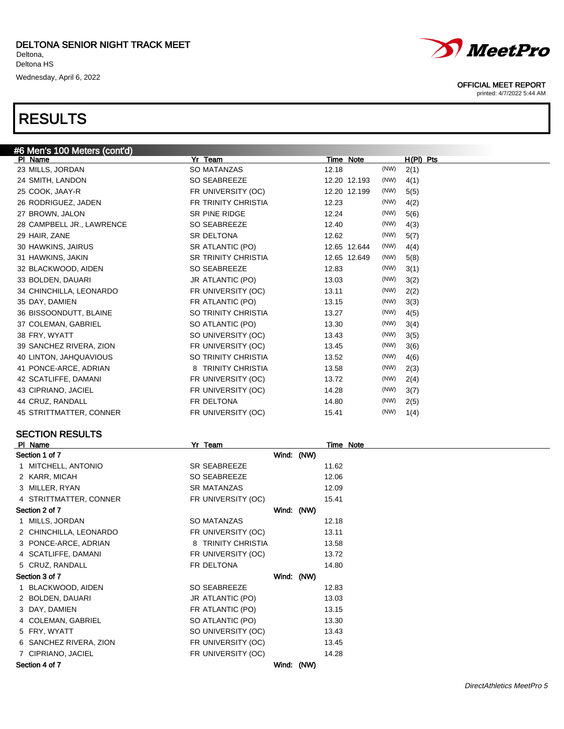# RESULTS

## #6 Men's 100 Meters (cont'd)

| Pl | Name | Yr | Team | Time | Note | | H(Pl) | Pts |
|---|---|---|---|---|---|---|---|---|
| 23 | MILLS, JORDAN | SO | MATANZAS | 12.18 | | (NW) | 2(1) | |
| 24 | SMITH, LANDON | SO | SEABREEZE | 12.20 | 12.193 | (NW) | 4(1) | |
| 25 | COOK, JAAY-R | FR | UNIVERSITY (OC) | 12.20 | 12.199 | (NW) | 5(5) | |
| 26 | RODRIGUEZ, JADEN | FR | TRINITY CHRISTIA | 12.23 | | (NW) | 4(2) | |
| 27 | BROWN, JALON | SR | PINE RIDGE | 12.24 | | (NW) | 5(6) | |
| 28 | CAMPBELL JR., LAWRENCE | SO | SEABREEZE | 12.40 | | (NW) | 4(3) | |
| 29 | HAIR, ZANE | SR | DELTONA | 12.62 | | (NW) | 5(7) | |
| 30 | HAWKINS, JAIRUS | SR | ATLANTIC (PO) | 12.65 | 12.644 | (NW) | 4(4) | |
| 31 | HAWKINS, JAKIN | SR | TRINITY CHRISTIA | 12.65 | 12.649 | (NW) | 5(8) | |
| 32 | BLACKWOOD, AIDEN | SO | SEABREEZE | 12.83 | | (NW) | 3(1) | |
| 33 | BOLDEN, DAUARI | JR | ATLANTIC (PO) | 13.03 | | (NW) | 3(2) | |
| 34 | CHINCHILLA, LEONARDO | FR | UNIVERSITY (OC) | 13.11 | | (NW) | 2(2) | |
| 35 | DAY, DAMIEN | FR | ATLANTIC (PO) | 13.15 | | (NW) | 3(3) | |
| 36 | BISSOONDUTT, BLAINE | SO | TRINITY CHRISTIA | 13.27 | | (NW) | 4(5) | |
| 37 | COLEMAN, GABRIEL | SO | ATLANTIC (PO) | 13.30 | | (NW) | 3(4) | |
| 38 | FRY, WYATT | SO | UNIVERSITY (OC) | 13.43 | | (NW) | 3(5) | |
| 39 | SANCHEZ RIVERA, ZION | FR | UNIVERSITY (OC) | 13.45 | | (NW) | 3(6) | |
| 40 | LINTON, JAHQUAVIOUS | SO | TRINITY CHRISTIA | 13.52 | | (NW) | 4(6) | |
| 41 | PONCE-ARCE, ADRIAN | 8 | TRINITY CHRISTIA | 13.58 | | (NW) | 2(3) | |
| 42 | SCATLIFFE, DAMANI | FR | UNIVERSITY (OC) | 13.72 | | (NW) | 2(4) | |
| 43 | CIPRIANO, JACIEL | FR | UNIVERSITY (OC) | 14.28 | | (NW) | 3(7) | |
| 44 | CRUZ, RANDALL | FR | DELTONA | 14.80 | | (NW) | 2(5) | |
| 45 | STRITTMATTER, CONNER | FR | UNIVERSITY (OC) | 15.41 | | (NW) | 1(4) | |

### SECTION RESULTS

| Pl | Name | Yr | Team | Time | Note |
|---|---|---|---|---|---|
| **Section 1 of 7** | | | Wind: (NW) | | |
| 1 | MITCHELL, ANTONIO | SR | SEABREEZE | 11.62 | |
| 2 | KARR, MICAH | SO | SEABREEZE | 12.06 | |
| 3 | MILLER, RYAN | SR | MATANZAS | 12.09 | |
| 4 | STRITTMATTER, CONNER | FR | UNIVERSITY (OC) | 15.41 | |
| **Section 2 of 7** | | | Wind: (NW) | | |
| 1 | MILLS, JORDAN | SO | MATANZAS | 12.18 | |
| 2 | CHINCHILLA, LEONARDO | FR | UNIVERSITY (OC) | 13.11 | |
| 3 | PONCE-ARCE, ADRIAN | 8 | TRINITY CHRISTIA | 13.58 | |
| 4 | SCATLIFFE, DAMANI | FR | UNIVERSITY (OC) | 13.72 | |
| 5 | CRUZ, RANDALL | FR | DELTONA | 14.80 | |
| **Section 3 of 7** | | | Wind: (NW) | | |
| 1 | BLACKWOOD, AIDEN | SO | SEABREEZE | 12.83 | |
| 2 | BOLDEN, DAUARI | JR | ATLANTIC (PO) | 13.03 | |
| 3 | DAY, DAMIEN | FR | ATLANTIC (PO) | 13.15 | |
| 4 | COLEMAN, GABRIEL | SO | ATLANTIC (PO) | 13.30 | |
| 5 | FRY, WYATT | SO | UNIVERSITY (OC) | 13.43 | |
| 6 | SANCHEZ RIVERA, ZION | FR | UNIVERSITY (OC) | 13.45 | |
| 7 | CIPRIANO, JACIEL | FR | UNIVERSITY (OC) | 14.28 | |
| **Section 4 of 7** | | | Wind: (NW) | | |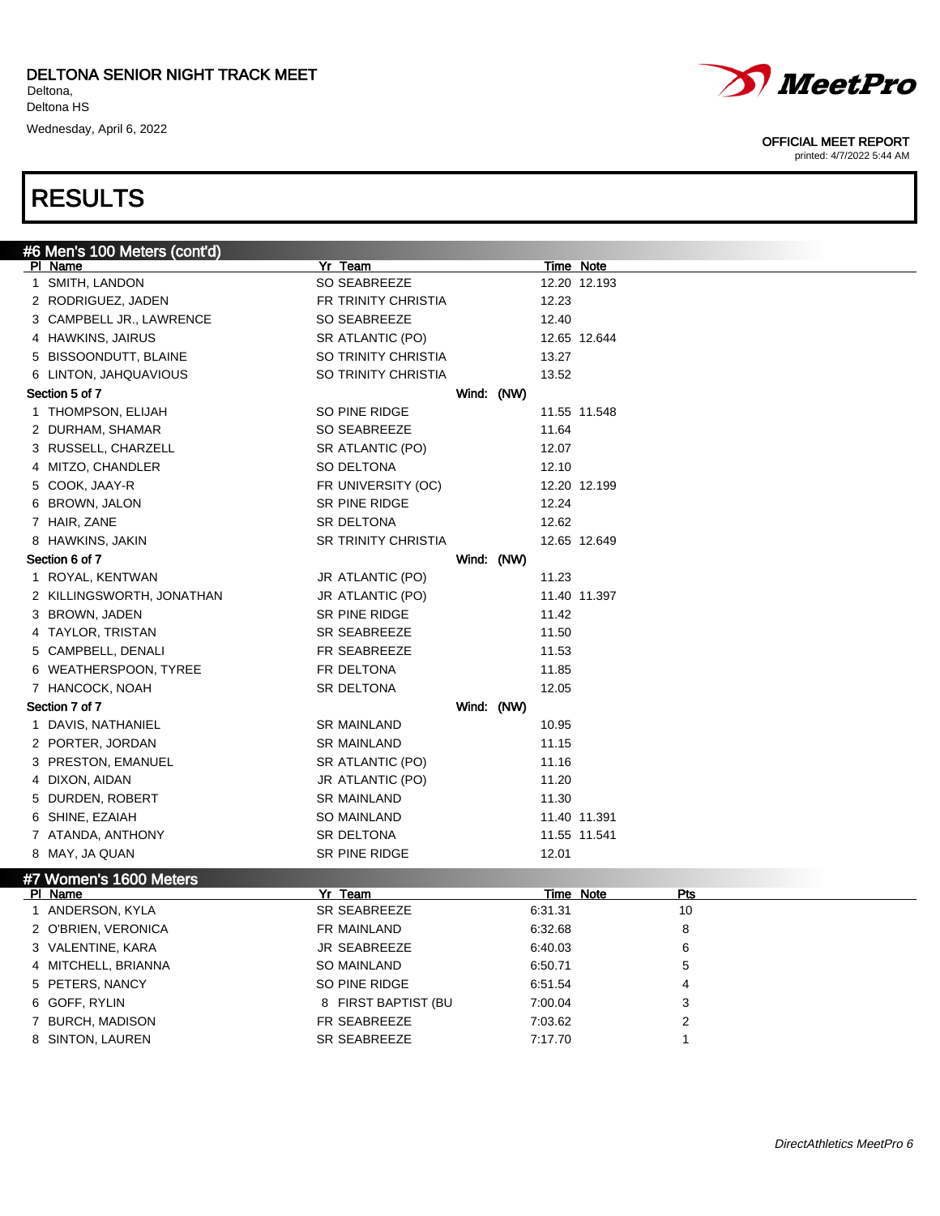DELTONA SENIOR NIGHT TRACK MEET
Deltona,
Deltona HS
Wednesday, April 6, 2022

OFFICIAL MEET REPORT
printed: 4/7/2022 5:44 AM

# RESULTS

## #6 Men's 100 Meters (cont'd)

| Pl | Name | Yr | Team | Time | Note |
|---|---|---|---|---|---|
| 1 | SMITH, LANDON | SO | SEABREEZE | 12.20 | 12.193 |
| 2 | RODRIGUEZ, JADEN | FR | TRINITY CHRISTIA | 12.23 | |
| 3 | CAMPBELL JR., LAWRENCE | SO | SEABREEZE | 12.40 | |
| 4 | HAWKINS, JAIRUS | SR | ATLANTIC (PO) | 12.65 | 12.644 |
| 5 | BISSOONDUTT, BLAINE | SO | TRINITY CHRISTIA | 13.27 | |
| 6 | LINTON, JAHQUAVIOUS | SO | TRINITY CHRISTIA | 13.52 | |
| **Section 5 of 7** | | | **Wind: (NW)** | | |
| 1 | THOMPSON, ELIJAH | SO | PINE RIDGE | 11.55 | 11.548 |
| 2 | DURHAM, SHAMAR | SO | SEABREEZE | 11.64 | |
| 3 | RUSSELL, CHARZELL | SR | ATLANTIC (PO) | 12.07 | |
| 4 | MITZO, CHANDLER | SO | DELTONA | 12.10 | |
| 5 | COOK, JAAY-R | FR | UNIVERSITY (OC) | 12.20 | 12.199 |
| 6 | BROWN, JALON | SR | PINE RIDGE | 12.24 | |
| 7 | HAIR, ZANE | SR | DELTONA | 12.62 | |
| 8 | HAWKINS, JAKIN | SR | TRINITY CHRISTIA | 12.65 | 12.649 |
| **Section 6 of 7** | | | **Wind: (NW)** | | |
| 1 | ROYAL, KENTWAN | JR | ATLANTIC (PO) | 11.23 | |
| 2 | KILLINGSWORTH, JONATHAN | JR | ATLANTIC (PO) | 11.40 | 11.397 |
| 3 | BROWN, JADEN | SR | PINE RIDGE | 11.42 | |
| 4 | TAYLOR, TRISTAN | SR | SEABREEZE | 11.50 | |
| 5 | CAMPBELL, DENALI | FR | SEABREEZE | 11.53 | |
| 6 | WEATHERSPOON, TYREE | FR | DELTONA | 11.85 | |
| 7 | HANCOCK, NOAH | SR | DELTONA | 12.05 | |
| **Section 7 of 7** | | | **Wind: (NW)** | | |
| 1 | DAVIS, NATHANIEL | SR | MAINLAND | 10.95 | |
| 2 | PORTER, JORDAN | SR | MAINLAND | 11.15 | |
| 3 | PRESTON, EMANUEL | SR | ATLANTIC (PO) | 11.16 | |
| 4 | DIXON, AIDAN | JR | ATLANTIC (PO) | 11.20 | |
| 5 | DURDEN, ROBERT | SR | MAINLAND | 11.30 | |
| 6 | SHINE, EZAIAH | SO | MAINLAND | 11.40 | 11.391 |
| 7 | ATANDA, ANTHONY | SR | DELTONA | 11.55 | 11.541 |
| 8 | MAY, JA QUAN | SR | PINE RIDGE | 12.01 | |

## #7 Women's 1600 Meters

| Pl | Name | Yr | Team | Time | Note | Pts |
|---|---|---|---|---|---|---|
| 1 | ANDERSON, KYLA | SR | SEABREEZE | 6:31.31 | | 10 |
| 2 | O'BRIEN, VERONICA | FR | MAINLAND | 6:32.68 | | 8 |
| 3 | VALENTINE, KARA | JR | SEABREEZE | 6:40.03 | | 6 |
| 4 | MITCHELL, BRIANNA | SO | MAINLAND | 6:50.71 | | 5 |
| 5 | PETERS, NANCY | SO | PINE RIDGE | 6:51.54 | | 4 |
| 6 | GOFF, RYLIN | 8 | FIRST BAPTIST (BU | 7:00.04 | | 3 |
| 7 | BURCH, MADISON | FR | SEABREEZE | 7:03.62 | | 2 |
| 8 | SINTON, LAUREN | SR | SEABREEZE | 7:17.70 | | 1 |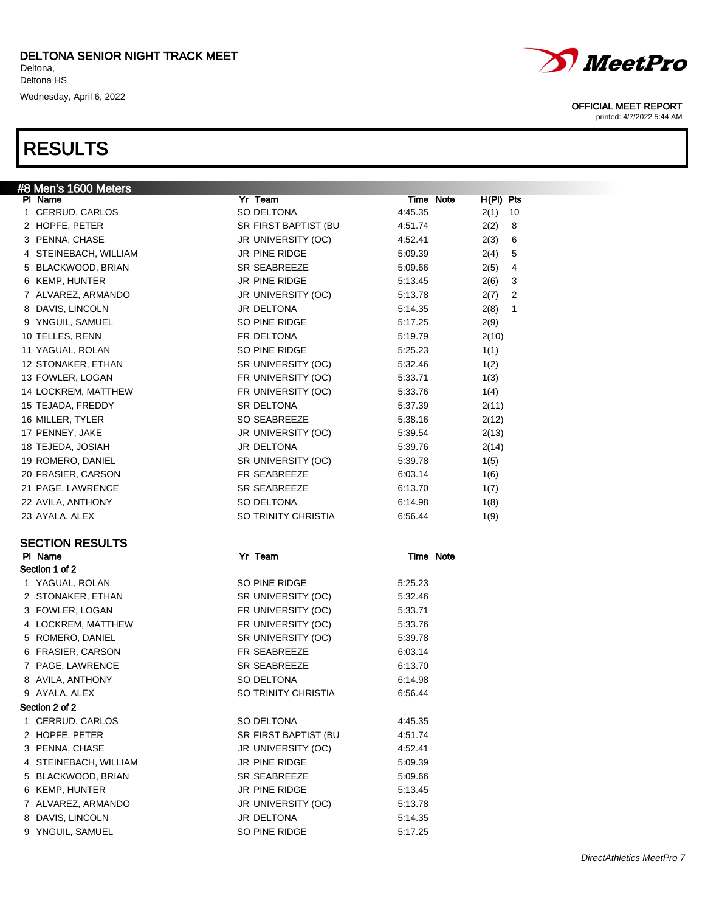DELTONA SENIOR NIGHT TRACK MEET
Deltona,
Deltona HS
Wednesday, April 6, 2022

OFFICIAL MEET REPORT
printed: 4/7/2022 5:44 AM

# RESULTS

## #8 Men's 1600 Meters

| Pl | Name | Yr | Team | Time | Note | H(Pl) | Pts |
|---|---|---|---|---|---|---|---|
| 1 | CERRUD, CARLOS | SO | DELTONA | 4:45.35 | | 2(1) | 10 |
| 2 | HOPFE, PETER | SR | FIRST BAPTIST (BU | 4:51.74 | | 2(2) | 8 |
| 3 | PENNA, CHASE | JR | UNIVERSITY (OC) | 4:52.41 | | 2(3) | 6 |
| 4 | STEINEBACH, WILLIAM | JR | PINE RIDGE | 5:09.39 | | 2(4) | 5 |
| 5 | BLACKWOOD, BRIAN | SR | SEABREEZE | 5:09.66 | | 2(5) | 4 |
| 6 | KEMP, HUNTER | JR | PINE RIDGE | 5:13.45 | | 2(6) | 3 |
| 7 | ALVAREZ, ARMANDO | JR | UNIVERSITY (OC) | 5:13.78 | | 2(7) | 2 |
| 8 | DAVIS, LINCOLN | JR | DELTONA | 5:14.35 | | 2(8) | 1 |
| 9 | YNGUIL, SAMUEL | SO | PINE RIDGE | 5:17.25 | | 2(9) | |
| 10 | TELLES, RENN | FR | DELTONA | 5:19.79 | | 2(10) | |
| 11 | YAGUAL, ROLAN | SO | PINE RIDGE | 5:25.23 | | 1(1) | |
| 12 | STONAKER, ETHAN | SR | UNIVERSITY (OC) | 5:32.46 | | 1(2) | |
| 13 | FOWLER, LOGAN | FR | UNIVERSITY (OC) | 5:33.71 | | 1(3) | |
| 14 | LOCKREM, MATTHEW | FR | UNIVERSITY (OC) | 5:33.76 | | 1(4) | |
| 15 | TEJADA, FREDDY | SR | DELTONA | 5:37.39 | | 2(11) | |
| 16 | MILLER, TYLER | SO | SEABREEZE | 5:38.16 | | 2(12) | |
| 17 | PENNEY, JAKE | JR | UNIVERSITY (OC) | 5:39.54 | | 2(13) | |
| 18 | TEJEDA, JOSIAH | JR | DELTONA | 5:39.76 | | 2(14) | |
| 19 | ROMERO, DANIEL | SR | UNIVERSITY (OC) | 5:39.78 | | 1(5) | |
| 20 | FRASIER, CARSON | FR | SEABREEZE | 6:03.14 | | 1(6) | |
| 21 | PAGE, LAWRENCE | SR | SEABREEZE | 6:13.70 | | 1(7) | |
| 22 | AVILA, ANTHONY | SO | DELTONA | 6:14.98 | | 1(8) | |
| 23 | AYALA, ALEX | SO | TRINITY CHRISTIA | 6:56.44 | | 1(9) | |

### SECTION RESULTS

| Pl | Name | Yr | Team | Time | Note |
|---|---|---|---|---|---|
| **Section 1 of 2** | | | | | |
| 1 | YAGUAL, ROLAN | SO | PINE RIDGE | 5:25.23 | |
| 2 | STONAKER, ETHAN | SR | UNIVERSITY (OC) | 5:32.46 | |
| 3 | FOWLER, LOGAN | FR | UNIVERSITY (OC) | 5:33.71 | |
| 4 | LOCKREM, MATTHEW | FR | UNIVERSITY (OC) | 5:33.76 | |
| 5 | ROMERO, DANIEL | SR | UNIVERSITY (OC) | 5:39.78 | |
| 6 | FRASIER, CARSON | FR | SEABREEZE | 6:03.14 | |
| 7 | PAGE, LAWRENCE | SR | SEABREEZE | 6:13.70 | |
| 8 | AVILA, ANTHONY | SO | DELTONA | 6:14.98 | |
| 9 | AYALA, ALEX | SO | TRINITY CHRISTIA | 6:56.44 | |
| **Section 2 of 2** | | | | | |
| 1 | CERRUD, CARLOS | SO | DELTONA | 4:45.35 | |
| 2 | HOPFE, PETER | SR | FIRST BAPTIST (BU | 4:51.74 | |
| 3 | PENNA, CHASE | JR | UNIVERSITY (OC) | 4:52.41 | |
| 4 | STEINEBACH, WILLIAM | JR | PINE RIDGE | 5:09.39 | |
| 5 | BLACKWOOD, BRIAN | SR | SEABREEZE | 5:09.66 | |
| 6 | KEMP, HUNTER | JR | PINE RIDGE | 5:13.45 | |
| 7 | ALVAREZ, ARMANDO | JR | UNIVERSITY (OC) | 5:13.78 | |
| 8 | DAVIS, LINCOLN | JR | DELTONA | 5:14.35 | |
| 9 | YNGUIL, SAMUEL | SO | PINE RIDGE | 5:17.25 | |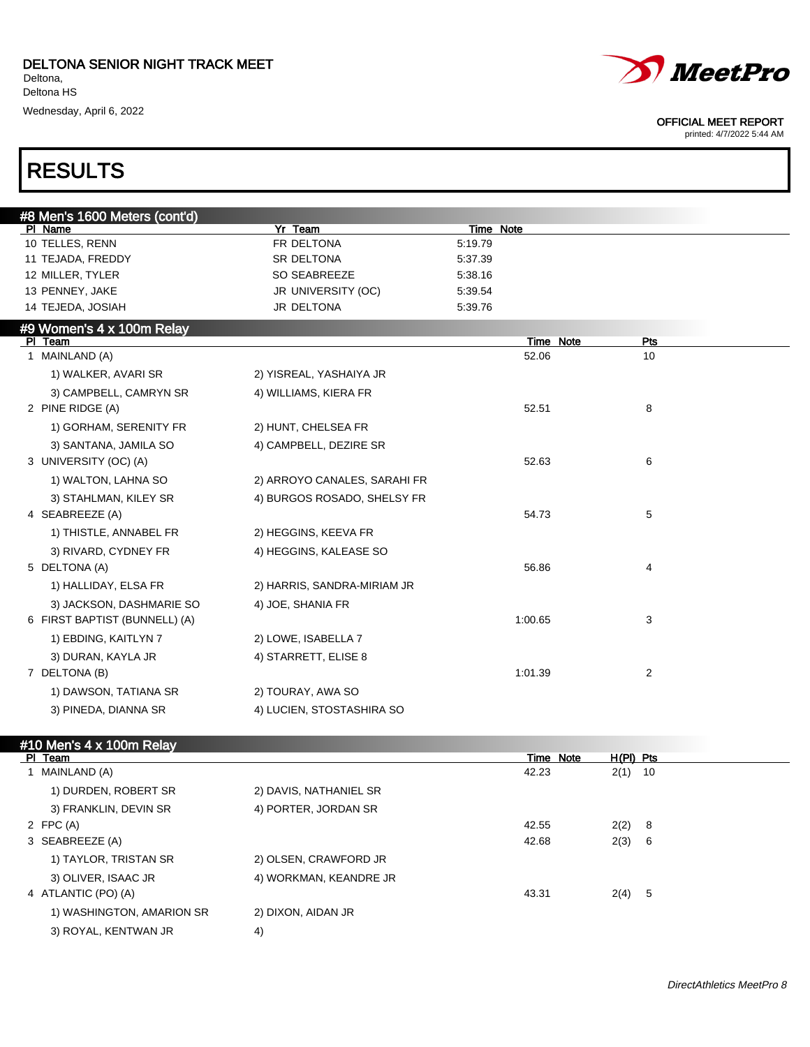# DELTONA SENIOR NIGHT TRACK MEET

Deltona,
Deltona HS

Wednesday, April 6, 2022

OFFICIAL MEET REPORT
printed: 4/7/2022 5:44 AM

## RESULTS

### #8 Men's 1600 Meters (cont'd)

| Pl | Name | Yr | Team | Time | Note |
|---|---|---|---|---|---|
| 10 | TELLES, RENN | FR | DELTONA | 5:19.79 | |
| 11 | TEJADA, FREDDY | SR | DELTONA | 5:37.39 | |
| 12 | MILLER, TYLER | SO | SEABREEZE | 5:38.16 | |
| 13 | PENNEY, JAKE | JR | UNIVERSITY (OC) | 5:39.54 | |
| 14 | TEJEDA, JOSIAH | JR | DELTONA | 5:39.76 | |

### #9 Women's 4 x 100m Relay

| Pl | Team | | Time | Note | Pts |
|---|---|---|---|---|---|
| 1 | MAINLAND (A) | | 52.06 | | 10 |
| | 1) WALKER, AVARI SR | 2) YISREAL, YASHAIYA JR | | | |
| | 3) CAMPBELL, CAMRYN SR | 4) WILLIAMS, KIERA FR | | | |
| 2 | PINE RIDGE (A) | | 52.51 | | 8 |
| | 1) GORHAM, SERENITY FR | 2) HUNT, CHELSEA FR | | | |
| | 3) SANTANA, JAMILA SO | 4) CAMPBELL, DEZIRE SR | | | |
| 3 | UNIVERSITY (OC) (A) | | 52.63 | | 6 |
| | 1) WALTON, LAHNA SO | 2) ARROYO CANALES, SARAHI FR | | | |
| | 3) STAHLMAN, KILEY SR | 4) BURGOS ROSADO, SHELSY FR | | | |
| 4 | SEABREEZE (A) | | 54.73 | | 5 |
| | 1) THISTLE, ANNABEL FR | 2) HEGGINS, KEEVA FR | | | |
| | 3) RIVARD, CYDNEY FR | 4) HEGGINS, KALEASE SO | | | |
| 5 | DELTONA (A) | | 56.86 | | 4 |
| | 1) HALLIDAY, ELSA FR | 2) HARRIS, SANDRA-MIRIAM JR | | | |
| | 3) JACKSON, DASHMARIE SO | 4) JOE, SHANIA FR | | | |
| 6 | FIRST BAPTIST (BUNNELL) (A) | | 1:00.65 | | 3 |
| | 1) EBDING, KAITLYN 7 | 2) LOWE, ISABELLA 7 | | | |
| | 3) DURAN, KAYLA JR | 4) STARRETT, ELISE 8 | | | |
| 7 | DELTONA (B) | | 1:01.39 | | 2 |
| | 1) DAWSON, TATIANA SR | 2) TOURAY, AWA SO | | | |
| | 3) PINEDA, DIANNA SR | 4) LUCIEN, STOSTASHIRA SO | | | |

### #10 Men's 4 x 100m Relay

| Pl | Team | | Time | Note | H(Pl) | Pts |
|---|---|---|---|---|---|---|
| 1 | MAINLAND (A) | | 42.23 | | 2(1) | 10 |
| | 1) DURDEN, ROBERT SR | 2) DAVIS, NATHANIEL SR | | | | |
| | 3) FRANKLIN, DEVIN SR | 4) PORTER, JORDAN SR | | | | |
| 2 | FPC (A) | | 42.55 | | 2(2) | 8 |
| 3 | SEABREEZE (A) | | 42.68 | | 2(3) | 6 |
| | 1) TAYLOR, TRISTAN SR | 2) OLSEN, CRAWFORD JR | | | | |
| | 3) OLIVER, ISAAC JR | 4) WORKMAN, KEANDRE JR | | | | |
| 4 | ATLANTIC (PO) (A) | | 43.31 | | 2(4) | 5 |
| | 1) WASHINGTON, AMARION SR | 2) DIXON, AIDAN JR | | | | |
| | 3) ROYAL, KENTWAN JR | 4) | | | | |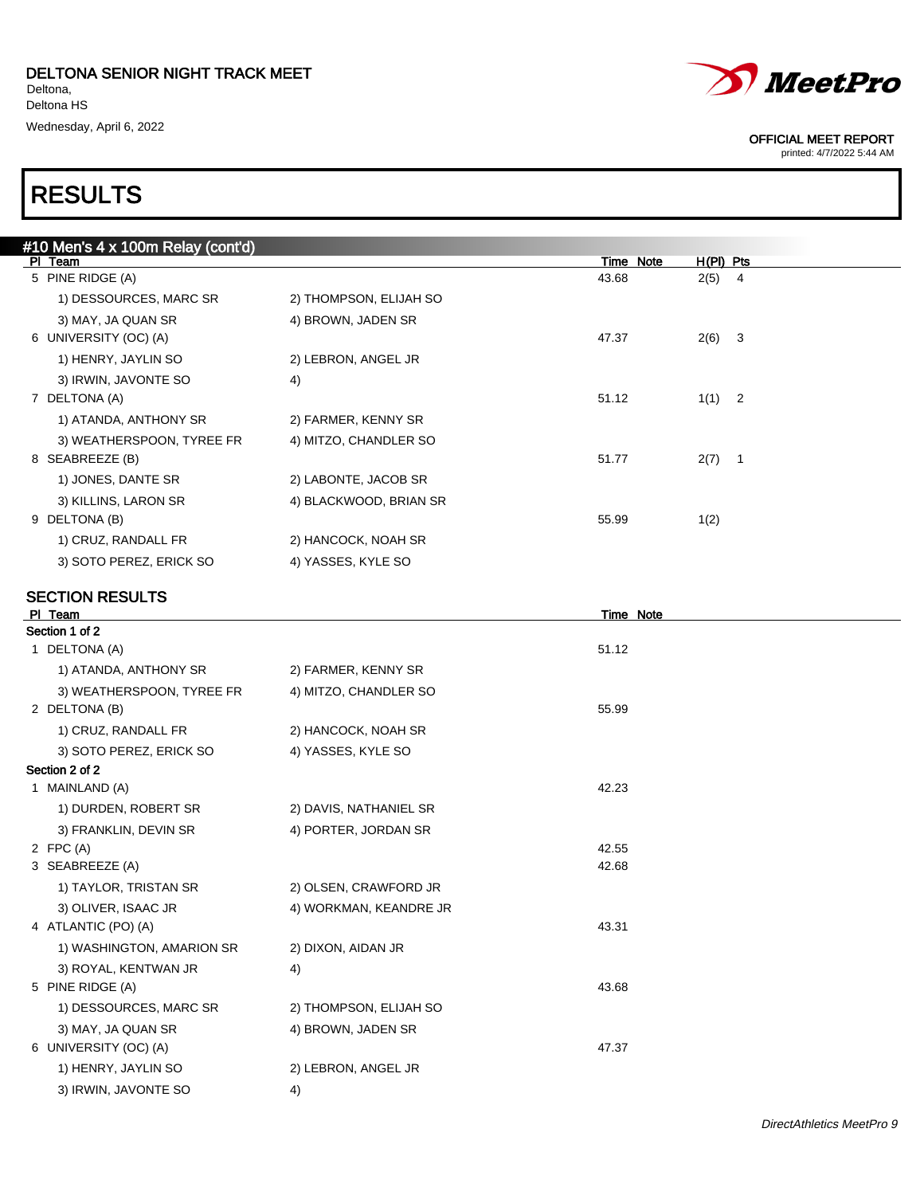DELTONA SENIOR NIGHT TRACK MEET
Deltona,
Deltona HS
Wednesday, April 6, 2022

OFFICIAL MEET REPORT
printed: 4/7/2022 5:44 AM

# RESULTS

## #10 Men's 4 x 100m Relay (cont'd)

| Pl | Team | | Time | Note | H(Pl) | Pts |
|---|---|---|---|---|---|---|
| 5 | PINE RIDGE (A) | | 43.68 | | 2(5) | 4 |
| | 1) DESSOURCES, MARC SR | 2) THOMPSON, ELIJAH SO | | | | |
| | 3) MAY, JA QUAN SR | 4) BROWN, JADEN SR | | | | |
| 6 | UNIVERSITY (OC) (A) | | 47.37 | | 2(6) | 3 |
| | 1) HENRY, JAYLIN SO | 2) LEBRON, ANGEL JR | | | | |
| | 3) IRWIN, JAVONTE SO | 4) | | | | |
| 7 | DELTONA (A) | | 51.12 | | 1(1) | 2 |
| | 1) ATANDA, ANTHONY SR | 2) FARMER, KENNY SR | | | | |
| | 3) WEATHERSPOON, TYREE FR | 4) MITZO, CHANDLER SO | | | | |
| 8 | SEABREEZE (B) | | 51.77 | | 2(7) | 1 |
| | 1) JONES, DANTE SR | 2) LABONTE, JACOB SR | | | | |
| | 3) KILLINS, LARON SR | 4) BLACKWOOD, BRIAN SR | | | | |
| 9 | DELTONA (B) | | 55.99 | | 1(2) | |
| | 1) CRUZ, RANDALL FR | 2) HANCOCK, NOAH SR | | | | |
| | 3) SOTO PEREZ, ERICK SO | 4) YASSES, KYLE SO | | | | |

### SECTION RESULTS

| Pl | Team | | Time | Note |
|---|---|---|---|---|
| **Section 1 of 2** | | | | |
| 1 | DELTONA (A) | | 51.12 | |
| | 1) ATANDA, ANTHONY SR | 2) FARMER, KENNY SR | | |
| | 3) WEATHERSPOON, TYREE FR | 4) MITZO, CHANDLER SO | | |
| 2 | DELTONA (B) | | 55.99 | |
| | 1) CRUZ, RANDALL FR | 2) HANCOCK, NOAH SR | | |
| | 3) SOTO PEREZ, ERICK SO | 4) YASSES, KYLE SO | | |
| **Section 2 of 2** | | | | |
| 1 | MAINLAND (A) | | 42.23 | |
| | 1) DURDEN, ROBERT SR | 2) DAVIS, NATHANIEL SR | | |
| | 3) FRANKLIN, DEVIN SR | 4) PORTER, JORDAN SR | | |
| 2 | FPC (A) | | 42.55 | |
| 3 | SEABREEZE (A) | | 42.68 | |
| | 1) TAYLOR, TRISTAN SR | 2) OLSEN, CRAWFORD JR | | |
| | 3) OLIVER, ISAAC JR | 4) WORKMAN, KEANDRE JR | | |
| 4 | ATLANTIC (PO) (A) | | 43.31 | |
| | 1) WASHINGTON, AMARION SR | 2) DIXON, AIDAN JR | | |
| | 3) ROYAL, KENTWAN JR | 4) | | |
| 5 | PINE RIDGE (A) | | 43.68 | |
| | 1) DESSOURCES, MARC SR | 2) THOMPSON, ELIJAH SO | | |
| | 3) MAY, JA QUAN SR | 4) BROWN, JADEN SR | | |
| 6 | UNIVERSITY (OC) (A) | | 47.37 | |
| | 1) HENRY, JAYLIN SO | 2) LEBRON, ANGEL JR | | |
| | 3) IRWIN, JAVONTE SO | 4) | | |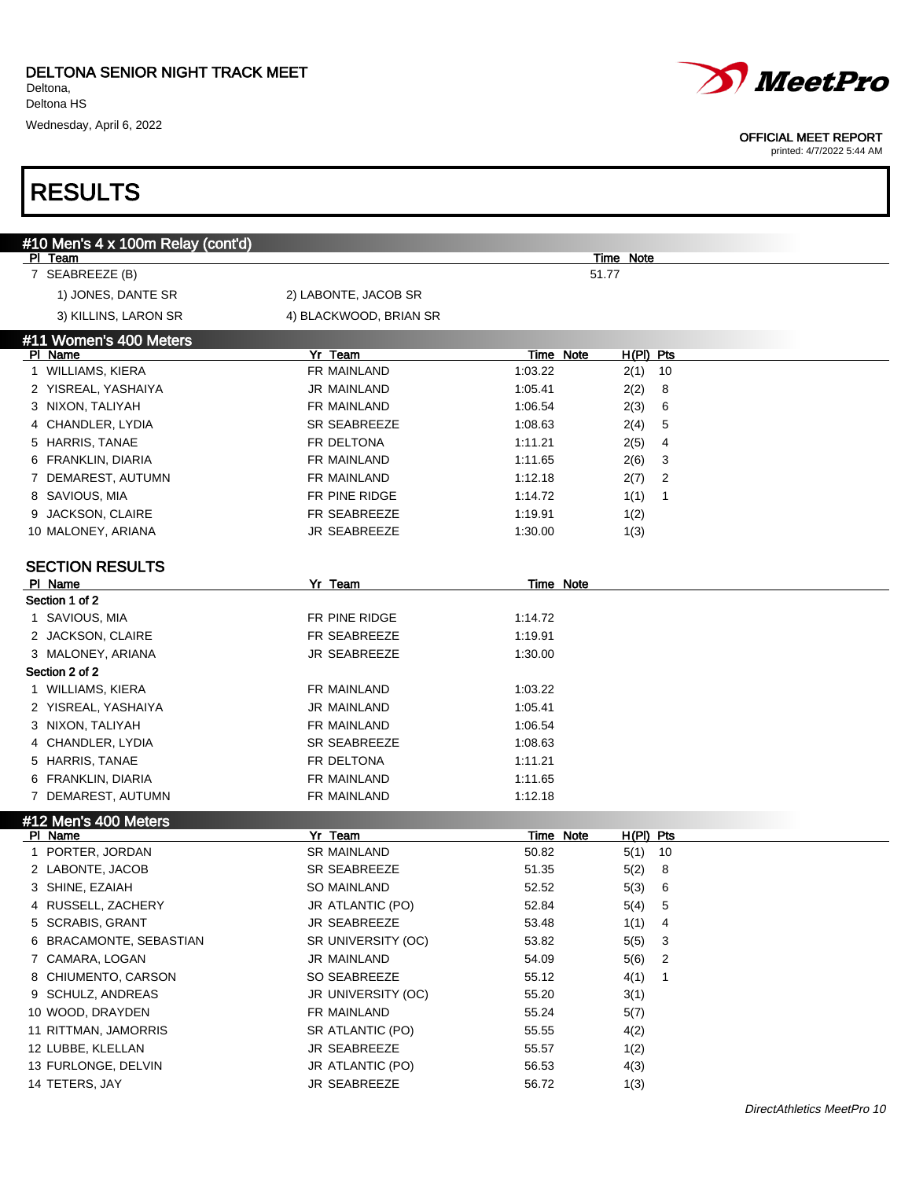# RESULTS

## #10 Men's 4 x 100m Relay (cont'd)

| Pl | Team | Time | Note |
|---|---|---|---|
| 7 | SEABREEZE (B) | 51.77 | |

1) JONES, DANTE SR
2) LABONTE, JACOB SR
3) KILLINS, LARON SR
4) BLACKWOOD, BRIAN SR

## #11 Women's 400 Meters

| Pl | Name | Yr | Team | Time | Note | H(Pl) | Pts |
|---|---|---|---|---|---|---|---|
| 1 | WILLIAMS, KIERA | FR | MAINLAND | 1:03.22 | | 2(1) | 10 |
| 2 | YISREAL, YASHAIYA | JR | MAINLAND | 1:05.41 | | 2(2) | 8 |
| 3 | NIXON, TALIYAH | FR | MAINLAND | 1:06.54 | | 2(3) | 6 |
| 4 | CHANDLER, LYDIA | SR | SEABREEZE | 1:08.63 | | 2(4) | 5 |
| 5 | HARRIS, TANAE | FR | DELTONA | 1:11.21 | | 2(5) | 4 |
| 6 | FRANKLIN, DIARIA | FR | MAINLAND | 1:11.65 | | 2(6) | 3 |
| 7 | DEMAREST, AUTUMN | FR | MAINLAND | 1:12.18 | | 2(7) | 2 |
| 8 | SAVIOUS, MIA | FR | PINE RIDGE | 1:14.72 | | 1(1) | 1 |
| 9 | JACKSON, CLAIRE | FR | SEABREEZE | 1:19.91 | | 1(2) | |
| 10 | MALONEY, ARIANA | JR | SEABREEZE | 1:30.00 | | 1(3) | |

### SECTION RESULTS

| Pl | Name | Yr | Team | Time | Note |
|---|---|---|---|---|---|
| **Section 1 of 2** | | | | | |
| 1 | SAVIOUS, MIA | FR | PINE RIDGE | 1:14.72 | |
| 2 | JACKSON, CLAIRE | FR | SEABREEZE | 1:19.91 | |
| 3 | MALONEY, ARIANA | JR | SEABREEZE | 1:30.00 | |
| **Section 2 of 2** | | | | | |
| 1 | WILLIAMS, KIERA | FR | MAINLAND | 1:03.22 | |
| 2 | YISREAL, YASHAIYA | JR | MAINLAND | 1:05.41 | |
| 3 | NIXON, TALIYAH | FR | MAINLAND | 1:06.54 | |
| 4 | CHANDLER, LYDIA | SR | SEABREEZE | 1:08.63 | |
| 5 | HARRIS, TANAE | FR | DELTONA | 1:11.21 | |
| 6 | FRANKLIN, DIARIA | FR | MAINLAND | 1:11.65 | |
| 7 | DEMAREST, AUTUMN | FR | MAINLAND | 1:12.18 | |

## #12 Men's 400 Meters

| Pl | Name | Yr | Team | Time | Note | H(Pl) | Pts |
|---|---|---|---|---|---|---|---|
| 1 | PORTER, JORDAN | SR | MAINLAND | 50.82 | | 5(1) | 10 |
| 2 | LABONTE, JACOB | SR | SEABREEZE | 51.35 | | 5(2) | 8 |
| 3 | SHINE, EZAIAH | SO | MAINLAND | 52.52 | | 5(3) | 6 |
| 4 | RUSSELL, ZACHERY | JR | ATLANTIC (PO) | 52.84 | | 5(4) | 5 |
| 5 | SCRABIS, GRANT | JR | SEABREEZE | 53.48 | | 1(1) | 4 |
| 6 | BRACAMONTE, SEBASTIAN | SR | UNIVERSITY (OC) | 53.82 | | 5(5) | 3 |
| 7 | CAMARA, LOGAN | JR | MAINLAND | 54.09 | | 5(6) | 2 |
| 8 | CHIUMENTO, CARSON | SO | SEABREEZE | 55.12 | | 4(1) | 1 |
| 9 | SCHULZ, ANDREAS | JR | UNIVERSITY (OC) | 55.20 | | 3(1) | |
| 10 | WOOD, DRAYDEN | FR | MAINLAND | 55.24 | | 5(7) | |
| 11 | RITTMAN, JAMORRIS | SR | ATLANTIC (PO) | 55.55 | | 4(2) | |
| 12 | LUBBE, KLELLAN | JR | SEABREEZE | 55.57 | | 1(2) | |
| 13 | FURLONGE, DELVIN | JR | ATLANTIC (PO) | 56.53 | | 4(3) | |
| 14 | TETERS, JAY | JR | SEABREEZE | 56.72 | | 1(3) | |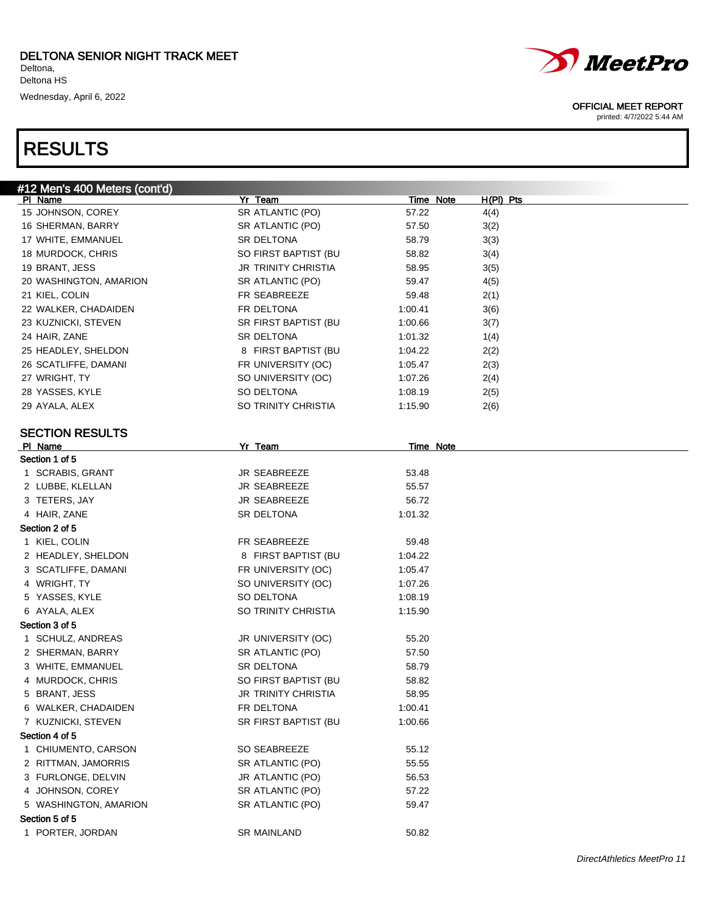# RESULTS

## #12 Men's 400 Meters (cont'd)

| Pl | Name | Yr | Team | Time | Note | H(Pl) | Pts |
|---|---|---|---|---|---|---|---|
| 15 | JOHNSON, COREY | SR | ATLANTIC (PO) | 57.22 | | 4(4) | |
| 16 | SHERMAN, BARRY | SR | ATLANTIC (PO) | 57.50 | | 3(2) | |
| 17 | WHITE, EMMANUEL | SR | DELTONA | 58.79 | | 3(3) | |
| 18 | MURDOCK, CHRIS | SO | FIRST BAPTIST (BU | 58.82 | | 3(4) | |
| 19 | BRANT, JESS | JR | TRINITY CHRISTIA | 58.95 | | 3(5) | |
| 20 | WASHINGTON, AMARION | SR | ATLANTIC (PO) | 59.47 | | 4(5) | |
| 21 | KIEL, COLIN | FR | SEABREEZE | 59.48 | | 2(1) | |
| 22 | WALKER, CHADAIDEN | FR | DELTONA | 1:00.41 | | 3(6) | |
| 23 | KUZNICKI, STEVEN | SR | FIRST BAPTIST (BU | 1:00.66 | | 3(7) | |
| 24 | HAIR, ZANE | SR | DELTONA | 1:01.32 | | 1(4) | |
| 25 | HEADLEY, SHELDON | 8 | FIRST BAPTIST (BU | 1:04.22 | | 2(2) | |
| 26 | SCATLIFFE, DAMANI | FR | UNIVERSITY (OC) | 1:05.47 | | 2(3) | |
| 27 | WRIGHT, TY | SO | UNIVERSITY (OC) | 1:07.26 | | 2(4) | |
| 28 | YASSES, KYLE | SO | DELTONA | 1:08.19 | | 2(5) | |
| 29 | AYALA, ALEX | SO | TRINITY CHRISTIA | 1:15.90 | | 2(6) | |

### SECTION RESULTS

| Pl | Name | Yr | Team | Time | Note |
|---|---|---|---|---|---|
| **Section 1 of 5** | | | | | |
| 1 | SCRABIS, GRANT | JR | SEABREEZE | 53.48 | |
| 2 | LUBBE, KLELLAN | JR | SEABREEZE | 55.57 | |
| 3 | TETERS, JAY | JR | SEABREEZE | 56.72 | |
| 4 | HAIR, ZANE | SR | DELTONA | 1:01.32 | |
| **Section 2 of 5** | | | | | |
| 1 | KIEL, COLIN | FR | SEABREEZE | 59.48 | |
| 2 | HEADLEY, SHELDON | 8 | FIRST BAPTIST (BU | 1:04.22 | |
| 3 | SCATLIFFE, DAMANI | FR | UNIVERSITY (OC) | 1:05.47 | |
| 4 | WRIGHT, TY | SO | UNIVERSITY (OC) | 1:07.26 | |
| 5 | YASSES, KYLE | SO | DELTONA | 1:08.19 | |
| 6 | AYALA, ALEX | SO | TRINITY CHRISTIA | 1:15.90 | |
| **Section 3 of 5** | | | | | |
| 1 | SCHULZ, ANDREAS | JR | UNIVERSITY (OC) | 55.20 | |
| 2 | SHERMAN, BARRY | SR | ATLANTIC (PO) | 57.50 | |
| 3 | WHITE, EMMANUEL | SR | DELTONA | 58.79 | |
| 4 | MURDOCK, CHRIS | SO | FIRST BAPTIST (BU | 58.82 | |
| 5 | BRANT, JESS | JR | TRINITY CHRISTIA | 58.95 | |
| 6 | WALKER, CHADAIDEN | FR | DELTONA | 1:00.41 | |
| 7 | KUZNICKI, STEVEN | SR | FIRST BAPTIST (BU | 1:00.66 | |
| **Section 4 of 5** | | | | | |
| 1 | CHIUMENTO, CARSON | SO | SEABREEZE | 55.12 | |
| 2 | RITTMAN, JAMORRIS | SR | ATLANTIC (PO) | 55.55 | |
| 3 | FURLONGE, DELVIN | JR | ATLANTIC (PO) | 56.53 | |
| 4 | JOHNSON, COREY | SR | ATLANTIC (PO) | 57.22 | |
| 5 | WASHINGTON, AMARION | SR | ATLANTIC (PO) | 59.47 | |
| **Section 5 of 5** | | | | | |
| 1 | PORTER, JORDAN | SR | MAINLAND | 50.82 | |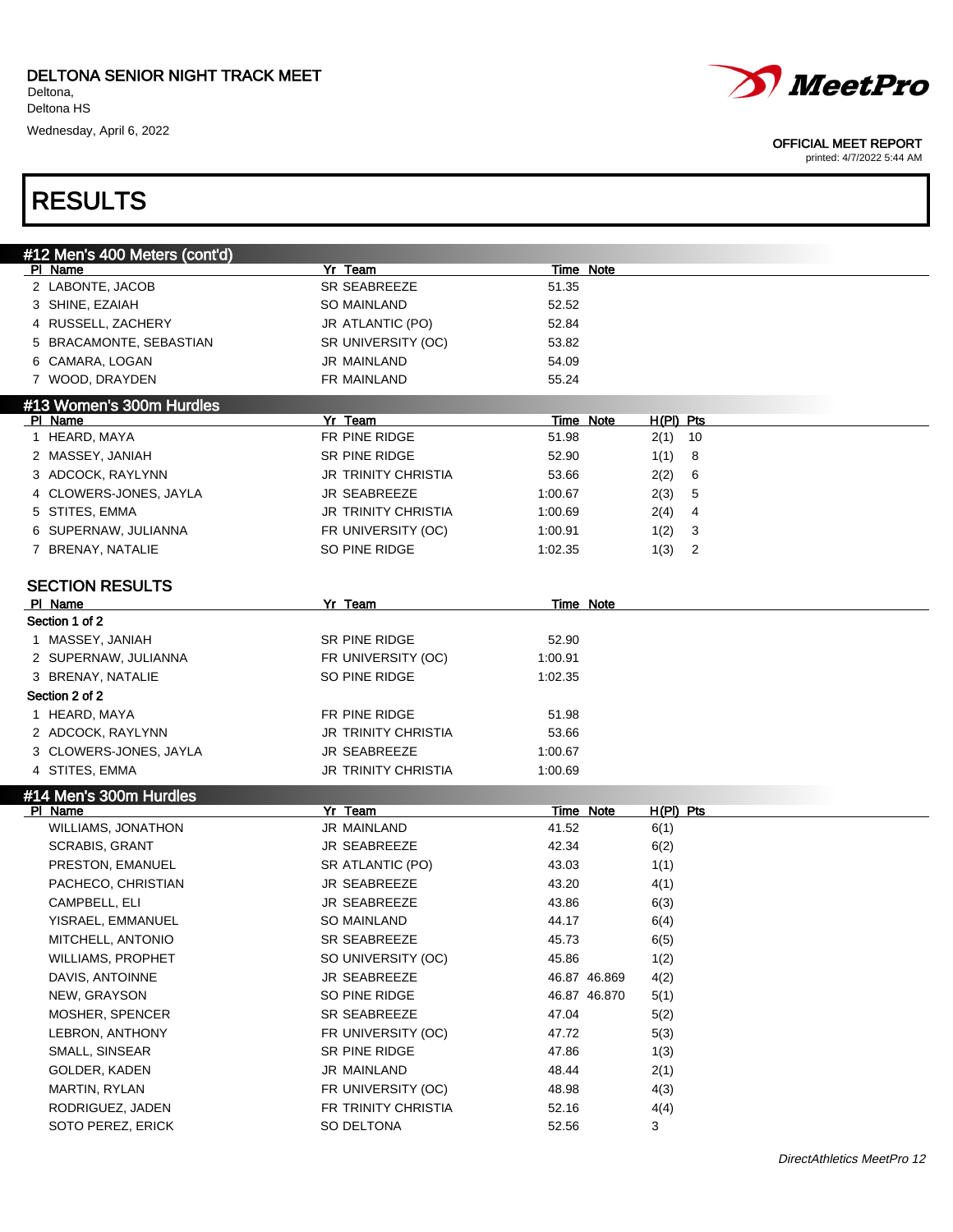DELTONA SENIOR NIGHT TRACK MEET
Deltona,
Deltona HS
Wednesday, April 6, 2022

OFFICIAL MEET REPORT
printed: 4/7/2022 5:44 AM

# RESULTS

## #12 Men's 400 Meters (cont'd)

| Pl | Name | Yr | Team | Time | Note |
|---|---|---|---|---|---|
| 2 | LABONTE, JACOB | SR | SEABREEZE | 51.35 | |
| 3 | SHINE, EZAIAH | SO | MAINLAND | 52.52 | |
| 4 | RUSSELL, ZACHERY | JR | ATLANTIC (PO) | 52.84 | |
| 5 | BRACAMONTE, SEBASTIAN | SR | UNIVERSITY (OC) | 53.82 | |
| 6 | CAMARA, LOGAN | JR | MAINLAND | 54.09 | |
| 7 | WOOD, DRAYDEN | FR | MAINLAND | 55.24 | |

## #13 Women's 300m Hurdles

| Pl | Name | Yr | Team | Time | Note | H(Pl) | Pts |
|---|---|---|---|---|---|---|---|
| 1 | HEARD, MAYA | FR | PINE RIDGE | 51.98 | | 2(1) | 10 |
| 2 | MASSEY, JANIAH | SR | PINE RIDGE | 52.90 | | 1(1) | 8 |
| 3 | ADCOCK, RAYLYNN | JR | TRINITY CHRISTIA | 53.66 | | 2(2) | 6 |
| 4 | CLOWERS-JONES, JAYLA | JR | SEABREEZE | 1:00.67 | | 2(3) | 5 |
| 5 | STITES, EMMA | JR | TRINITY CHRISTIA | 1:00.69 | | 2(4) | 4 |
| 6 | SUPERNAW, JULIANNA | FR | UNIVERSITY (OC) | 1:00.91 | | 1(2) | 3 |
| 7 | BRENAY, NATALIE | SO | PINE RIDGE | 1:02.35 | | 1(3) | 2 |

### SECTION RESULTS

| Pl | Name | Yr | Team | Time | Note |
|---|---|---|---|---|---|
| **Section 1 of 2** | | | | | |
| 1 | MASSEY, JANIAH | SR | PINE RIDGE | 52.90 | |
| 2 | SUPERNAW, JULIANNA | FR | UNIVERSITY (OC) | 1:00.91 | |
| 3 | BRENAY, NATALIE | SO | PINE RIDGE | 1:02.35 | |
| **Section 2 of 2** | | | | | |
| 1 | HEARD, MAYA | FR | PINE RIDGE | 51.98 | |
| 2 | ADCOCK, RAYLYNN | JR | TRINITY CHRISTIA | 53.66 | |
| 3 | CLOWERS-JONES, JAYLA | JR | SEABREEZE | 1:00.67 | |
| 4 | STITES, EMMA | JR | TRINITY CHRISTIA | 1:00.69 | |

## #14 Men's 300m Hurdles

| Pl | Name | Yr | Team | Time | Note | H(Pl) | Pts |
|---|---|---|---|---|---|---|---|
| | WILLIAMS, JONATHON | JR | MAINLAND | 41.52 | | 6(1) | |
| | SCRABIS, GRANT | JR | SEABREEZE | 42.34 | | 6(2) | |
| | PRESTON, EMANUEL | SR | ATLANTIC (PO) | 43.03 | | 1(1) | |
| | PACHECO, CHRISTIAN | JR | SEABREEZE | 43.20 | | 4(1) | |
| | CAMPBELL, ELI | JR | SEABREEZE | 43.86 | | 6(3) | |
| | YISRAEL, EMMANUEL | SO | MAINLAND | 44.17 | | 6(4) | |
| | MITCHELL, ANTONIO | SR | SEABREEZE | 45.73 | | 6(5) | |
| | WILLIAMS, PROPHET | SO | UNIVERSITY (OC) | 45.86 | | 1(2) | |
| | DAVIS, ANTOINNE | JR | SEABREEZE | 46.87 | 46.869 | 4(2) | |
| | NEW, GRAYSON | SO | PINE RIDGE | 46.87 | 46.870 | 5(1) | |
| | MOSHER, SPENCER | SR | SEABREEZE | 47.04 | | 5(2) | |
| | LEBRON, ANTHONY | FR | UNIVERSITY (OC) | 47.72 | | 5(3) | |
| | SMALL, SINSEAR | SR | PINE RIDGE | 47.86 | | 1(3) | |
| | GOLDER, KADEN | JR | MAINLAND | 48.44 | | 2(1) | |
| | MARTIN, RYLAN | FR | UNIVERSITY (OC) | 48.98 | | 4(3) | |
| | RODRIGUEZ, JADEN | FR | TRINITY CHRISTIA | 52.16 | | 4(4) | |
| | SOTO PEREZ, ERICK | SO | DELTONA | 52.56 | | 3 | |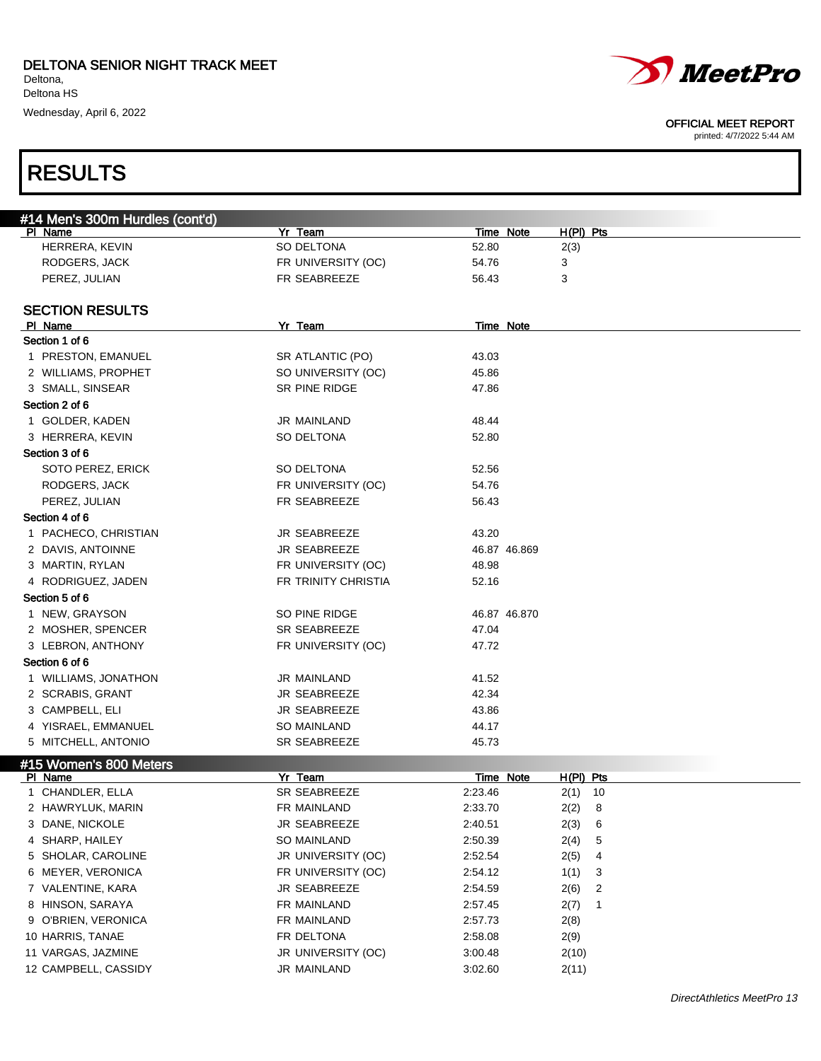DELTONA SENIOR NIGHT TRACK MEET
Deltona,
Deltona HS
Wednesday, April 6, 2022

OFFICIAL MEET REPORT
printed: 4/7/2022 5:44 AM

# RESULTS

## #14 Men's 300m Hurdles (cont'd)

| Pl | Name | Yr | Team | Time | Note | H(Pl) | Pts |
|---|---|---|---|---|---|---|---|
| | HERRERA, KEVIN | SO | DELTONA | 52.80 | | 2(3) | |
| | RODGERS, JACK | FR | UNIVERSITY (OC) | 54.76 | | 3 | |
| | PEREZ, JULIAN | FR | SEABREEZE | 56.43 | | 3 | |

### SECTION RESULTS

| Pl | Name | Yr | Team | Time | Note |
|---|---|---|---|---|---|
| **Section 1 of 6** | | | | | |
| 1 | PRESTON, EMANUEL | SR | ATLANTIC (PO) | 43.03 | |
| 2 | WILLIAMS, PROPHET | SO | UNIVERSITY (OC) | 45.86 | |
| 3 | SMALL, SINSEAR | SR | PINE RIDGE | 47.86 | |
| **Section 2 of 6** | | | | | |
| 1 | GOLDER, KADEN | JR | MAINLAND | 48.44 | |
| 3 | HERRERA, KEVIN | SO | DELTONA | 52.80 | |
| **Section 3 of 6** | | | | | |
| | SOTO PEREZ, ERICK | SO | DELTONA | 52.56 | |
| | RODGERS, JACK | FR | UNIVERSITY (OC) | 54.76 | |
| | PEREZ, JULIAN | FR | SEABREEZE | 56.43 | |
| **Section 4 of 6** | | | | | |
| 1 | PACHECO, CHRISTIAN | JR | SEABREEZE | 43.20 | |
| 2 | DAVIS, ANTOINNE | JR | SEABREEZE | 46.87 | 46.869 |
| 3 | MARTIN, RYLAN | FR | UNIVERSITY (OC) | 48.98 | |
| 4 | RODRIGUEZ, JADEN | FR | TRINITY CHRISTIA | 52.16 | |
| **Section 5 of 6** | | | | | |
| 1 | NEW, GRAYSON | SO | PINE RIDGE | 46.87 | 46.870 |
| 2 | MOSHER, SPENCER | SR | SEABREEZE | 47.04 | |
| 3 | LEBRON, ANTHONY | FR | UNIVERSITY (OC) | 47.72 | |
| **Section 6 of 6** | | | | | |
| 1 | WILLIAMS, JONATHON | JR | MAINLAND | 41.52 | |
| 2 | SCRABIS, GRANT | JR | SEABREEZE | 42.34 | |
| 3 | CAMPBELL, ELI | JR | SEABREEZE | 43.86 | |
| 4 | YISRAEL, EMMANUEL | SO | MAINLAND | 44.17 | |
| 5 | MITCHELL, ANTONIO | SR | SEABREEZE | 45.73 | |

## #15 Women's 800 Meters

| Pl | Name | Yr | Team | Time | Note | H(Pl) | Pts |
|---|---|---|---|---|---|---|---|
| 1 | CHANDLER, ELLA | SR | SEABREEZE | 2:23.46 | | 2(1) | 10 |
| 2 | HAWRYLUK, MARIN | FR | MAINLAND | 2:33.70 | | 2(2) | 8 |
| 3 | DANE, NICKOLE | JR | SEABREEZE | 2:40.51 | | 2(3) | 6 |
| 4 | SHARP, HAILEY | SO | MAINLAND | 2:50.39 | | 2(4) | 5 |
| 5 | SHOLAR, CAROLINE | JR | UNIVERSITY (OC) | 2:52.54 | | 2(5) | 4 |
| 6 | MEYER, VERONICA | FR | UNIVERSITY (OC) | 2:54.12 | | 1(1) | 3 |
| 7 | VALENTINE, KARA | JR | SEABREEZE | 2:54.59 | | 2(6) | 2 |
| 8 | HINSON, SARAYA | FR | MAINLAND | 2:57.45 | | 2(7) | 1 |
| 9 | O'BRIEN, VERONICA | FR | MAINLAND | 2:57.73 | | 2(8) | |
| 10 | HARRIS, TANAE | FR | DELTONA | 2:58.08 | | 2(9) | |
| 11 | VARGAS, JAZMINE | JR | UNIVERSITY (OC) | 3:00.48 | | 2(10) | |
| 12 | CAMPBELL, CASSIDY | JR | MAINLAND | 3:02.60 | | 2(11) | |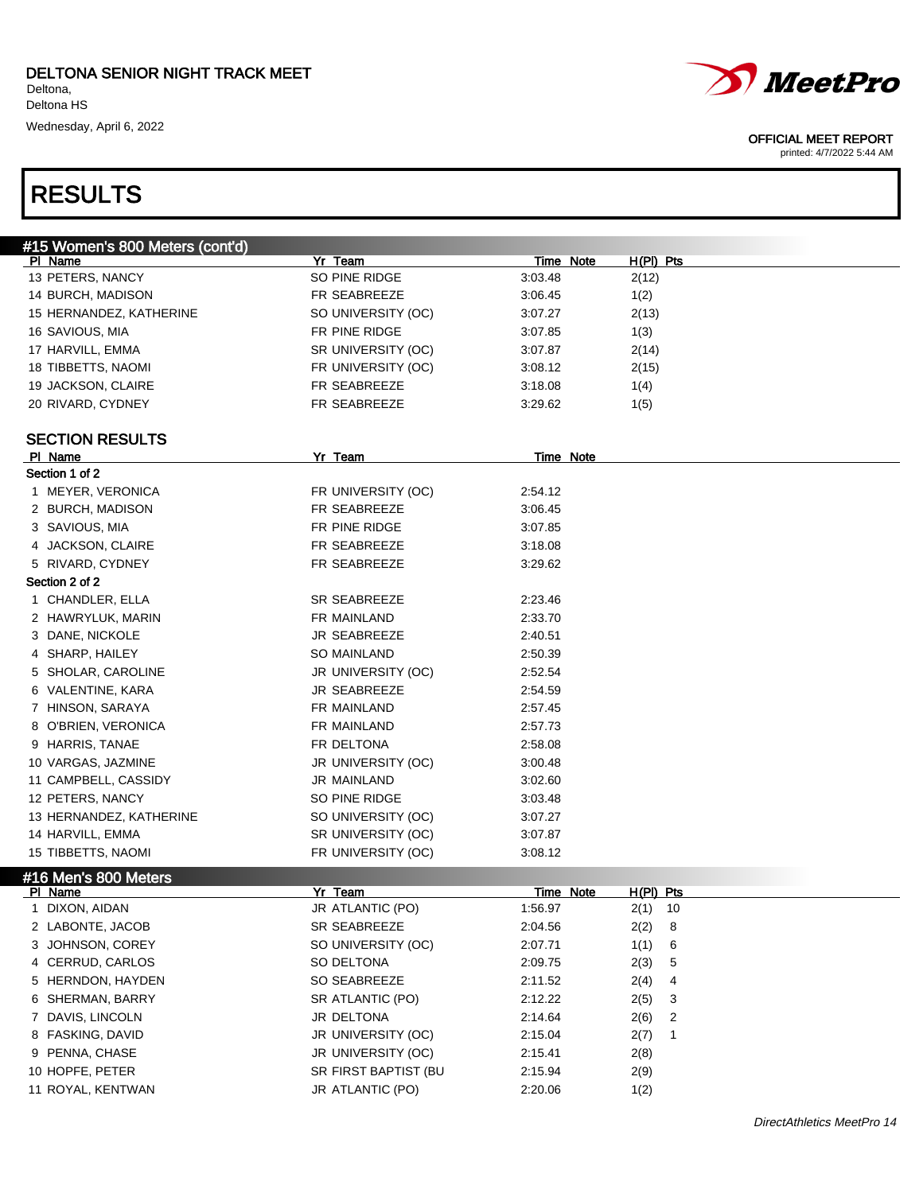# DELTONA SENIOR NIGHT TRACK MEET

Deltona,
Deltona HS
Wednesday, April 6, 2022

OFFICIAL MEET REPORT
printed: 4/7/2022 5:44 AM

## RESULTS

### #15 Women's 800 Meters (cont'd)

| Pl | Name | Yr | Team | Time | Note | H(Pl) | Pts |
|---|---|---|---|---|---|---|---|
| 13 | PETERS, NANCY | SO | PINE RIDGE | 3:03.48 | | 2(12) | |
| 14 | BURCH, MADISON | FR | SEABREEZE | 3:06.45 | | 1(2) | |
| 15 | HERNANDEZ, KATHERINE | SO | UNIVERSITY (OC) | 3:07.27 | | 2(13) | |
| 16 | SAVIOUS, MIA | FR | PINE RIDGE | 3:07.85 | | 1(3) | |
| 17 | HARVILL, EMMA | SR | UNIVERSITY (OC) | 3:07.87 | | 2(14) | |
| 18 | TIBBETTS, NAOMI | FR | UNIVERSITY (OC) | 3:08.12 | | 2(15) | |
| 19 | JACKSON, CLAIRE | FR | SEABREEZE | 3:18.08 | | 1(4) | |
| 20 | RIVARD, CYDNEY | FR | SEABREEZE | 3:29.62 | | 1(5) | |

### SECTION RESULTS

| Pl | Name | Yr | Team | Time | Note |
|---|---|---|---|---|---|
| **Section 1 of 2** | | | | | |
| 1 | MEYER, VERONICA | FR | UNIVERSITY (OC) | 2:54.12 | |
| 2 | BURCH, MADISON | FR | SEABREEZE | 3:06.45 | |
| 3 | SAVIOUS, MIA | FR | PINE RIDGE | 3:07.85 | |
| 4 | JACKSON, CLAIRE | FR | SEABREEZE | 3:18.08 | |
| 5 | RIVARD, CYDNEY | FR | SEABREEZE | 3:29.62 | |
| **Section 2 of 2** | | | | | |
| 1 | CHANDLER, ELLA | SR | SEABREEZE | 2:23.46 | |
| 2 | HAWRYLUK, MARIN | FR | MAINLAND | 2:33.70 | |
| 3 | DANE, NICKOLE | JR | SEABREEZE | 2:40.51 | |
| 4 | SHARP, HAILEY | SO | MAINLAND | 2:50.39 | |
| 5 | SHOLAR, CAROLINE | JR | UNIVERSITY (OC) | 2:52.54 | |
| 6 | VALENTINE, KARA | JR | SEABREEZE | 2:54.59 | |
| 7 | HINSON, SARAYA | FR | MAINLAND | 2:57.45 | |
| 8 | O'BRIEN, VERONICA | FR | MAINLAND | 2:57.73 | |
| 9 | HARRIS, TANAE | FR | DELTONA | 2:58.08 | |
| 10 | VARGAS, JAZMINE | JR | UNIVERSITY (OC) | 3:00.48 | |
| 11 | CAMPBELL, CASSIDY | JR | MAINLAND | 3:02.60 | |
| 12 | PETERS, NANCY | SO | PINE RIDGE | 3:03.48 | |
| 13 | HERNANDEZ, KATHERINE | SO | UNIVERSITY (OC) | 3:07.27 | |
| 14 | HARVILL, EMMA | SR | UNIVERSITY (OC) | 3:07.87 | |
| 15 | TIBBETTS, NAOMI | FR | UNIVERSITY (OC) | 3:08.12 | |

### #16 Men's 800 Meters

| Pl | Name | Yr | Team | Time | Note | H(Pl) | Pts |
|---|---|---|---|---|---|---|---|
| 1 | DIXON, AIDAN | JR | ATLANTIC (PO) | 1:56.97 | | 2(1) | 10 |
| 2 | LABONTE, JACOB | SR | SEABREEZE | 2:04.56 | | 2(2) | 8 |
| 3 | JOHNSON, COREY | SO | UNIVERSITY (OC) | 2:07.71 | | 1(1) | 6 |
| 4 | CERRUD, CARLOS | SO | DELTONA | 2:09.75 | | 2(3) | 5 |
| 5 | HERNDON, HAYDEN | SO | SEABREEZE | 2:11.52 | | 2(4) | 4 |
| 6 | SHERMAN, BARRY | SR | ATLANTIC (PO) | 2:12.22 | | 2(5) | 3 |
| 7 | DAVIS, LINCOLN | JR | DELTONA | 2:14.64 | | 2(6) | 2 |
| 8 | FASKING, DAVID | JR | UNIVERSITY (OC) | 2:15.04 | | 2(7) | 1 |
| 9 | PENNA, CHASE | JR | UNIVERSITY (OC) | 2:15.41 | | 2(8) | |
| 10 | HOPFE, PETER | SR | FIRST BAPTIST (BU | 2:15.94 | | 2(9) | |
| 11 | ROYAL, KENTWAN | JR | ATLANTIC (PO) | 2:20.06 | | 1(2) | |

DirectAthletics MeetPro 14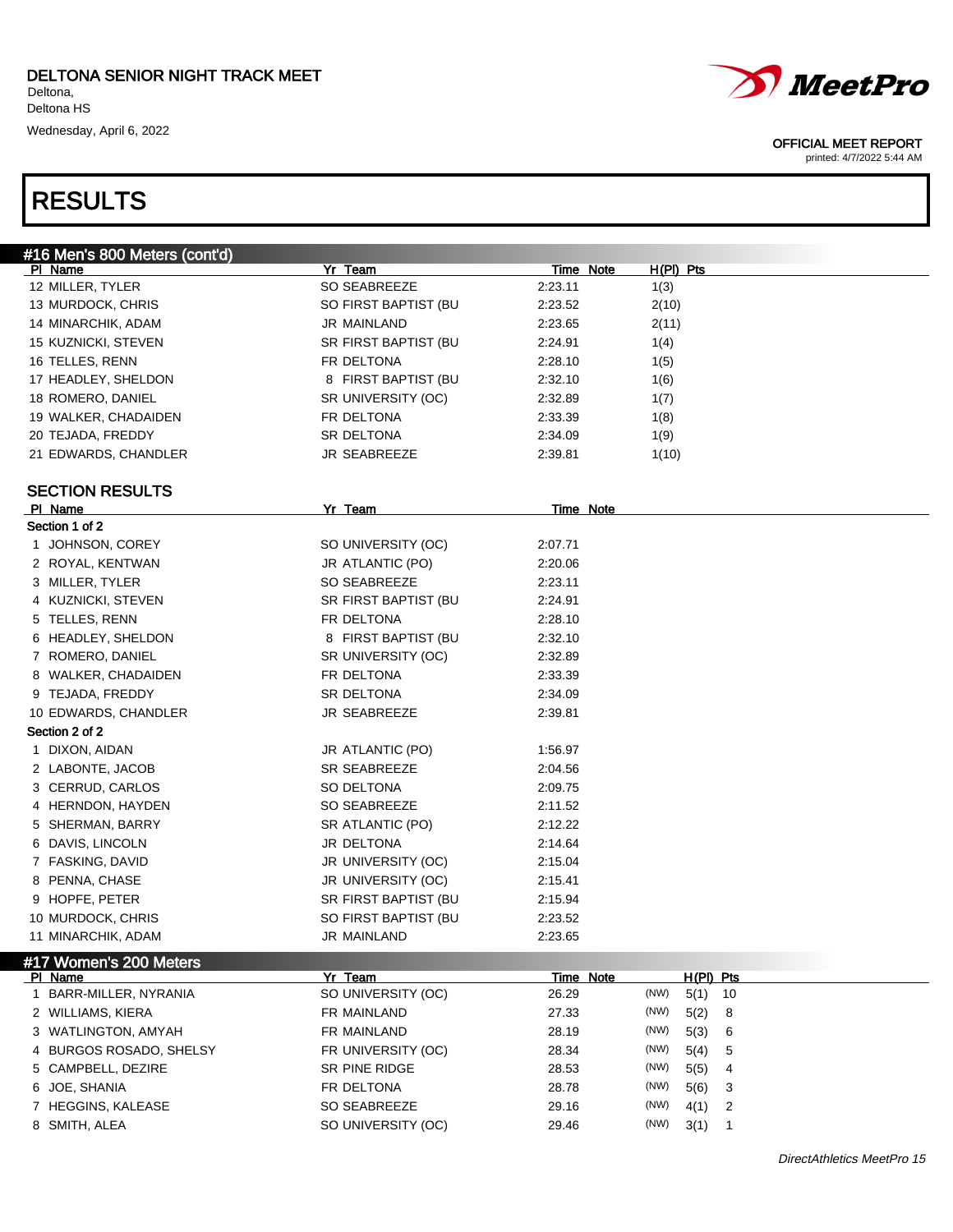DELTONA SENIOR NIGHT TRACK MEET
Deltona,
Deltona HS
Wednesday, April 6, 2022

OFFICIAL MEET REPORT
printed: 4/7/2022 5:44 AM

# RESULTS

## #16 Men's 800 Meters (cont'd)

| Pl | Name | Yr | Team | Time | Note | H(Pl) | Pts |
|---|---|---|---|---|---|---|---|
| 12 | MILLER, TYLER | SO | SEABREEZE | 2:23.11 | | 1(3) | |
| 13 | MURDOCK, CHRIS | SO | FIRST BAPTIST (BU | 2:23.52 | | 2(10) | |
| 14 | MINARCHIK, ADAM | JR | MAINLAND | 2:23.65 | | 2(11) | |
| 15 | KUZNICKI, STEVEN | SR | FIRST BAPTIST (BU | 2:24.91 | | 1(4) | |
| 16 | TELLES, RENN | FR | DELTONA | 2:28.10 | | 1(5) | |
| 17 | HEADLEY, SHELDON | 8 | FIRST BAPTIST (BU | 2:32.10 | | 1(6) | |
| 18 | ROMERO, DANIEL | SR | UNIVERSITY (OC) | 2:32.89 | | 1(7) | |
| 19 | WALKER, CHADAIDEN | FR | DELTONA | 2:33.39 | | 1(8) | |
| 20 | TEJADA, FREDDY | SR | DELTONA | 2:34.09 | | 1(9) | |
| 21 | EDWARDS, CHANDLER | JR | SEABREEZE | 2:39.81 | | 1(10) | |

### SECTION RESULTS

| Pl | Name | Yr | Team | Time | Note |
|---|---|---|---|---|---|
| **Section 1 of 2** | | | | | |
| 1 | JOHNSON, COREY | SO | UNIVERSITY (OC) | 2:07.71 | |
| 2 | ROYAL, KENTWAN | JR | ATLANTIC (PO) | 2:20.06 | |
| 3 | MILLER, TYLER | SO | SEABREEZE | 2:23.11 | |
| 4 | KUZNICKI, STEVEN | SR | FIRST BAPTIST (BU | 2:24.91 | |
| 5 | TELLES, RENN | FR | DELTONA | 2:28.10 | |
| 6 | HEADLEY, SHELDON | 8 | FIRST BAPTIST (BU | 2:32.10 | |
| 7 | ROMERO, DANIEL | SR | UNIVERSITY (OC) | 2:32.89 | |
| 8 | WALKER, CHADAIDEN | FR | DELTONA | 2:33.39 | |
| 9 | TEJADA, FREDDY | SR | DELTONA | 2:34.09 | |
| 10 | EDWARDS, CHANDLER | JR | SEABREEZE | 2:39.81 | |
| **Section 2 of 2** | | | | | |
| 1 | DIXON, AIDAN | JR | ATLANTIC (PO) | 1:56.97 | |
| 2 | LABONTE, JACOB | SR | SEABREEZE | 2:04.56 | |
| 3 | CERRUD, CARLOS | SO | DELTONA | 2:09.75 | |
| 4 | HERNDON, HAYDEN | SO | SEABREEZE | 2:11.52 | |
| 5 | SHERMAN, BARRY | SR | ATLANTIC (PO) | 2:12.22 | |
| 6 | DAVIS, LINCOLN | JR | DELTONA | 2:14.64 | |
| 7 | FASKING, DAVID | JR | UNIVERSITY (OC) | 2:15.04 | |
| 8 | PENNA, CHASE | JR | UNIVERSITY (OC) | 2:15.41 | |
| 9 | HOPFE, PETER | SR | FIRST BAPTIST (BU | 2:15.94 | |
| 10 | MURDOCK, CHRIS | SO | FIRST BAPTIST (BU | 2:23.52 | |
| 11 | MINARCHIK, ADAM | JR | MAINLAND | 2:23.65 | |

## #17 Women's 200 Meters

| Pl | Name | Yr | Team | Time | Note | H(Pl) | Pts |
|---|---|---|---|---|---|---|---|
| 1 | BARR-MILLER, NYRANIA | SO | UNIVERSITY (OC) | 26.29 | (NW) | 5(1) | 10 |
| 2 | WILLIAMS, KIERA | FR | MAINLAND | 27.33 | (NW) | 5(2) | 8 |
| 3 | WATLINGTON, AMYAH | FR | MAINLAND | 28.19 | (NW) | 5(3) | 6 |
| 4 | BURGOS ROSADO, SHELSY | FR | UNIVERSITY (OC) | 28.34 | (NW) | 5(4) | 5 |
| 5 | CAMPBELL, DEZIRE | SR | PINE RIDGE | 28.53 | (NW) | 5(5) | 4 |
| 6 | JOE, SHANIA | FR | DELTONA | 28.78 | (NW) | 5(6) | 3 |
| 7 | HEGGINS, KALEASE | SO | SEABREEZE | 29.16 | (NW) | 4(1) | 2 |
| 8 | SMITH, ALEA | SO | UNIVERSITY (OC) | 29.46 | (NW) | 3(1) | 1 |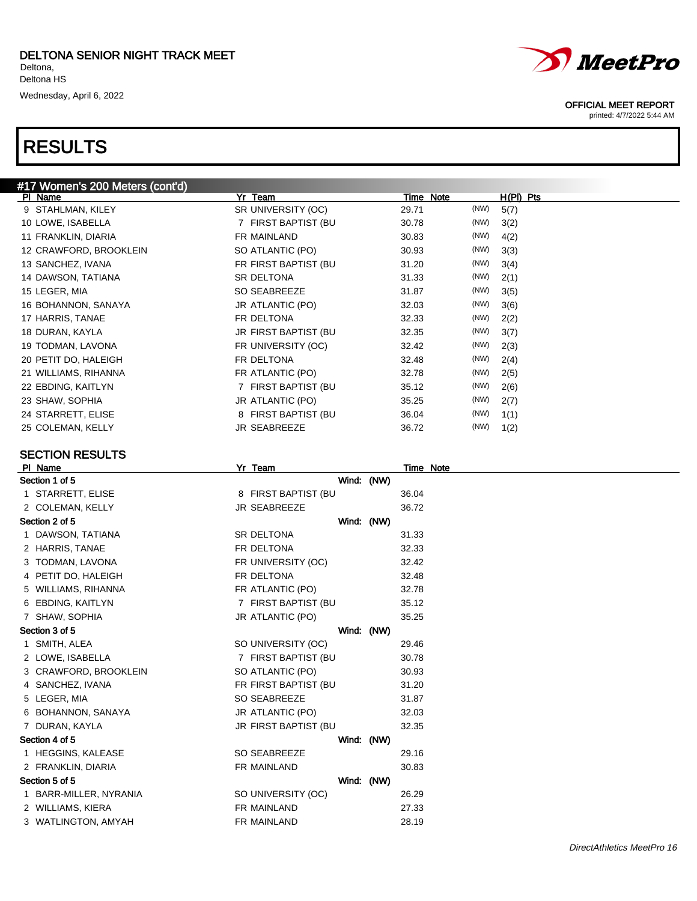# DELTONA SENIOR NIGHT TRACK MEET

Deltona,
Deltona HS
Wednesday, April 6, 2022

OFFICIAL MEET REPORT
printed: 4/7/2022 5:44 AM

# RESULTS

## #17 Women's 200 Meters (cont'd)

| Pl | Name | Yr | Team | Time | Note | | H(Pl) | Pts |
|---|---|---|---|---|---|---|---|---|
| 9 | STAHLMAN, KILEY | SR | UNIVERSITY (OC) | 29.71 | | (NW) | 5(7) | |
| 10 | LOWE, ISABELLA | 7 | FIRST BAPTIST (BU | 30.78 | | (NW) | 3(2) | |
| 11 | FRANKLIN, DIARIA | FR | MAINLAND | 30.83 | | (NW) | 4(2) | |
| 12 | CRAWFORD, BROOKLEIN | SO | ATLANTIC (PO) | 30.93 | | (NW) | 3(3) | |
| 13 | SANCHEZ, IVANA | FR | FIRST BAPTIST (BU | 31.20 | | (NW) | 3(4) | |
| 14 | DAWSON, TATIANA | SR | DELTONA | 31.33 | | (NW) | 2(1) | |
| 15 | LEGER, MIA | SO | SEABREEZE | 31.87 | | (NW) | 3(5) | |
| 16 | BOHANNON, SANAYA | JR | ATLANTIC (PO) | 32.03 | | (NW) | 3(6) | |
| 17 | HARRIS, TANAE | FR | DELTONA | 32.33 | | (NW) | 2(2) | |
| 18 | DURAN, KAYLA | JR | FIRST BAPTIST (BU | 32.35 | | (NW) | 3(7) | |
| 19 | TODMAN, LAVONA | FR | UNIVERSITY (OC) | 32.42 | | (NW) | 2(3) | |
| 20 | PETIT DO, HALEIGH | FR | DELTONA | 32.48 | | (NW) | 2(4) | |
| 21 | WILLIAMS, RIHANNA | FR | ATLANTIC (PO) | 32.78 | | (NW) | 2(5) | |
| 22 | EBDING, KAITLYN | 7 | FIRST BAPTIST (BU | 35.12 | | (NW) | 2(6) | |
| 23 | SHAW, SOPHIA | JR | ATLANTIC (PO) | 35.25 | | (NW) | 2(7) | |
| 24 | STARRETT, ELISE | 8 | FIRST BAPTIST (BU | 36.04 | | (NW) | 1(1) | |
| 25 | COLEMAN, KELLY | JR | SEABREEZE | 36.72 | | (NW) | 1(2) | |

### SECTION RESULTS

| Pl | Name | Yr | Team | Time | Note |
|---|---|---|---|---|---|
| **Section 1 of 5** | | | Wind: (NW) | | |
| 1 | STARRETT, ELISE | 8 | FIRST BAPTIST (BU | 36.04 | |
| 2 | COLEMAN, KELLY | JR | SEABREEZE | 36.72 | |
| **Section 2 of 5** | | | Wind: (NW) | | |
| 1 | DAWSON, TATIANA | SR | DELTONA | 31.33 | |
| 2 | HARRIS, TANAE | FR | DELTONA | 32.33 | |
| 3 | TODMAN, LAVONA | FR | UNIVERSITY (OC) | 32.42 | |
| 4 | PETIT DO, HALEIGH | FR | DELTONA | 32.48 | |
| 5 | WILLIAMS, RIHANNA | FR | ATLANTIC (PO) | 32.78 | |
| 6 | EBDING, KAITLYN | 7 | FIRST BAPTIST (BU | 35.12 | |
| 7 | SHAW, SOPHIA | JR | ATLANTIC (PO) | 35.25 | |
| **Section 3 of 5** | | | Wind: (NW) | | |
| 1 | SMITH, ALEA | SO | UNIVERSITY (OC) | 29.46 | |
| 2 | LOWE, ISABELLA | 7 | FIRST BAPTIST (BU | 30.78 | |
| 3 | CRAWFORD, BROOKLEIN | SO | ATLANTIC (PO) | 30.93 | |
| 4 | SANCHEZ, IVANA | FR | FIRST BAPTIST (BU | 31.20 | |
| 5 | LEGER, MIA | SO | SEABREEZE | 31.87 | |
| 6 | BOHANNON, SANAYA | JR | ATLANTIC (PO) | 32.03 | |
| 7 | DURAN, KAYLA | JR | FIRST BAPTIST (BU | 32.35 | |
| **Section 4 of 5** | | | Wind: (NW) | | |
| 1 | HEGGINS, KALEASE | SO | SEABREEZE | 29.16 | |
| 2 | FRANKLIN, DIARIA | FR | MAINLAND | 30.83 | |
| **Section 5 of 5** | | | Wind: (NW) | | |
| 1 | BARR-MILLER, NYRANIA | SO | UNIVERSITY (OC) | 26.29 | |
| 2 | WILLIAMS, KIERA | FR | MAINLAND | 27.33 | |
| 3 | WATLINGTON, AMYAH | FR | MAINLAND | 28.19 | |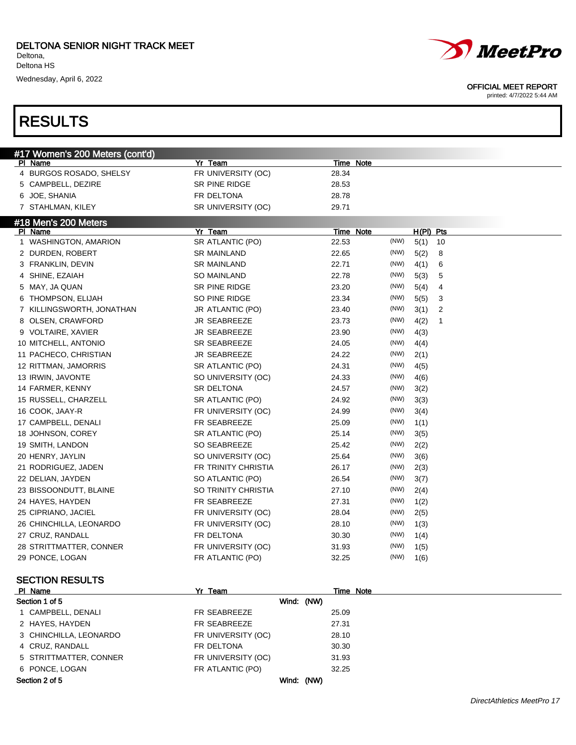DELTONA SENIOR NIGHT TRACK MEET
Deltona,
Deltona HS
Wednesday, April 6, 2022

OFFICIAL MEET REPORT
printed: 4/7/2022 5:44 AM

# RESULTS

## #17 Women's 200 Meters (cont'd)

| Pl | Name | Yr | Team | Time | Note |
|---|---|---|---|---|---|
| 4 | BURGOS ROSADO, SHELSY | FR | UNIVERSITY (OC) | 28.34 | |
| 5 | CAMPBELL, DEZIRE | SR | PINE RIDGE | 28.53 | |
| 6 | JOE, SHANIA | FR | DELTONA | 28.78 | |
| 7 | STAHLMAN, KILEY | SR | UNIVERSITY (OC) | 29.71 | |

## #18 Men's 200 Meters

| Pl | Name | Yr | Team | Time | Note | | H(Pl) | Pts |
|---|---|---|---|---|---|---|---|---|
| 1 | WASHINGTON, AMARION | SR | ATLANTIC (PO) | 22.53 | | (NW) | 5(1) | 10 |
| 2 | DURDEN, ROBERT | SR | MAINLAND | 22.65 | | (NW) | 5(2) | 8 |
| 3 | FRANKLIN, DEVIN | SR | MAINLAND | 22.71 | | (NW) | 4(1) | 6 |
| 4 | SHINE, EZAIAH | SO | MAINLAND | 22.78 | | (NW) | 5(3) | 5 |
| 5 | MAY, JA QUAN | SR | PINE RIDGE | 23.20 | | (NW) | 5(4) | 4 |
| 6 | THOMPSON, ELIJAH | SO | PINE RIDGE | 23.34 | | (NW) | 5(5) | 3 |
| 7 | KILLINGSWORTH, JONATHAN | JR | ATLANTIC (PO) | 23.40 | | (NW) | 3(1) | 2 |
| 8 | OLSEN, CRAWFORD | JR | SEABREEZE | 23.73 | | (NW) | 4(2) | 1 |
| 9 | VOLTAIRE, XAVIER | JR | SEABREEZE | 23.90 | | (NW) | 4(3) | |
| 10 | MITCHELL, ANTONIO | SR | SEABREEZE | 24.05 | | (NW) | 4(4) | |
| 11 | PACHECO, CHRISTIAN | JR | SEABREEZE | 24.22 | | (NW) | 2(1) | |
| 12 | RITTMAN, JAMORRIS | SR | ATLANTIC (PO) | 24.31 | | (NW) | 4(5) | |
| 13 | IRWIN, JAVONTE | SO | UNIVERSITY (OC) | 24.33 | | (NW) | 4(6) | |
| 14 | FARMER, KENNY | SR | DELTONA | 24.57 | | (NW) | 3(2) | |
| 15 | RUSSELL, CHARZELL | SR | ATLANTIC (PO) | 24.92 | | (NW) | 3(3) | |
| 16 | COOK, JAAY-R | FR | UNIVERSITY (OC) | 24.99 | | (NW) | 3(4) | |
| 17 | CAMPBELL, DENALI | FR | SEABREEZE | 25.09 | | (NW) | 1(1) | |
| 18 | JOHNSON, COREY | SR | ATLANTIC (PO) | 25.14 | | (NW) | 3(5) | |
| 19 | SMITH, LANDON | SO | SEABREEZE | 25.42 | | (NW) | 2(2) | |
| 20 | HENRY, JAYLIN | SO | UNIVERSITY (OC) | 25.64 | | (NW) | 3(6) | |
| 21 | RODRIGUEZ, JADEN | FR | TRINITY CHRISTIA | 26.17 | | (NW) | 2(3) | |
| 22 | DELIAN, JAYDEN | SO | ATLANTIC (PO) | 26.54 | | (NW) | 3(7) | |
| 23 | BISSOONDUTT, BLAINE | SO | TRINITY CHRISTIA | 27.10 | | (NW) | 2(4) | |
| 24 | HAYES, HAYDEN | FR | SEABREEZE | 27.31 | | (NW) | 1(2) | |
| 25 | CIPRIANO, JACIEL | FR | UNIVERSITY (OC) | 28.04 | | (NW) | 2(5) | |
| 26 | CHINCHILLA, LEONARDO | FR | UNIVERSITY (OC) | 28.10 | | (NW) | 1(3) | |
| 27 | CRUZ, RANDALL | FR | DELTONA | 30.30 | | (NW) | 1(4) | |
| 28 | STRITTMATTER, CONNER | FR | UNIVERSITY (OC) | 31.93 | | (NW) | 1(5) | |
| 29 | PONCE, LOGAN | FR | ATLANTIC (PO) | 32.25 | | (NW) | 1(6) | |

### SECTION RESULTS

| Pl | Name | Yr | Team | Time | Note |
|---|---|---|---|---|---|
| **Section 1 of 5** | | | **Wind: (NW)** | | |
| 1 | CAMPBELL, DENALI | FR | SEABREEZE | 25.09 | |
| 2 | HAYES, HAYDEN | FR | SEABREEZE | 27.31 | |
| 3 | CHINCHILLA, LEONARDO | FR | UNIVERSITY (OC) | 28.10 | |
| 4 | CRUZ, RANDALL | FR | DELTONA | 30.30 | |
| 5 | STRITTMATTER, CONNER | FR | UNIVERSITY (OC) | 31.93 | |
| 6 | PONCE, LOGAN | FR | ATLANTIC (PO) | 32.25 | |
| **Section 2 of 5** | | | **Wind: (NW)** | | |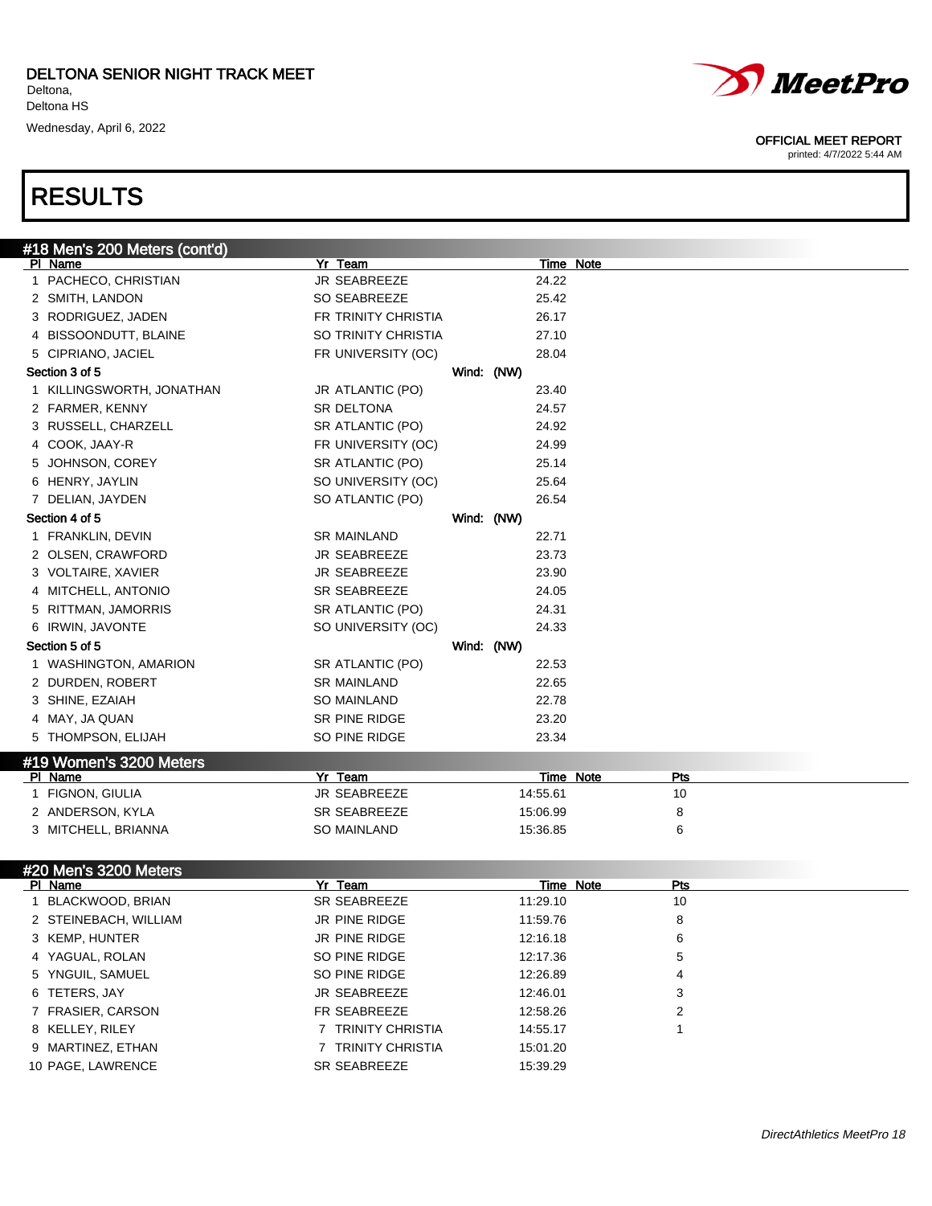# RESULTS

## #18 Men's 200 Meters (cont'd)

| Pl | Name | Yr | Team | Time | Note |
|---|---|---|---|---|---|
| 1 | PACHECO, CHRISTIAN | JR | SEABREEZE | 24.22 | |
| 2 | SMITH, LANDON | SO | SEABREEZE | 25.42 | |
| 3 | RODRIGUEZ, JADEN | FR | TRINITY CHRISTIA | 26.17 | |
| 4 | BISSOONDUTT, BLAINE | SO | TRINITY CHRISTIA | 27.10 | |
| 5 | CIPRIANO, JACIEL | FR | UNIVERSITY (OC) | 28.04 | |

**Section 3 of 5** Wind: (NW)

| Pl | Name | Yr | Team | Time | Note |
|---|---|---|---|---|---|
| 1 | KILLINGSWORTH, JONATHAN | JR | ATLANTIC (PO) | 23.40 | |
| 2 | FARMER, KENNY | SR | DELTONA | 24.57 | |
| 3 | RUSSELL, CHARZELL | SR | ATLANTIC (PO) | 24.92 | |
| 4 | COOK, JAAY-R | FR | UNIVERSITY (OC) | 24.99 | |
| 5 | JOHNSON, COREY | SR | ATLANTIC (PO) | 25.14 | |
| 6 | HENRY, JAYLIN | SO | UNIVERSITY (OC) | 25.64 | |
| 7 | DELIAN, JAYDEN | SO | ATLANTIC (PO) | 26.54 | |

**Section 4 of 5** Wind: (NW)

| Pl | Name | Yr | Team | Time | Note |
|---|---|---|---|---|---|
| 1 | FRANKLIN, DEVIN | SR | MAINLAND | 22.71 | |
| 2 | OLSEN, CRAWFORD | JR | SEABREEZE | 23.73 | |
| 3 | VOLTAIRE, XAVIER | JR | SEABREEZE | 23.90 | |
| 4 | MITCHELL, ANTONIO | SR | SEABREEZE | 24.05 | |
| 5 | RITTMAN, JAMORRIS | SR | ATLANTIC (PO) | 24.31 | |
| 6 | IRWIN, JAVONTE | SO | UNIVERSITY (OC) | 24.33 | |

**Section 5 of 5** Wind: (NW)

| Pl | Name | Yr | Team | Time | Note |
|---|---|---|---|---|---|
| 1 | WASHINGTON, AMARION | SR | ATLANTIC (PO) | 22.53 | |
| 2 | DURDEN, ROBERT | SR | MAINLAND | 22.65 | |
| 3 | SHINE, EZAIAH | SO | MAINLAND | 22.78 | |
| 4 | MAY, JA QUAN | SR | PINE RIDGE | 23.20 | |
| 5 | THOMPSON, ELIJAH | SO | PINE RIDGE | 23.34 | |

## #19 Women's 3200 Meters

| Pl | Name | Yr | Team | Time | Note | Pts |
|---|---|---|---|---|---|---|
| 1 | FIGNON, GIULIA | JR | SEABREEZE | 14:55.61 | | 10 |
| 2 | ANDERSON, KYLA | SR | SEABREEZE | 15:06.99 | | 8 |
| 3 | MITCHELL, BRIANNA | SO | MAINLAND | 15:36.85 | | 6 |

## #20 Men's 3200 Meters

| Pl | Name | Yr | Team | Time | Note | Pts |
|---|---|---|---|---|---|---|
| 1 | BLACKWOOD, BRIAN | SR | SEABREEZE | 11:29.10 | | 10 |
| 2 | STEINEBACH, WILLIAM | JR | PINE RIDGE | 11:59.76 | | 8 |
| 3 | KEMP, HUNTER | JR | PINE RIDGE | 12:16.18 | | 6 |
| 4 | YAGUAL, ROLAN | SO | PINE RIDGE | 12:17.36 | | 5 |
| 5 | YNGUIL, SAMUEL | SO | PINE RIDGE | 12:26.89 | | 4 |
| 6 | TETERS, JAY | JR | SEABREEZE | 12:46.01 | | 3 |
| 7 | FRASIER, CARSON | FR | SEABREEZE | 12:58.26 | | 2 |
| 8 | KELLEY, RILEY | 7 | TRINITY CHRISTIA | 14:55.17 | | 1 |
| 9 | MARTINEZ, ETHAN | 7 | TRINITY CHRISTIA | 15:01.20 | | |
| 10 | PAGE, LAWRENCE | SR | SEABREEZE | 15:39.29 | | |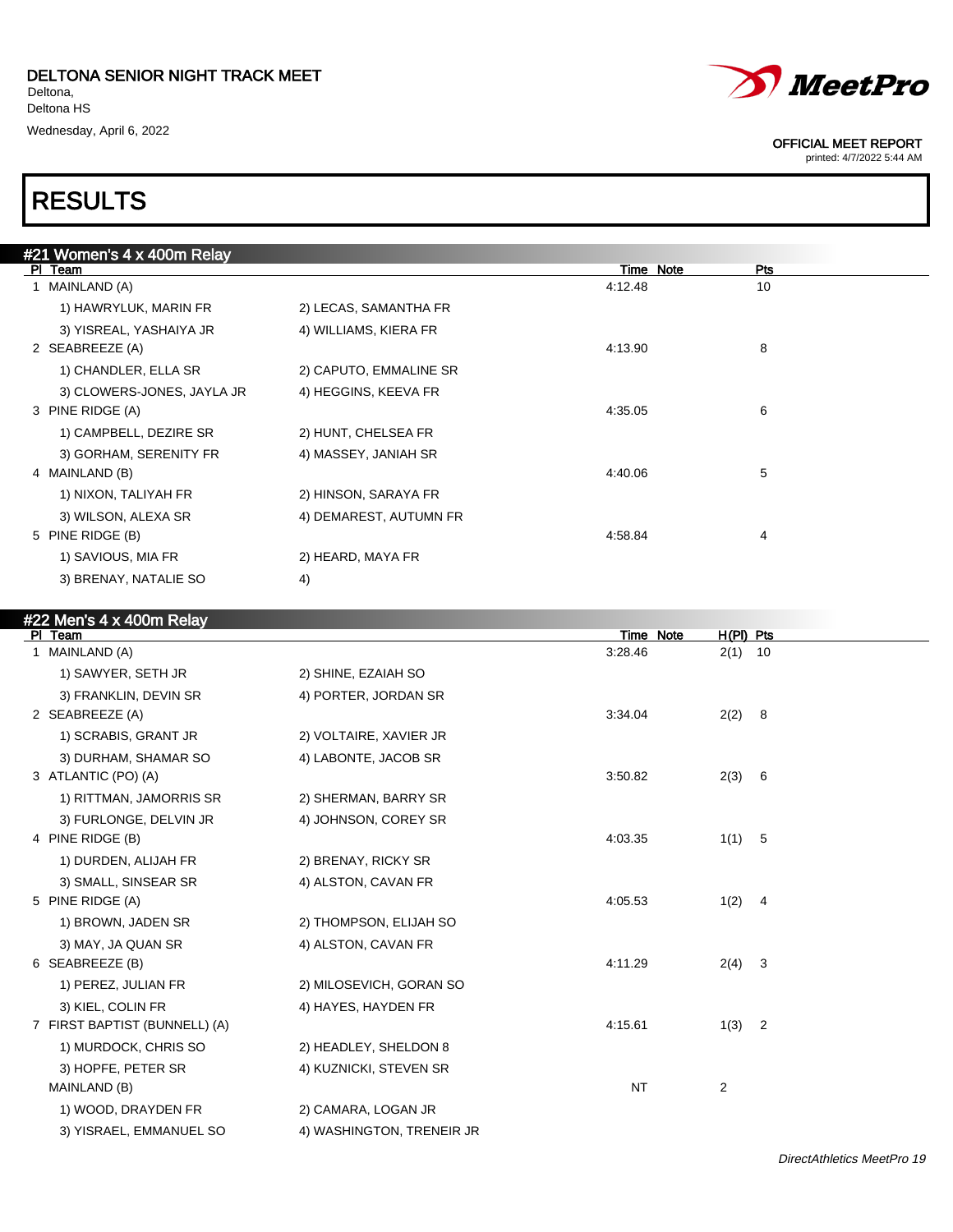DELTONA SENIOR NIGHT TRACK MEET
Deltona,
Deltona HS
Wednesday, April 6, 2022

OFFICIAL MEET REPORT
printed: 4/7/2022 5:44 AM

# RESULTS

## #21 Women's 4 x 400m Relay

| Pl | Team | | Time | Note | Pts |
|---|---|---|---|---|---|
| 1 | MAINLAND (A) | | 4:12.48 | | 10 |
| | 1) HAWRYLUK, MARIN FR | 2) LECAS, SAMANTHA FR | | | |
| | 3) YISREAL, YASHAIYA JR | 4) WILLIAMS, KIERA FR | | | |
| 2 | SEABREEZE (A) | | 4:13.90 | | 8 |
| | 1) CHANDLER, ELLA SR | 2) CAPUTO, EMMALINE SR | | | |
| | 3) CLOWERS-JONES, JAYLA JR | 4) HEGGINS, KEEVA FR | | | |
| 3 | PINE RIDGE (A) | | 4:35.05 | | 6 |
| | 1) CAMPBELL, DEZIRE SR | 2) HUNT, CHELSEA FR | | | |
| | 3) GORHAM, SERENITY FR | 4) MASSEY, JANIAH SR | | | |
| 4 | MAINLAND (B) | | 4:40.06 | | 5 |
| | 1) NIXON, TALIYAH FR | 2) HINSON, SARAYA FR | | | |
| | 3) WILSON, ALEXA SR | 4) DEMAREST, AUTUMN FR | | | |
| 5 | PINE RIDGE (B) | | 4:58.84 | | 4 |
| | 1) SAVIOUS, MIA FR | 2) HEARD, MAYA FR | | | |
| | 3) BRENAY, NATALIE SO | 4) | | | |

## #22 Men's 4 x 400m Relay

| Pl | Team | | Time | Note | H(Pl) | Pts |
|---|---|---|---|---|---|---|
| 1 | MAINLAND (A) | | 3:28.46 | | 2(1) | 10 |
| | 1) SAWYER, SETH JR | 2) SHINE, EZAIAH SO | | | | |
| | 3) FRANKLIN, DEVIN SR | 4) PORTER, JORDAN SR | | | | |
| 2 | SEABREEZE (A) | | 3:34.04 | | 2(2) | 8 |
| | 1) SCRABIS, GRANT JR | 2) VOLTAIRE, XAVIER JR | | | | |
| | 3) DURHAM, SHAMAR SO | 4) LABONTE, JACOB SR | | | | |
| 3 | ATLANTIC (PO) (A) | | 3:50.82 | | 2(3) | 6 |
| | 1) RITTMAN, JAMORRIS SR | 2) SHERMAN, BARRY SR | | | | |
| | 3) FURLONGE, DELVIN JR | 4) JOHNSON, COREY SR | | | | |
| 4 | PINE RIDGE (B) | | 4:03.35 | | 1(1) | 5 |
| | 1) DURDEN, ALIJAH FR | 2) BRENAY, RICKY SR | | | | |
| | 3) SMALL, SINSEAR SR | 4) ALSTON, CAVAN FR | | | | |
| 5 | PINE RIDGE (A) | | 4:05.53 | | 1(2) | 4 |
| | 1) BROWN, JADEN SR | 2) THOMPSON, ELIJAH SO | | | | |
| | 3) MAY, JA QUAN SR | 4) ALSTON, CAVAN FR | | | | |
| 6 | SEABREEZE (B) | | 4:11.29 | | 2(4) | 3 |
| | 1) PEREZ, JULIAN FR | 2) MILOSEVICH, GORAN SO | | | | |
| | 3) KIEL, COLIN FR | 4) HAYES, HAYDEN FR | | | | |
| 7 | FIRST BAPTIST (BUNNELL) (A) | | 4:15.61 | | 1(3) | 2 |
| | 1) MURDOCK, CHRIS SO | 2) HEADLEY, SHELDON 8 | | | | |
| | 3) HOPFE, PETER SR | 4) KUZNICKI, STEVEN SR | | | | |
| | MAINLAND (B) | | NT | | 2 | |
| | 1) WOOD, DRAYDEN FR | 2) CAMARA, LOGAN JR | | | | |
| | 3) YISRAEL, EMMANUEL SO | 4) WASHINGTON, TRENEIR JR | | | | |

DirectAthletics MeetPro 19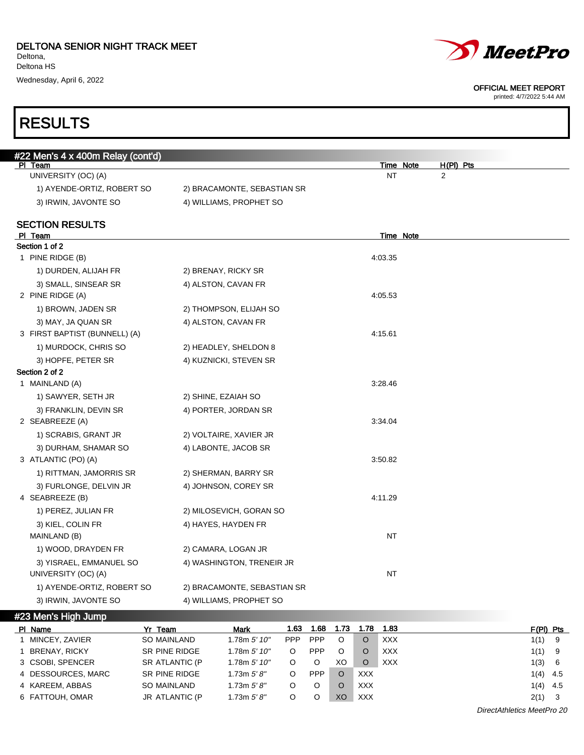DELTONA SENIOR NIGHT TRACK MEET
Deltona,
Deltona HS
Wednesday, April 6, 2022

OFFICIAL MEET REPORT
printed: 4/7/2022 5:44 AM

# RESULTS

## #22 Men's 4 x 400m Relay (cont'd)

| Pl | Team | | Time | Note | H(Pl) | Pts |
|---|---|---|---|---|---|---|
| | UNIVERSITY (OC) (A) | | NT | | 2 | |
| | 1) AYENDE-ORTIZ, ROBERT SO | 2) BRACAMONTE, SEBASTIAN SR | | | | |
| | 3) IRWIN, JAVONTE SO | 4) WILLIAMS, PROPHET SO | | | | |

### SECTION RESULTS

| Pl | Team | | Time | Note |
|---|---|---|---|---|
| **Section 1 of 2** | | | | |
| 1 | PINE RIDGE (B) | | 4:03.35 | |
| | 1) DURDEN, ALIJAH FR | 2) BRENAY, RICKY SR | | |
| | 3) SMALL, SINSEAR SR | 4) ALSTON, CAVAN FR | | |
| 2 | PINE RIDGE (A) | | 4:05.53 | |
| | 1) BROWN, JADEN SR | 2) THOMPSON, ELIJAH SO | | |
| | 3) MAY, JA QUAN SR | 4) ALSTON, CAVAN FR | | |
| 3 | FIRST BAPTIST (BUNNELL) (A) | | 4:15.61 | |
| | 1) MURDOCK, CHRIS SO | 2) HEADLEY, SHELDON 8 | | |
| | 3) HOPFE, PETER SR | 4) KUZNICKI, STEVEN SR | | |
| **Section 2 of 2** | | | | |
| 1 | MAINLAND (A) | | 3:28.46 | |
| | 1) SAWYER, SETH JR | 2) SHINE, EZAIAH SO | | |
| | 3) FRANKLIN, DEVIN SR | 4) PORTER, JORDAN SR | | |
| 2 | SEABREEZE (A) | | 3:34.04 | |
| | 1) SCRABIS, GRANT JR | 2) VOLTAIRE, XAVIER JR | | |
| | 3) DURHAM, SHAMAR SO | 4) LABONTE, JACOB SR | | |
| 3 | ATLANTIC (PO) (A) | | 3:50.82 | |
| | 1) RITTMAN, JAMORRIS SR | 2) SHERMAN, BARRY SR | | |
| | 3) FURLONGE, DELVIN JR | 4) JOHNSON, COREY SR | | |
| 4 | SEABREEZE (B) | | 4:11.29 | |
| | 1) PEREZ, JULIAN FR | 2) MILOSEVICH, GORAN SO | | |
| | 3) KIEL, COLIN FR | 4) HAYES, HAYDEN FR | | |
| | MAINLAND (B) | | NT | |
| | 1) WOOD, DRAYDEN FR | 2) CAMARA, LOGAN JR | | |
| | 3) YISRAEL, EMMANUEL SO | 4) WASHINGTON, TRENEIR JR | | |
| | UNIVERSITY (OC) (A) | | NT | |
| | 1) AYENDE-ORTIZ, ROBERT SO | 2) BRACAMONTE, SEBASTIAN SR | | |
| | 3) IRWIN, JAVONTE SO | 4) WILLIAMS, PROPHET SO | | |

## #23 Men's High Jump

| Pl | Name | Yr | Team | Mark | 1.63 | 1.68 | 1.73 | 1.78 | 1.83 | F(Pl) | Pts |
|---|---|---|---|---|---|---|---|---|---|---|---|
| 1 | MINCEY, ZAVIER | SO | MAINLAND | 1.78m *5' 10"* | PPP | PPP | O | O | XXX | 1(1) | 9 |
| 1 | BRENAY, RICKY | SR | PINE RIDGE | 1.78m *5' 10"* | O | PPP | O | O | XXX | 1(1) | 9 |
| 3 | CSOBI, SPENCER | SR | ATLANTIC (P | 1.78m *5' 10"* | O | O | XO | O | XXX | 1(3) | 6 |
| 4 | DESSOURCES, MARC | SR | PINE RIDGE | 1.73m *5' 8"* | O | PPP | O | XXX | | 1(4) | 4.5 |
| 4 | KAREEM, ABBAS | SO | MAINLAND | 1.73m *5' 8"* | O | O | O | XXX | | 1(4) | 4.5 |
| 6 | FATTOUH, OMAR | JR | ATLANTIC (P | 1.73m *5' 8"* | O | O | XO | XXX | | 2(1) | 3 |

*DirectAthletics MeetPro 20*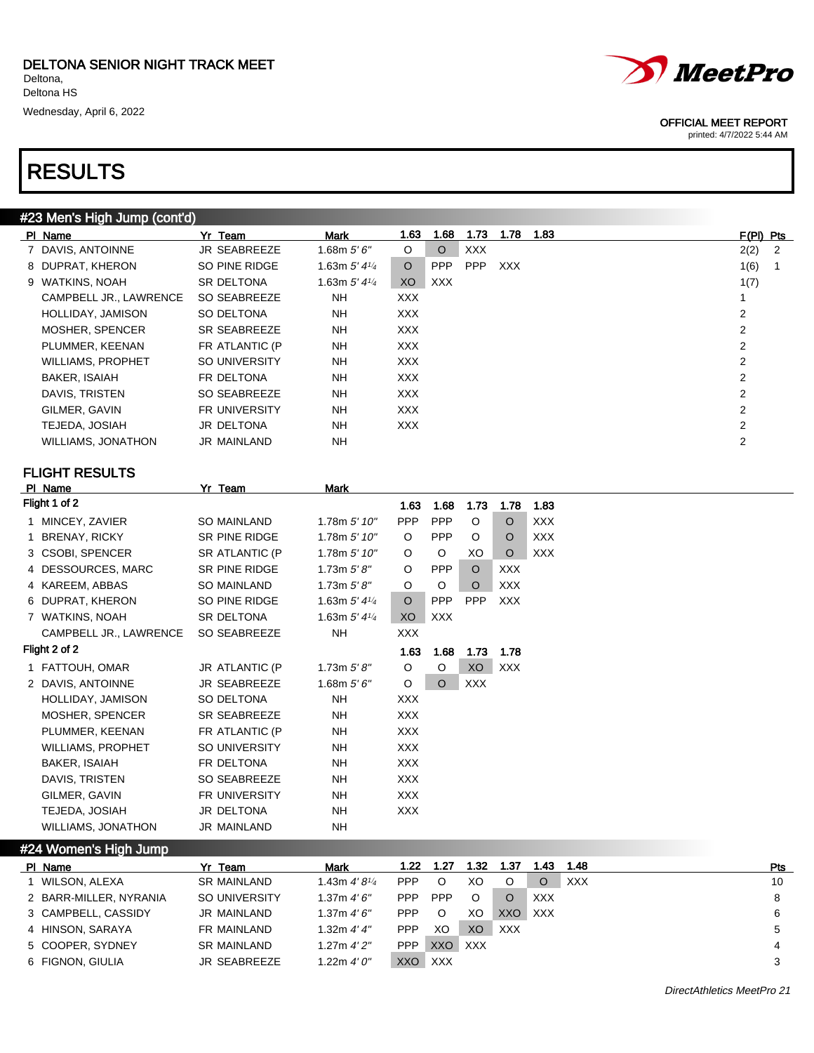DELTONA SENIOR NIGHT TRACK MEET
Deltona,
Deltona HS
Wednesday, April 6, 2022

OFFICIAL MEET REPORT
printed: 4/7/2022 5:44 AM

# RESULTS

## #23 Men's High Jump (cont'd)

| Pl | Name | Yr | Team | Mark | 1.63 | 1.68 | 1.73 | 1.78 | 1.83 | F(Pl) | Pts |
|---|---|---|---|---|---|---|---|---|---|---|---|
| 7 | DAVIS, ANTOINNE | JR | SEABREEZE | 1.68m *5' 6"* | O | O | XXX | | | 2(2) | 2 |
| 8 | DUPRAT, KHERON | SO | PINE RIDGE | 1.63m *5' 4¼* | O | PPP | PPP | XXX | | 1(6) | 1 |
| 9 | WATKINS, NOAH | SR | DELTONA | 1.63m *5' 4¼* | XO | XXX | | | | 1(7) | |
| | CAMPBELL JR., LAWRENCE | SO | SEABREEZE | NH | XXX | | | | | 1 | |
| | HOLLIDAY, JAMISON | SO | DELTONA | NH | XXX | | | | | 2 | |
| | MOSHER, SPENCER | SR | SEABREEZE | NH | XXX | | | | | 2 | |
| | PLUMMER, KEENAN | FR | ATLANTIC (P | NH | XXX | | | | | 2 | |
| | WILLIAMS, PROPHET | SO | UNIVERSITY | NH | XXX | | | | | 2 | |
| | BAKER, ISAIAH | FR | DELTONA | NH | XXX | | | | | 2 | |
| | DAVIS, TRISTEN | SO | SEABREEZE | NH | XXX | | | | | 2 | |
| | GILMER, GAVIN | FR | UNIVERSITY | NH | XXX | | | | | 2 | |
| | TEJEDA, JOSIAH | JR | DELTONA | NH | XXX | | | | | 2 | |
| | WILLIAMS, JONATHON | JR | MAINLAND | NH | | | | | | 2 | |

### FLIGHT RESULTS

| Pl | Name | Yr | Team | Mark | 1.63 | 1.68 | 1.73 | 1.78 | 1.83 |
|---|---|---|---|---|---|---|---|---|---|
| **Flight 1 of 2** | | | | | **1.63** | **1.68** | **1.73** | **1.78** | **1.83** |
| 1 | MINCEY, ZAVIER | SO | MAINLAND | 1.78m *5' 10"* | PPP | PPP | O | O | XXX |
| 1 | BRENAY, RICKY | SR | PINE RIDGE | 1.78m *5' 10"* | O | PPP | O | O | XXX |
| 3 | CSOBI, SPENCER | SR | ATLANTIC (P | 1.78m *5' 10"* | O | O | XO | O | XXX |
| 4 | DESSOURCES, MARC | SR | PINE RIDGE | 1.73m *5' 8"* | O | PPP | O | XXX | |
| 4 | KAREEM, ABBAS | SO | MAINLAND | 1.73m *5' 8"* | O | O | O | XXX | |
| 6 | DUPRAT, KHERON | SO | PINE RIDGE | 1.63m *5' 4¼* | O | PPP | PPP | XXX | |
| 7 | WATKINS, NOAH | SR | DELTONA | 1.63m *5' 4¼* | XO | XXX | | | |
| | CAMPBELL JR., LAWRENCE | SO | SEABREEZE | NH | XXX | | | | |
| **Flight 2 of 2** | | | | | **1.63** | **1.68** | **1.73** | **1.78** | |
| 1 | FATTOUH, OMAR | JR | ATLANTIC (P | 1.73m *5' 8"* | O | O | XO | XXX | |
| 2 | DAVIS, ANTOINNE | JR | SEABREEZE | 1.68m *5' 6"* | O | O | XXX | | |
| | HOLLIDAY, JAMISON | SO | DELTONA | NH | XXX | | | | |
| | MOSHER, SPENCER | SR | SEABREEZE | NH | XXX | | | | |
| | PLUMMER, KEENAN | FR | ATLANTIC (P | NH | XXX | | | | |
| | WILLIAMS, PROPHET | SO | UNIVERSITY | NH | XXX | | | | |
| | BAKER, ISAIAH | FR | DELTONA | NH | XXX | | | | |
| | DAVIS, TRISTEN | SO | SEABREEZE | NH | XXX | | | | |
| | GILMER, GAVIN | FR | UNIVERSITY | NH | XXX | | | | |
| | TEJEDA, JOSIAH | JR | DELTONA | NH | XXX | | | | |
| | WILLIAMS, JONATHON | JR | MAINLAND | NH | | | | | |

## #24 Women's High Jump

| Pl | Name | Yr | Team | Mark | 1.22 | 1.27 | 1.32 | 1.37 | 1.43 | 1.48 | Pts |
|---|---|---|---|---|---|---|---|---|---|---|---|
| 1 | WILSON, ALEXA | SR | MAINLAND | 1.43m *4' 8¼* | PPP | O | XO | O | O | XXX | 10 |
| 2 | BARR-MILLER, NYRANIA | SO | UNIVERSITY | 1.37m *4' 6"* | PPP | PPP | O | O | XXX | | 8 |
| 3 | CAMPBELL, CASSIDY | JR | MAINLAND | 1.37m *4' 6"* | PPP | O | XO | XXO | XXX | | 6 |
| 4 | HINSON, SARAYA | FR | MAINLAND | 1.32m *4' 4"* | PPP | XO | XO | XXX | | | 5 |
| 5 | COOPER, SYDNEY | SR | MAINLAND | 1.27m *4' 2"* | PPP | XXO | XXX | | | | 4 |
| 6 | FIGNON, GIULIA | JR | SEABREEZE | 1.22m *4' 0"* | XXO | XXX | | | | | 3 |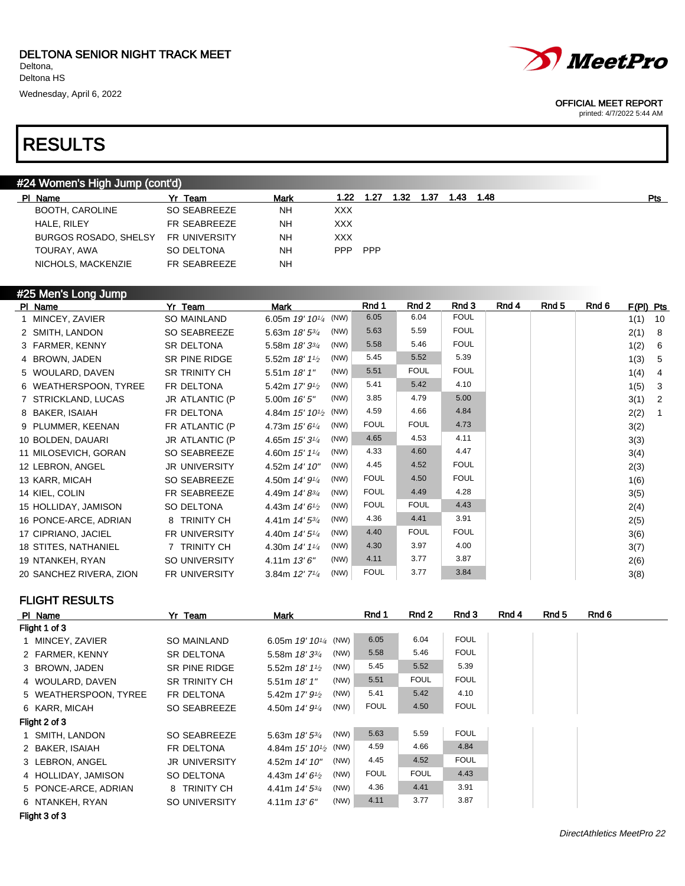DELTONA SENIOR NIGHT TRACK MEET
Deltona,
Deltona HS
Wednesday, April 6, 2022

OFFICIAL MEET REPORT
printed: 4/7/2022 5:44 AM

# RESULTS

## #24 Women's High Jump (cont'd)

| Pl | Name | Yr | Team | Mark | 1.22 | 1.27 | 1.32 | 1.37 | 1.43 | 1.48 | Pts |
|---|---|---|---|---|---|---|---|---|---|---|---|
| | BOOTH, CAROLINE | SO | SEABREEZE | NH | XXX | | | | | | |
| | HALE, RILEY | FR | SEABREEZE | NH | XXX | | | | | | |
| | BURGOS ROSADO, SHELSY | FR | UNIVERSITY | NH | XXX | | | | | | |
| | TOURAY, AWA | SO | DELTONA | NH | PPP | PPP | | | | | |
| | NICHOLS, MACKENZIE | FR | SEABREEZE | NH | | | | | | | |

## #25 Men's Long Jump

| Pl | Name | Yr | Team | Mark | | Rnd 1 | Rnd 2 | Rnd 3 | Rnd 4 | Rnd 5 | Rnd 6 | F(Pl) | Pts |
|---|---|---|---|---|---|---|---|---|---|---|---|---|---|
| 1 | MINCEY, ZAVIER | SO | MAINLAND | 6.05m 19' 10¼ | (NW) | 6.05 | 6.04 | FOUL | | | | 1(1) | 10 |
| 2 | SMITH, LANDON | SO | SEABREEZE | 5.63m 18' 5¾ | (NW) | 5.63 | 5.59 | FOUL | | | | 2(1) | 8 |
| 3 | FARMER, KENNY | SR | DELTONA | 5.58m 18' 3¾ | (NW) | 5.58 | 5.46 | FOUL | | | | 1(2) | 6 |
| 4 | BROWN, JADEN | SR | PINE RIDGE | 5.52m 18' 1½ | (NW) | 5.45 | 5.52 | 5.39 | | | | 1(3) | 5 |
| 5 | WOULARD, DAVEN | SR | TRINITY CH | 5.51m 18' 1" | (NW) | 5.51 | FOUL | FOUL | | | | 1(4) | 4 |
| 6 | WEATHERSPOON, TYREE | FR | DELTONA | 5.42m 17' 9½ | (NW) | 5.41 | 5.42 | 4.10 | | | | 1(5) | 3 |
| 7 | STRICKLAND, LUCAS | JR | ATLANTIC (P | 5.00m 16' 5" | (NW) | 3.85 | 4.79 | 5.00 | | | | 3(1) | 2 |
| 8 | BAKER, ISAIAH | FR | DELTONA | 4.84m 15' 10½ | (NW) | 4.59 | 4.66 | 4.84 | | | | 2(2) | 1 |
| 9 | PLUMMER, KEENAN | FR | ATLANTIC (P | 4.73m 15' 6¼ | (NW) | FOUL | FOUL | 4.73 | | | | 3(2) | |
| 10 | BOLDEN, DAUARI | JR | ATLANTIC (P | 4.65m 15' 3¼ | (NW) | 4.65 | 4.53 | 4.11 | | | | 3(3) | |
| 11 | MILOSEVICH, GORAN | SO | SEABREEZE | 4.60m 15' 1¼ | (NW) | 4.33 | 4.60 | 4.47 | | | | 3(4) | |
| 12 | LEBRON, ANGEL | JR | UNIVERSITY | 4.52m 14' 10" | (NW) | 4.45 | 4.52 | FOUL | | | | 2(3) | |
| 13 | KARR, MICAH | SO | SEABREEZE | 4.50m 14' 9¼ | (NW) | FOUL | 4.50 | FOUL | | | | 1(6) | |
| 14 | KIEL, COLIN | FR | SEABREEZE | 4.49m 14' 8¾ | (NW) | FOUL | 4.49 | 4.28 | | | | 3(5) | |
| 15 | HOLLIDAY, JAMISON | SO | DELTONA | 4.43m 14' 6½ | (NW) | FOUL | FOUL | 4.43 | | | | 2(4) | |
| 16 | PONCE-ARCE, ADRIAN | 8 | TRINITY CH | 4.41m 14' 5¾ | (NW) | 4.36 | 4.41 | 3.91 | | | | 2(5) | |
| 17 | CIPRIANO, JACIEL | FR | UNIVERSITY | 4.40m 14' 5¼ | (NW) | 4.40 | FOUL | FOUL | | | | 3(6) | |
| 18 | STITES, NATHANIEL | 7 | TRINITY CH | 4.30m 14' 1¼ | (NW) | 4.30 | 3.97 | 4.00 | | | | 3(7) | |
| 19 | NTANKEH, RYAN | SO | UNIVERSITY | 4.11m 13' 6" | (NW) | 4.11 | 3.77 | 3.87 | | | | 2(6) | |
| 20 | SANCHEZ RIVERA, ZION | FR | UNIVERSITY | 3.84m 12' 7¼ | (NW) | FOUL | 3.77 | 3.84 | | | | 3(8) | |

### FLIGHT RESULTS

| Pl | Name | Yr | Team | Mark | | Rnd 1 | Rnd 2 | Rnd 3 | Rnd 4 | Rnd 5 | Rnd 6 |
|---|---|---|---|---|---|---|---|---|---|---|---|
| **Flight 1 of 3** | | | | | | | | | | | |
| 1 | MINCEY, ZAVIER | SO | MAINLAND | 6.05m 19' 10¼ | (NW) | 6.05 | 6.04 | FOUL | | | |
| 2 | FARMER, KENNY | SR | DELTONA | 5.58m 18' 3¾ | (NW) | 5.58 | 5.46 | FOUL | | | |
| 3 | BROWN, JADEN | SR | PINE RIDGE | 5.52m 18' 1½ | (NW) | 5.45 | 5.52 | 5.39 | | | |
| 4 | WOULARD, DAVEN | SR | TRINITY CH | 5.51m 18' 1" | (NW) | 5.51 | FOUL | FOUL | | | |
| 5 | WEATHERSPOON, TYREE | FR | DELTONA | 5.42m 17' 9½ | (NW) | 5.41 | 5.42 | 4.10 | | | |
| 6 | KARR, MICAH | SO | SEABREEZE | 4.50m 14' 9¼ | (NW) | FOUL | 4.50 | FOUL | | | |
| **Flight 2 of 3** | | | | | | | | | | | |
| 1 | SMITH, LANDON | SO | SEABREEZE | 5.63m 18' 5¾ | (NW) | 5.63 | 5.59 | FOUL | | | |
| 2 | BAKER, ISAIAH | FR | DELTONA | 4.84m 15' 10½ | (NW) | 4.59 | 4.66 | 4.84 | | | |
| 3 | LEBRON, ANGEL | JR | UNIVERSITY | 4.52m 14' 10" | (NW) | 4.45 | 4.52 | FOUL | | | |
| 4 | HOLLIDAY, JAMISON | SO | DELTONA | 4.43m 14' 6½ | (NW) | FOUL | FOUL | 4.43 | | | |
| 5 | PONCE-ARCE, ADRIAN | 8 | TRINITY CH | 4.41m 14' 5¾ | (NW) | 4.36 | 4.41 | 3.91 | | | |
| 6 | NTANKEH, RYAN | SO | UNIVERSITY | 4.11m 13' 6" | (NW) | 4.11 | 3.77 | 3.87 | | | |
| **Flight 3 of 3** | | | | | | | | | | | |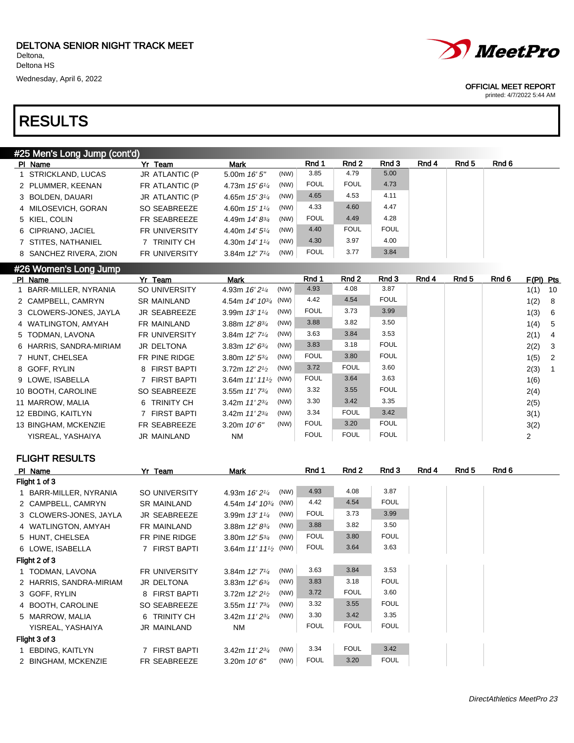DELTONA SENIOR NIGHT TRACK MEET
Deltona,
Deltona HS
Wednesday, April 6, 2022

OFFICIAL MEET REPORT
printed: 4/7/2022 5:44 AM

# RESULTS

## #25 Men's Long Jump (cont'd)

| Pl | Name | Yr | Team | Mark | | Rnd 1 | Rnd 2 | Rnd 3 | Rnd 4 | Rnd 5 | Rnd 6 |
|---|---|---|---|---|---|---|---|---|---|---|---|
| 1 | STRICKLAND, LUCAS | JR | ATLANTIC (P | 5.00m 16' 5" | (NW) | 3.85 | 4.79 | 5.00 | | | |
| 2 | PLUMMER, KEENAN | FR | ATLANTIC (P | 4.73m 15' 6¼ | (NW) | FOUL | FOUL | 4.73 | | | |
| 3 | BOLDEN, DAUARI | JR | ATLANTIC (P | 4.65m 15' 3¼ | (NW) | 4.65 | 4.53 | 4.11 | | | |
| 4 | MILOSEVICH, GORAN | SO | SEABREEZE | 4.60m 15' 1¼ | (NW) | 4.33 | 4.60 | 4.47 | | | |
| 5 | KIEL, COLIN | FR | SEABREEZE | 4.49m 14' 8¾ | (NW) | FOUL | 4.49 | 4.28 | | | |
| 6 | CIPRIANO, JACIEL | FR | UNIVERSITY | 4.40m 14' 5¼ | (NW) | 4.40 | FOUL | FOUL | | | |
| 7 | STITES, NATHANIEL | 7 | TRINITY CH | 4.30m 14' 1¼ | (NW) | 4.30 | 3.97 | 4.00 | | | |
| 8 | SANCHEZ RIVERA, ZION | FR | UNIVERSITY | 3.84m 12' 7¼ | (NW) | FOUL | 3.77 | 3.84 | | | |

## #26 Women's Long Jump

| Pl | Name | Yr | Team | Mark | | Rnd 1 | Rnd 2 | Rnd 3 | Rnd 4 | Rnd 5 | Rnd 6 | F(Pl) | Pts |
|---|---|---|---|---|---|---|---|---|---|---|---|---|---|
| 1 | BARR-MILLER, NYRANIA | SO | UNIVERSITY | 4.93m 16' 2¼ | (NW) | 4.93 | 4.08 | 3.87 | | | | 1(1) | 10 |
| 2 | CAMPBELL, CAMRYN | SR | MAINLAND | 4.54m 14' 10¾ | (NW) | 4.42 | 4.54 | FOUL | | | | 1(2) | 8 |
| 3 | CLOWERS-JONES, JAYLA | JR | SEABREEZE | 3.99m 13' 1¼ | (NW) | FOUL | 3.73 | 3.99 | | | | 1(3) | 6 |
| 4 | WATLINGTON, AMYAH | FR | MAINLAND | 3.88m 12' 8¾ | (NW) | 3.88 | 3.82 | 3.50 | | | | 1(4) | 5 |
| 5 | TODMAN, LAVONA | FR | UNIVERSITY | 3.84m 12' 7¼ | (NW) | 3.63 | 3.84 | 3.53 | | | | 2(1) | 4 |
| 6 | HARRIS, SANDRA-MIRIAM | JR | DELTONA | 3.83m 12' 6¾ | (NW) | 3.83 | 3.18 | FOUL | | | | 2(2) | 3 |
| 7 | HUNT, CHELSEA | FR | PINE RIDGE | 3.80m 12' 5¾ | (NW) | FOUL | 3.80 | FOUL | | | | 1(5) | 2 |
| 8 | GOFF, RYLIN | 8 | FIRST BAPTI | 3.72m 12' 2½ | (NW) | 3.72 | FOUL | 3.60 | | | | 2(3) | 1 |
| 9 | LOWE, ISABELLA | 7 | FIRST BAPTI | 3.64m 11' 11½ | (NW) | FOUL | 3.64 | 3.63 | | | | 1(6) | |
| 10 | BOOTH, CAROLINE | SO | SEABREEZE | 3.55m 11' 7¾ | (NW) | 3.32 | 3.55 | FOUL | | | | 2(4) | |
| 11 | MARROW, MALIA | 6 | TRINITY CH | 3.42m 11' 2¾ | (NW) | 3.30 | 3.42 | 3.35 | | | | 2(5) | |
| 12 | EBDING, KAITLYN | 7 | FIRST BAPTI | 3.42m 11' 2¾ | (NW) | 3.34 | FOUL | 3.42 | | | | 3(1) | |
| 13 | BINGHAM, MCKENZIE | FR | SEABREEZE | 3.20m 10' 6" | (NW) | FOUL | 3.20 | FOUL | | | | 3(2) | |
| | YISREAL, YASHAIYA | JR | MAINLAND | NM | | FOUL | FOUL | FOUL | | | | 2 | |

### FLIGHT RESULTS

| Pl | Name | Yr | Team | Mark | | Rnd 1 | Rnd 2 | Rnd 3 | Rnd 4 | Rnd 5 | Rnd 6 |
|---|---|---|---|---|---|---|---|---|---|---|---|
| **Flight 1 of 3** | | | | | | | | | | | |
| 1 | BARR-MILLER, NYRANIA | SO | UNIVERSITY | 4.93m 16' 2¼ | (NW) | 4.93 | 4.08 | 3.87 | | | |
| 2 | CAMPBELL, CAMRYN | SR | MAINLAND | 4.54m 14' 10¾ | (NW) | 4.42 | 4.54 | FOUL | | | |
| 3 | CLOWERS-JONES, JAYLA | JR | SEABREEZE | 3.99m 13' 1¼ | (NW) | FOUL | 3.73 | 3.99 | | | |
| 4 | WATLINGTON, AMYAH | FR | MAINLAND | 3.88m 12' 8¾ | (NW) | 3.88 | 3.82 | 3.50 | | | |
| 5 | HUNT, CHELSEA | FR | PINE RIDGE | 3.80m 12' 5¾ | (NW) | FOUL | 3.80 | FOUL | | | |
| 6 | LOWE, ISABELLA | 7 | FIRST BAPTI | 3.64m 11' 11½ | (NW) | FOUL | 3.64 | 3.63 | | | |
| **Flight 2 of 3** | | | | | | | | | | | |
| 1 | TODMAN, LAVONA | FR | UNIVERSITY | 3.84m 12' 7¼ | (NW) | 3.63 | 3.84 | 3.53 | | | |
| 2 | HARRIS, SANDRA-MIRIAM | JR | DELTONA | 3.83m 12' 6¾ | (NW) | 3.83 | 3.18 | FOUL | | | |
| 3 | GOFF, RYLIN | 8 | FIRST BAPTI | 3.72m 12' 2½ | (NW) | 3.72 | FOUL | 3.60 | | | |
| 4 | BOOTH, CAROLINE | SO | SEABREEZE | 3.55m 11' 7¾ | (NW) | 3.32 | 3.55 | FOUL | | | |
| 5 | MARROW, MALIA | 6 | TRINITY CH | 3.42m 11' 2¾ | (NW) | 3.30 | 3.42 | 3.35 | | | |
| | YISREAL, YASHAIYA | JR | MAINLAND | NM | | FOUL | FOUL | FOUL | | | |
| **Flight 3 of 3** | | | | | | | | | | | |
| 1 | EBDING, KAITLYN | 7 | FIRST BAPTI | 3.42m 11' 2¾ | (NW) | 3.34 | FOUL | 3.42 | | | |
| 2 | BINGHAM, MCKENZIE | FR | SEABREEZE | 3.20m 10' 6" | (NW) | FOUL | 3.20 | FOUL | | | |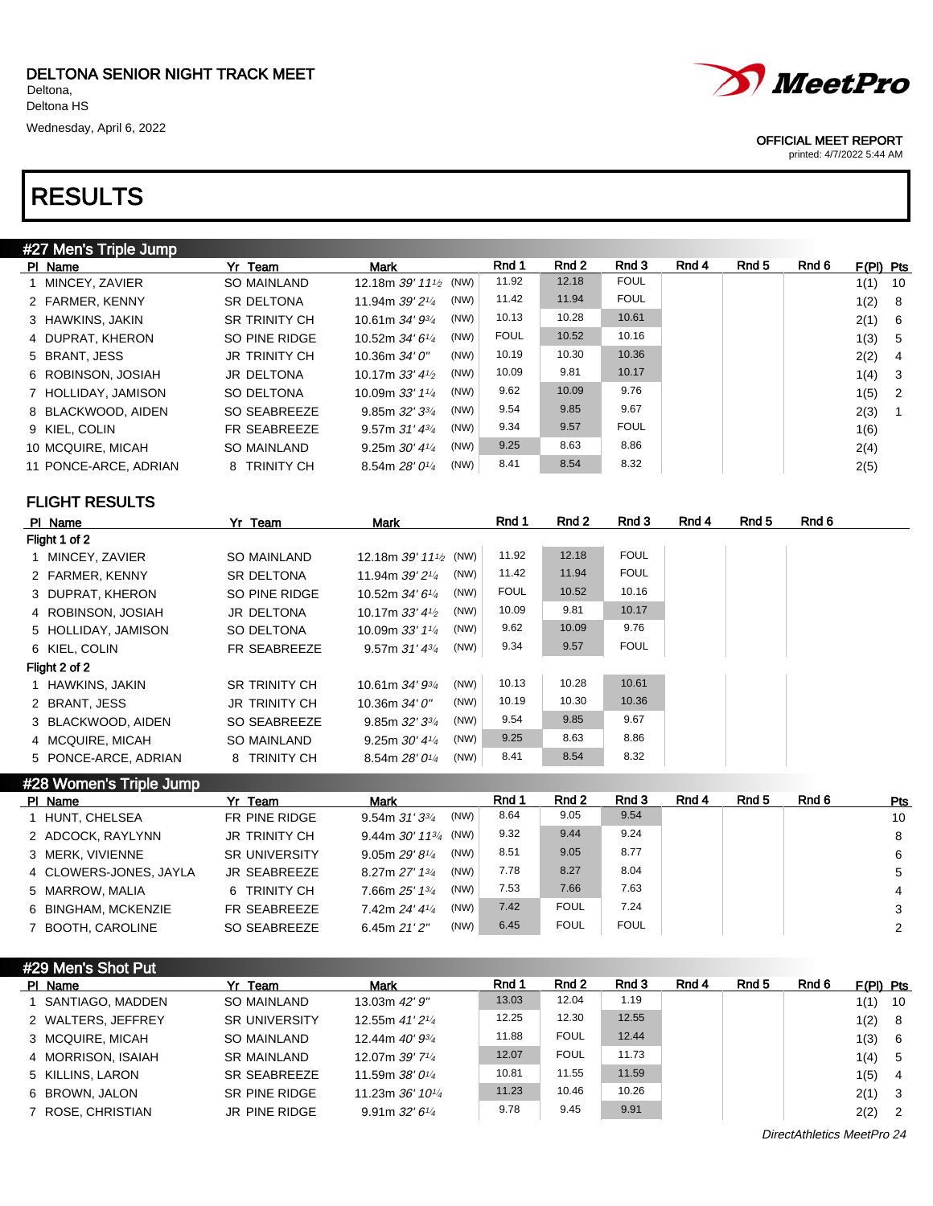DELTONA SENIOR NIGHT TRACK MEET
Deltona,
Deltona HS
Wednesday, April 6, 2022

OFFICIAL MEET REPORT
printed: 4/7/2022 5:44 AM

# RESULTS

## #27 Men's Triple Jump

| Pl | Name | Yr | Team | Mark | | Rnd 1 | Rnd 2 | Rnd 3 | Rnd 4 | Rnd 5 | Rnd 6 | F(Pl) | Pts |
|---|---|---|---|---|---|---|---|---|---|---|---|---|---|
| 1 | MINCEY, ZAVIER | SO | MAINLAND | 12.18m 39' 11½ | (NW) | 11.92 | 12.18 | FOUL | | | | 1(1) | 10 |
| 2 | FARMER, KENNY | SR | DELTONA | 11.94m 39' 2¼ | (NW) | 11.42 | 11.94 | FOUL | | | | 1(2) | 8 |
| 3 | HAWKINS, JAKIN | SR | TRINITY CH | 10.61m 34' 9¾ | (NW) | 10.13 | 10.28 | 10.61 | | | | 2(1) | 6 |
| 4 | DUPRAT, KHERON | SO | PINE RIDGE | 10.52m 34' 6¼ | (NW) | FOUL | 10.52 | 10.16 | | | | 1(3) | 5 |
| 5 | BRANT, JESS | JR | TRINITY CH | 10.36m 34' 0" | (NW) | 10.19 | 10.30 | 10.36 | | | | 2(2) | 4 |
| 6 | ROBINSON, JOSIAH | JR | DELTONA | 10.17m 33' 4½ | (NW) | 10.09 | 9.81 | 10.17 | | | | 1(4) | 3 |
| 7 | HOLLIDAY, JAMISON | SO | DELTONA | 10.09m 33' 1¼ | (NW) | 9.62 | 10.09 | 9.76 | | | | 1(5) | 2 |
| 8 | BLACKWOOD, AIDEN | SO | SEABREEZE | 9.85m 32' 3¾ | (NW) | 9.54 | 9.85 | 9.67 | | | | 2(3) | 1 |
| 9 | KIEL, COLIN | FR | SEABREEZE | 9.57m 31' 4¾ | (NW) | 9.34 | 9.57 | FOUL | | | | 1(6) | |
| 10 | MCQUIRE, MICAH | SO | MAINLAND | 9.25m 30' 4¼ | (NW) | 9.25 | 8.63 | 8.86 | | | | 2(4) | |
| 11 | PONCE-ARCE, ADRIAN | 8 | TRINITY CH | 8.54m 28' 0¼ | (NW) | 8.41 | 8.54 | 8.32 | | | | 2(5) | |

### FLIGHT RESULTS

| Pl | Name | Yr | Team | Mark | | Rnd 1 | Rnd 2 | Rnd 3 | Rnd 4 | Rnd 5 | Rnd 6 |
|---|---|---|---|---|---|---|---|---|---|---|---|
| Flight 1 of 2 | | | | | | | | | | | |
| 1 | MINCEY, ZAVIER | SO | MAINLAND | 12.18m 39' 11½ | (NW) | 11.92 | 12.18 | FOUL | | | |
| 2 | FARMER, KENNY | SR | DELTONA | 11.94m 39' 2¼ | (NW) | 11.42 | 11.94 | FOUL | | | |
| 3 | DUPRAT, KHERON | SO | PINE RIDGE | 10.52m 34' 6¼ | (NW) | FOUL | 10.52 | 10.16 | | | |
| 4 | ROBINSON, JOSIAH | JR | DELTONA | 10.17m 33' 4½ | (NW) | 10.09 | 9.81 | 10.17 | | | |
| 5 | HOLLIDAY, JAMISON | SO | DELTONA | 10.09m 33' 1¼ | (NW) | 9.62 | 10.09 | 9.76 | | | |
| 6 | KIEL, COLIN | FR | SEABREEZE | 9.57m 31' 4¾ | (NW) | 9.34 | 9.57 | FOUL | | | |
| Flight 2 of 2 | | | | | | | | | | | |
| 1 | HAWKINS, JAKIN | SR | TRINITY CH | 10.61m 34' 9¾ | (NW) | 10.13 | 10.28 | 10.61 | | | |
| 2 | BRANT, JESS | JR | TRINITY CH | 10.36m 34' 0" | (NW) | 10.19 | 10.30 | 10.36 | | | |
| 3 | BLACKWOOD, AIDEN | SO | SEABREEZE | 9.85m 32' 3¾ | (NW) | 9.54 | 9.85 | 9.67 | | | |
| 4 | MCQUIRE, MICAH | SO | MAINLAND | 9.25m 30' 4¼ | (NW) | 9.25 | 8.63 | 8.86 | | | |
| 5 | PONCE-ARCE, ADRIAN | 8 | TRINITY CH | 8.54m 28' 0¼ | (NW) | 8.41 | 8.54 | 8.32 | | | |

## #28 Women's Triple Jump

| Pl | Name | Yr | Team | Mark | | Rnd 1 | Rnd 2 | Rnd 3 | Rnd 4 | Rnd 5 | Rnd 6 | Pts |
|---|---|---|---|---|---|---|---|---|---|---|---|---|
| 1 | HUNT, CHELSEA | FR | PINE RIDGE | 9.54m 31' 3¾ | (NW) | 8.64 | 9.05 | 9.54 | | | | 10 |
| 2 | ADCOCK, RAYLYNN | JR | TRINITY CH | 9.44m 30' 11¾ | (NW) | 9.32 | 9.44 | 9.24 | | | | 8 |
| 3 | MERK, VIVIENNE | SR | UNIVERSITY | 9.05m 29' 8¼ | (NW) | 8.51 | 9.05 | 8.77 | | | | 6 |
| 4 | CLOWERS-JONES, JAYLA | JR | SEABREEZE | 8.27m 27' 1¾ | (NW) | 7.78 | 8.27 | 8.04 | | | | 5 |
| 5 | MARROW, MALIA | 6 | TRINITY CH | 7.66m 25' 1¾ | (NW) | 7.53 | 7.66 | 7.63 | | | | 4 |
| 6 | BINGHAM, MCKENZIE | FR | SEABREEZE | 7.42m 24' 4¼ | (NW) | 7.42 | FOUL | 7.24 | | | | 3 |
| 7 | BOOTH, CAROLINE | SO | SEABREEZE | 6.45m 21' 2" | (NW) | 6.45 | FOUL | FOUL | | | | 2 |

## #29 Men's Shot Put

| Pl | Name | Yr | Team | Mark | Rnd 1 | Rnd 2 | Rnd 3 | Rnd 4 | Rnd 5 | Rnd 6 | F(Pl) | Pts |
|---|---|---|---|---|---|---|---|---|---|---|---|---|
| 1 | SANTIAGO, MADDEN | SO | MAINLAND | 13.03m 42' 9" | 13.03 | 12.04 | 1.19 | | | | 1(1) | 10 |
| 2 | WALTERS, JEFFREY | SR | UNIVERSITY | 12.55m 41' 2¼ | 12.25 | 12.30 | 12.55 | | | | 1(2) | 8 |
| 3 | MCQUIRE, MICAH | SO | MAINLAND | 12.44m 40' 9¾ | 11.88 | FOUL | 12.44 | | | | 1(3) | 6 |
| 4 | MORRISON, ISAIAH | SR | MAINLAND | 12.07m 39' 7¼ | 12.07 | FOUL | 11.73 | | | | 1(4) | 5 |
| 5 | KILLINS, LARON | SR | SEABREEZE | 11.59m 38' 0¼ | 10.81 | 11.55 | 11.59 | | | | 1(5) | 4 |
| 6 | BROWN, JALON | SR | PINE RIDGE | 11.23m 36' 10¼ | 11.23 | 10.46 | 10.26 | | | | 2(1) | 3 |
| 7 | ROSE, CHRISTIAN | JR | PINE RIDGE | 9.91m 32' 6¼ | 9.78 | 9.45 | 9.91 | | | | 2(2) | 2 |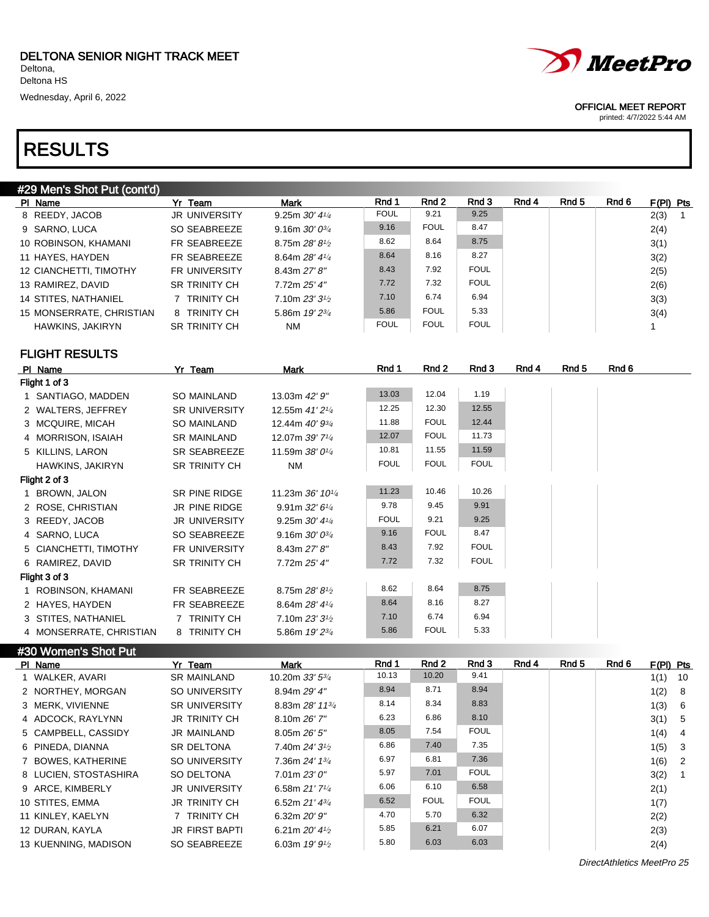DELTONA SENIOR NIGHT TRACK MEET
Deltona,
Deltona HS
Wednesday, April 6, 2022

OFFICIAL MEET REPORT
printed: 4/7/2022 5:44 AM

# RESULTS

## #29 Men's Shot Put (cont'd)

| Pl | Name | Yr | Team | Mark | Rnd 1 | Rnd 2 | Rnd 3 | Rnd 4 | Rnd 5 | Rnd 6 | F(Pl) | Pts |
|---|---|---|---|---|---|---|---|---|---|---|---|---|
| 8 | REEDY, JACOB | JR | UNIVERSITY | 9.25m *30' 4¼* | FOUL | 9.21 | 9.25 | | | | 2(3) | 1 |
| 9 | SARNO, LUCA | SO | SEABREEZE | 9.16m *30' 0¾* | 9.16 | FOUL | 8.47 | | | | 2(4) | |
| 10 | ROBINSON, KHAMANI | FR | SEABREEZE | 8.75m *28' 8½* | 8.62 | 8.64 | 8.75 | | | | 3(1) | |
| 11 | HAYES, HAYDEN | FR | SEABREEZE | 8.64m *28' 4¼* | 8.64 | 8.16 | 8.27 | | | | 3(2) | |
| 12 | CIANCHETTI, TIMOTHY | FR | UNIVERSITY | 8.43m *27' 8"* | 8.43 | 7.92 | FOUL | | | | 2(5) | |
| 13 | RAMIREZ, DAVID | SR | TRINITY CH | 7.72m *25' 4"* | 7.72 | 7.32 | FOUL | | | | 2(6) | |
| 14 | STITES, NATHANIEL | 7 | TRINITY CH | 7.10m *23' 3½* | 7.10 | 6.74 | 6.94 | | | | 3(3) | |
| 15 | MONSERRATE, CHRISTIAN | 8 | TRINITY CH | 5.86m *19' 2¾* | 5.86 | FOUL | 5.33 | | | | 3(4) | |
| | HAWKINS, JAKIRYN | SR | TRINITY CH | NM | FOUL | FOUL | FOUL | | | | 1 | |

### FLIGHT RESULTS

| Pl | Name | Yr | Team | Mark | Rnd 1 | Rnd 2 | Rnd 3 | Rnd 4 | Rnd 5 | Rnd 6 |
|---|---|---|---|---|---|---|---|---|---|---|
| **Flight 1 of 3** | | | | | | | | | | |
| 1 | SANTIAGO, MADDEN | SO | MAINLAND | 13.03m *42' 9"* | 13.03 | 12.04 | 1.19 | | | |
| 2 | WALTERS, JEFFREY | SR | UNIVERSITY | 12.55m *41' 2¼* | 12.25 | 12.30 | 12.55 | | | |
| 3 | MCQUIRE, MICAH | SO | MAINLAND | 12.44m *40' 9¾* | 11.88 | FOUL | 12.44 | | | |
| 4 | MORRISON, ISAIAH | SR | MAINLAND | 12.07m *39' 7¼* | 12.07 | FOUL | 11.73 | | | |
| 5 | KILLINS, LARON | SR | SEABREEZE | 11.59m *38' 0¼* | 10.81 | 11.55 | 11.59 | | | |
| | HAWKINS, JAKIRYN | SR | TRINITY CH | NM | FOUL | FOUL | FOUL | | | |
| **Flight 2 of 3** | | | | | | | | | | |
| 1 | BROWN, JALON | SR | PINE RIDGE | 11.23m *36' 10¼* | 11.23 | 10.46 | 10.26 | | | |
| 2 | ROSE, CHRISTIAN | JR | PINE RIDGE | 9.91m *32' 6¼* | 9.78 | 9.45 | 9.91 | | | |
| 3 | REEDY, JACOB | JR | UNIVERSITY | 9.25m *30' 4¼* | FOUL | 9.21 | 9.25 | | | |
| 4 | SARNO, LUCA | SO | SEABREEZE | 9.16m *30' 0¾* | 9.16 | FOUL | 8.47 | | | |
| 5 | CIANCHETTI, TIMOTHY | FR | UNIVERSITY | 8.43m *27' 8"* | 8.43 | 7.92 | FOUL | | | |
| 6 | RAMIREZ, DAVID | SR | TRINITY CH | 7.72m *25' 4"* | 7.72 | 7.32 | FOUL | | | |
| **Flight 3 of 3** | | | | | | | | | | |
| 1 | ROBINSON, KHAMANI | FR | SEABREEZE | 8.75m *28' 8½* | 8.62 | 8.64 | 8.75 | | | |
| 2 | HAYES, HAYDEN | FR | SEABREEZE | 8.64m *28' 4¼* | 8.64 | 8.16 | 8.27 | | | |
| 3 | STITES, NATHANIEL | 7 | TRINITY CH | 7.10m *23' 3½* | 7.10 | 6.74 | 6.94 | | | |
| 4 | MONSERRATE, CHRISTIAN | 8 | TRINITY CH | 5.86m *19' 2¾* | 5.86 | FOUL | 5.33 | | | |

## #30 Women's Shot Put

| Pl | Name | Yr | Team | Mark | Rnd 1 | Rnd 2 | Rnd 3 | Rnd 4 | Rnd 5 | Rnd 6 | F(Pl) | Pts |
|---|---|---|---|---|---|---|---|---|---|---|---|---|
| 1 | WALKER, AVARI | SR | MAINLAND | 10.20m *33' 5¾* | 10.13 | 10.20 | 9.41 | | | | 1(1) | 10 |
| 2 | NORTHEY, MORGAN | SO | UNIVERSITY | 8.94m *29' 4"* | 8.94 | 8.71 | 8.94 | | | | 1(2) | 8 |
| 3 | MERK, VIVIENNE | SR | UNIVERSITY | 8.83m *28' 11¾* | 8.14 | 8.34 | 8.83 | | | | 1(3) | 6 |
| 4 | ADCOCK, RAYLYNN | JR | TRINITY CH | 8.10m *26' 7"* | 6.23 | 6.86 | 8.10 | | | | 3(1) | 5 |
| 5 | CAMPBELL, CASSIDY | JR | MAINLAND | 8.05m *26' 5"* | 8.05 | 7.54 | FOUL | | | | 1(4) | 4 |
| 6 | PINEDA, DIANNA | SR | DELTONA | 7.40m *24' 3½* | 6.86 | 7.40 | 7.35 | | | | 1(5) | 3 |
| 7 | BOWES, KATHERINE | SO | UNIVERSITY | 7.36m *24' 1¾* | 6.97 | 6.81 | 7.36 | | | | 1(6) | 2 |
| 8 | LUCIEN, STOSTASHIRA | SO | DELTONA | 7.01m *23' 0"* | 5.97 | 7.01 | FOUL | | | | 3(2) | 1 |
| 9 | ARCE, KIMBERLY | JR | UNIVERSITY | 6.58m *21' 7¼* | 6.06 | 6.10 | 6.58 | | | | 2(1) | |
| 10 | STITES, EMMA | JR | TRINITY CH | 6.52m *21' 4¾* | 6.52 | FOUL | FOUL | | | | 1(7) | |
| 11 | KINLEY, KAELYN | 7 | TRINITY CH | 6.32m *20' 9"* | 4.70 | 5.70 | 6.32 | | | | 2(2) | |
| 12 | DURAN, KAYLA | JR | FIRST BAPTI | 6.21m *20' 4½* | 5.85 | 6.21 | 6.07 | | | | 2(3) | |
| 13 | KUENNING, MADISON | SO | SEABREEZE | 6.03m *19' 9½* | 5.80 | 6.03 | 6.03 | | | | 2(4) | |

DirectAthletics MeetPro 25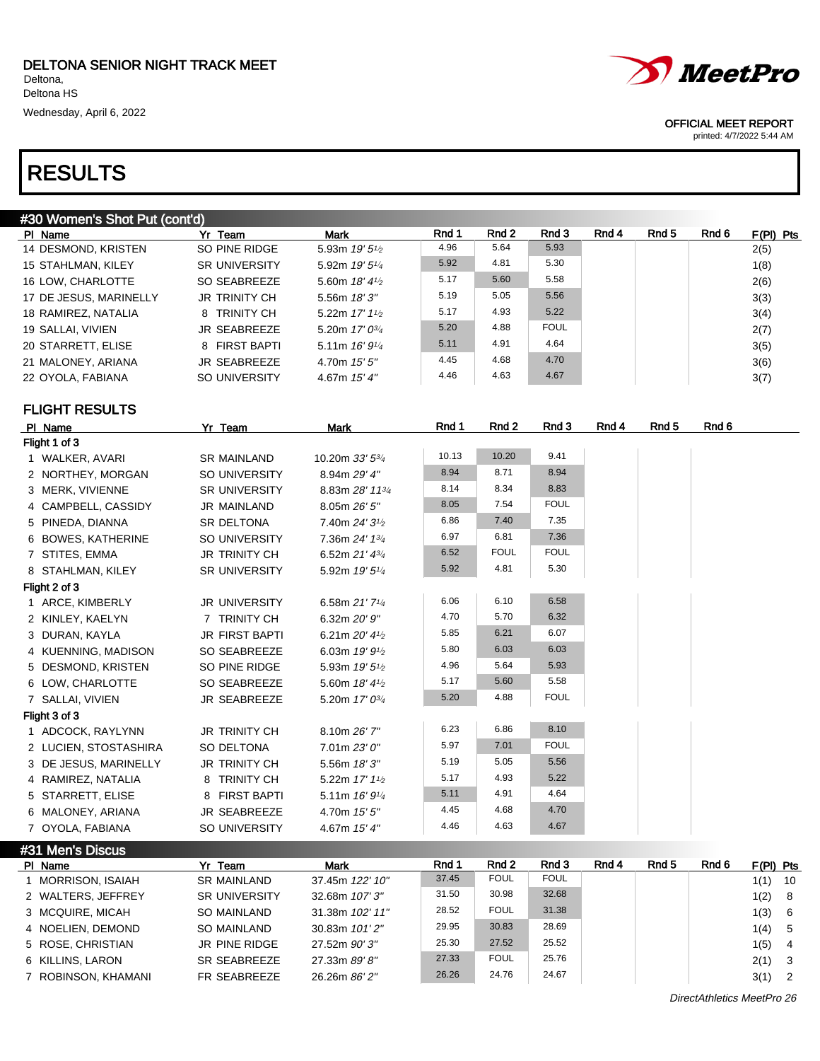DELTONA SENIOR NIGHT TRACK MEET
Deltona,
Deltona HS
Wednesday, April 6, 2022

OFFICIAL MEET REPORT
printed: 4/7/2022 5:44 AM

# RESULTS

## #30 Women's Shot Put (cont'd)

| Pl | Name | Yr | Team | Mark | Rnd 1 | Rnd 2 | Rnd 3 | Rnd 4 | Rnd 5 | Rnd 6 | F(Pl) | Pts |
|---|---|---|---|---|---|---|---|---|---|---|---|---|
| 14 | DESMOND, KRISTEN | SO | PINE RIDGE | 5.93m *19' 5½* | 4.96 | 5.64 | 5.93 | | | | 2(5) | |
| 15 | STAHLMAN, KILEY | SR | UNIVERSITY | 5.92m *19' 5¼* | 5.92 | 4.81 | 5.30 | | | | 1(8) | |
| 16 | LOW, CHARLOTTE | SO | SEABREEZE | 5.60m *18' 4½* | 5.17 | 5.60 | 5.58 | | | | 2(6) | |
| 17 | DE JESUS, MARINELLY | JR | TRINITY CH | 5.56m *18' 3"* | 5.19 | 5.05 | 5.56 | | | | 3(3) | |
| 18 | RAMIREZ, NATALIA | 8 | TRINITY CH | 5.22m *17' 1½* | 5.17 | 4.93 | 5.22 | | | | 3(4) | |
| 19 | SALLAI, VIVIEN | JR | SEABREEZE | 5.20m *17' 0¾* | 5.20 | 4.88 | FOUL | | | | 2(7) | |
| 20 | STARRETT, ELISE | 8 | FIRST BAPTI | 5.11m *16' 9¼* | 5.11 | 4.91 | 4.64 | | | | 3(5) | |
| 21 | MALONEY, ARIANA | JR | SEABREEZE | 4.70m *15' 5"* | 4.45 | 4.68 | 4.70 | | | | 3(6) | |
| 22 | OYOLA, FABIANA | SO | UNIVERSITY | 4.67m *15' 4"* | 4.46 | 4.63 | 4.67 | | | | 3(7) | |

### FLIGHT RESULTS

| Pl | Name | Yr | Team | Mark | Rnd 1 | Rnd 2 | Rnd 3 | Rnd 4 | Rnd 5 | Rnd 6 |
|---|---|---|---|---|---|---|---|---|---|---|
| **Flight 1 of 3** | | | | | | | | | | |
| 1 | WALKER, AVARI | SR | MAINLAND | 10.20m *33' 5¾* | 10.13 | 10.20 | 9.41 | | | |
| 2 | NORTHEY, MORGAN | SO | UNIVERSITY | 8.94m *29' 4"* | 8.94 | 8.71 | 8.94 | | | |
| 3 | MERK, VIVIENNE | SR | UNIVERSITY | 8.83m *28' 11¾* | 8.14 | 8.34 | 8.83 | | | |
| 4 | CAMPBELL, CASSIDY | JR | MAINLAND | 8.05m *26' 5"* | 8.05 | 7.54 | FOUL | | | |
| 5 | PINEDA, DIANNA | SR | DELTONA | 7.40m *24' 3½* | 6.86 | 7.40 | 7.35 | | | |
| 6 | BOWES, KATHERINE | SO | UNIVERSITY | 7.36m *24' 1¾* | 6.97 | 6.81 | 7.36 | | | |
| 7 | STITES, EMMA | JR | TRINITY CH | 6.52m *21' 4¾* | 6.52 | FOUL | FOUL | | | |
| 8 | STAHLMAN, KILEY | SR | UNIVERSITY | 5.92m *19' 5¼* | 5.92 | 4.81 | 5.30 | | | |
| **Flight 2 of 3** | | | | | | | | | | |
| 1 | ARCE, KIMBERLY | JR | UNIVERSITY | 6.58m *21' 7¼* | 6.06 | 6.10 | 6.58 | | | |
| 2 | KINLEY, KAELYN | 7 | TRINITY CH | 6.32m *20' 9"* | 4.70 | 5.70 | 6.32 | | | |
| 3 | DURAN, KAYLA | JR | FIRST BAPTI | 6.21m *20' 4½* | 5.85 | 6.21 | 6.07 | | | |
| 4 | KUENNING, MADISON | SO | SEABREEZE | 6.03m *19' 9½* | 5.80 | 6.03 | 6.03 | | | |
| 5 | DESMOND, KRISTEN | SO | PINE RIDGE | 5.93m *19' 5½* | 4.96 | 5.64 | 5.93 | | | |
| 6 | LOW, CHARLOTTE | SO | SEABREEZE | 5.60m *18' 4½* | 5.17 | 5.60 | 5.58 | | | |
| 7 | SALLAI, VIVIEN | JR | SEABREEZE | 5.20m *17' 0¾* | 5.20 | 4.88 | FOUL | | | |
| **Flight 3 of 3** | | | | | | | | | | |
| 1 | ADCOCK, RAYLYNN | JR | TRINITY CH | 8.10m *26' 7"* | 6.23 | 6.86 | 8.10 | | | |
| 2 | LUCIEN, STOSTASHIRA | SO | DELTONA | 7.01m *23' 0"* | 5.97 | 7.01 | FOUL | | | |
| 3 | DE JESUS, MARINELLY | JR | TRINITY CH | 5.56m *18' 3"* | 5.19 | 5.05 | 5.56 | | | |
| 4 | RAMIREZ, NATALIA | 8 | TRINITY CH | 5.22m *17' 1½* | 5.17 | 4.93 | 5.22 | | | |
| 5 | STARRETT, ELISE | 8 | FIRST BAPTI | 5.11m *16' 9¼* | 5.11 | 4.91 | 4.64 | | | |
| 6 | MALONEY, ARIANA | JR | SEABREEZE | 4.70m *15' 5"* | 4.45 | 4.68 | 4.70 | | | |
| 7 | OYOLA, FABIANA | SO | UNIVERSITY | 4.67m *15' 4"* | 4.46 | 4.63 | 4.67 | | | |

## #31 Men's Discus

| Pl | Name | Yr | Team | Mark | Rnd 1 | Rnd 2 | Rnd 3 | Rnd 4 | Rnd 5 | Rnd 6 | F(Pl) | Pts |
|---|---|---|---|---|---|---|---|---|---|---|---|---|
| 1 | MORRISON, ISAIAH | SR | MAINLAND | 37.45m *122' 10"* | 37.45 | FOUL | FOUL | | | | 1(1) | 10 |
| 2 | WALTERS, JEFFREY | SR | UNIVERSITY | 32.68m *107' 3"* | 31.50 | 30.98 | 32.68 | | | | 1(2) | 8 |
| 3 | MCQUIRE, MICAH | SO | MAINLAND | 31.38m *102' 11"* | 28.52 | FOUL | 31.38 | | | | 1(3) | 6 |
| 4 | NOELIEN, DEMOND | SO | MAINLAND | 30.83m *101' 2"* | 29.95 | 30.83 | 28.69 | | | | 1(4) | 5 |
| 5 | ROSE, CHRISTIAN | JR | PINE RIDGE | 27.52m *90' 3"* | 25.30 | 27.52 | 25.52 | | | | 1(5) | 4 |
| 6 | KILLINS, LARON | SR | SEABREEZE | 27.33m *89' 8"* | 27.33 | FOUL | 25.76 | | | | 2(1) | 3 |
| 7 | ROBINSON, KHAMANI | FR | SEABREEZE | 26.26m *86' 2"* | 26.26 | 24.76 | 24.67 | | | | 3(1) | 2 |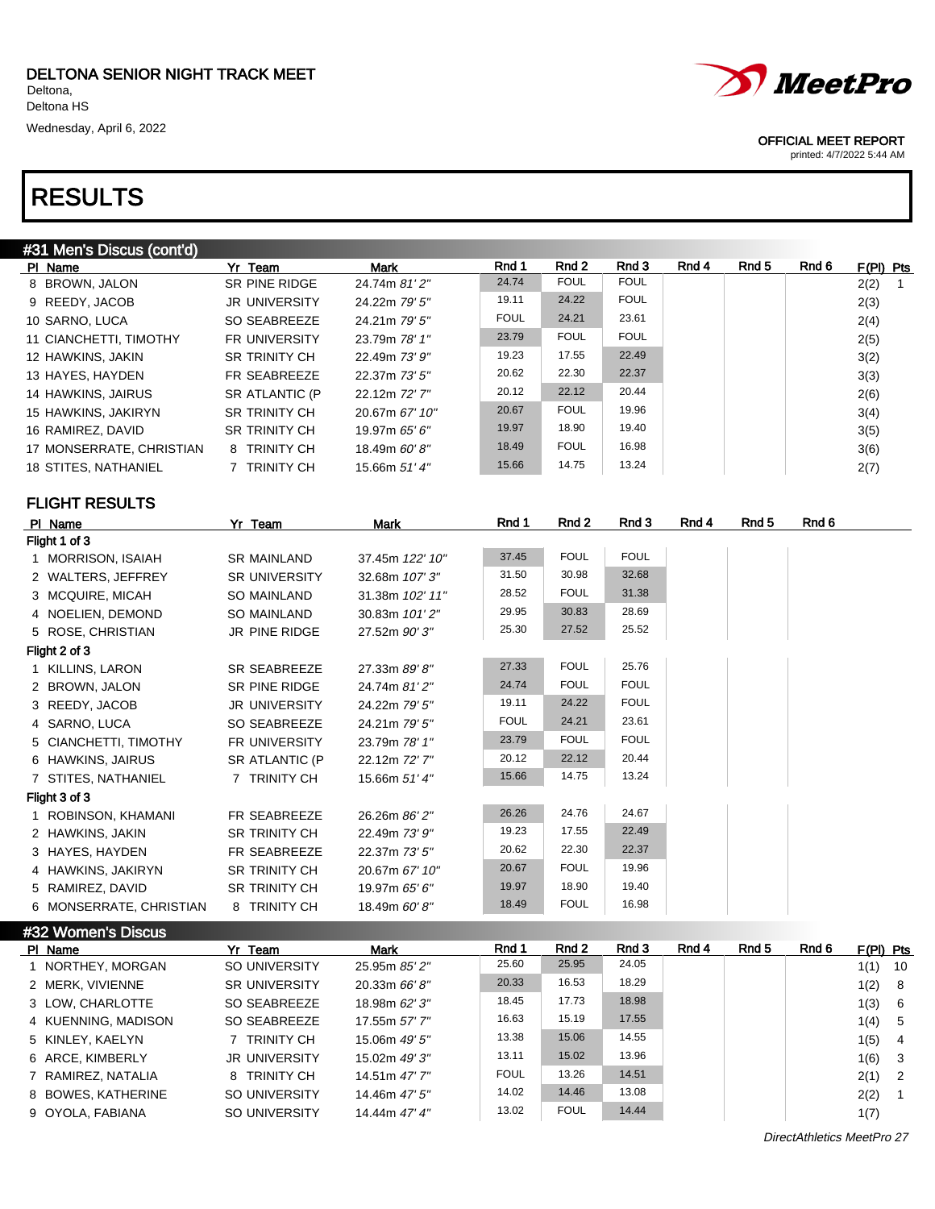DELTONA SENIOR NIGHT TRACK MEET
Deltona,
Deltona HS
Wednesday, April 6, 2022

OFFICIAL MEET REPORT
printed: 4/7/2022 5:44 AM

# RESULTS

## #31 Men's Discus (cont'd)

| Pl | Name | Yr | Team | Mark | Rnd 1 | Rnd 2 | Rnd 3 | Rnd 4 | Rnd 5 | Rnd 6 | F(Pl) | Pts |
|---|---|---|---|---|---|---|---|---|---|---|---|---|
| 8 | BROWN, JALON | SR | PINE RIDGE | 24.74m *81' 2"* | 24.74 | FOUL | FOUL | | | | 2(2) | 1 |
| 9 | REEDY, JACOB | JR | UNIVERSITY | 24.22m *79' 5"* | 19.11 | 24.22 | FOUL | | | | 2(3) | |
| 10 | SARNO, LUCA | SO | SEABREEZE | 24.21m *79' 5"* | FOUL | 24.21 | 23.61 | | | | 2(4) | |
| 11 | CIANCHETTI, TIMOTHY | FR | UNIVERSITY | 23.79m *78' 1"* | 23.79 | FOUL | FOUL | | | | 2(5) | |
| 12 | HAWKINS, JAKIN | SR | TRINITY CH | 22.49m *73' 9"* | 19.23 | 17.55 | 22.49 | | | | 3(2) | |
| 13 | HAYES, HAYDEN | FR | SEABREEZE | 22.37m *73' 5"* | 20.62 | 22.30 | 22.37 | | | | 3(3) | |
| 14 | HAWKINS, JAIRUS | SR | ATLANTIC (P | 22.12m *72' 7"* | 20.12 | 22.12 | 20.44 | | | | 2(6) | |
| 15 | HAWKINS, JAKIRYN | SR | TRINITY CH | 20.67m *67' 10"* | 20.67 | FOUL | 19.96 | | | | 3(4) | |
| 16 | RAMIREZ, DAVID | SR | TRINITY CH | 19.97m *65' 6"* | 19.97 | 18.90 | 19.40 | | | | 3(5) | |
| 17 | MONSERRATE, CHRISTIAN | 8 | TRINITY CH | 18.49m *60' 8"* | 18.49 | FOUL | 16.98 | | | | 3(6) | |
| 18 | STITES, NATHANIEL | 7 | TRINITY CH | 15.66m *51' 4"* | 15.66 | 14.75 | 13.24 | | | | 2(7) | |

### FLIGHT RESULTS

| Pl | Name | Yr | Team | Mark | Rnd 1 | Rnd 2 | Rnd 3 | Rnd 4 | Rnd 5 | Rnd 6 |
|---|---|---|---|---|---|---|---|---|---|---|
| **Flight 1 of 3** | | | | | | | | | | |
| 1 | MORRISON, ISAIAH | SR | MAINLAND | 37.45m *122' 10"* | 37.45 | FOUL | FOUL | | | |
| 2 | WALTERS, JEFFREY | SR | UNIVERSITY | 32.68m *107' 3"* | 31.50 | 30.98 | 32.68 | | | |
| 3 | MCQUIRE, MICAH | SO | MAINLAND | 31.38m *102' 11"* | 28.52 | FOUL | 31.38 | | | |
| 4 | NOELIEN, DEMOND | SO | MAINLAND | 30.83m *101' 2"* | 29.95 | 30.83 | 28.69 | | | |
| 5 | ROSE, CHRISTIAN | JR | PINE RIDGE | 27.52m *90' 3"* | 25.30 | 27.52 | 25.52 | | | |
| **Flight 2 of 3** | | | | | | | | | | |
| 1 | KILLINS, LARON | SR | SEABREEZE | 27.33m *89' 8"* | 27.33 | FOUL | 25.76 | | | |
| 2 | BROWN, JALON | SR | PINE RIDGE | 24.74m *81' 2"* | 24.74 | FOUL | FOUL | | | |
| 3 | REEDY, JACOB | JR | UNIVERSITY | 24.22m *79' 5"* | 19.11 | 24.22 | FOUL | | | |
| 4 | SARNO, LUCA | SO | SEABREEZE | 24.21m *79' 5"* | FOUL | 24.21 | 23.61 | | | |
| 5 | CIANCHETTI, TIMOTHY | FR | UNIVERSITY | 23.79m *78' 1"* | 23.79 | FOUL | FOUL | | | |
| 6 | HAWKINS, JAIRUS | SR | ATLANTIC (P | 22.12m *72' 7"* | 20.12 | 22.12 | 20.44 | | | |
| 7 | STITES, NATHANIEL | 7 | TRINITY CH | 15.66m *51' 4"* | 15.66 | 14.75 | 13.24 | | | |
| **Flight 3 of 3** | | | | | | | | | | |
| 1 | ROBINSON, KHAMANI | FR | SEABREEZE | 26.26m *86' 2"* | 26.26 | 24.76 | 24.67 | | | |
| 2 | HAWKINS, JAKIN | SR | TRINITY CH | 22.49m *73' 9"* | 19.23 | 17.55 | 22.49 | | | |
| 3 | HAYES, HAYDEN | FR | SEABREEZE | 22.37m *73' 5"* | 20.62 | 22.30 | 22.37 | | | |
| 4 | HAWKINS, JAKIRYN | SR | TRINITY CH | 20.67m *67' 10"* | 20.67 | FOUL | 19.96 | | | |
| 5 | RAMIREZ, DAVID | SR | TRINITY CH | 19.97m *65' 6"* | 19.97 | 18.90 | 19.40 | | | |
| 6 | MONSERRATE, CHRISTIAN | 8 | TRINITY CH | 18.49m *60' 8"* | 18.49 | FOUL | 16.98 | | | |

## #32 Women's Discus

| Pl | Name | Yr | Team | Mark | Rnd 1 | Rnd 2 | Rnd 3 | Rnd 4 | Rnd 5 | Rnd 6 | F(Pl) | Pts |
|---|---|---|---|---|---|---|---|---|---|---|---|---|
| 1 | NORTHEY, MORGAN | SO | UNIVERSITY | 25.95m *85' 2"* | 25.60 | 25.95 | 24.05 | | | | 1(1) | 10 |
| 2 | MERK, VIVIENNE | SR | UNIVERSITY | 20.33m *66' 8"* | 20.33 | 16.53 | 18.29 | | | | 1(2) | 8 |
| 3 | LOW, CHARLOTTE | SO | SEABREEZE | 18.98m *62' 3"* | 18.45 | 17.73 | 18.98 | | | | 1(3) | 6 |
| 4 | KUENNING, MADISON | SO | SEABREEZE | 17.55m *57' 7"* | 16.63 | 15.19 | 17.55 | | | | 1(4) | 5 |
| 5 | KINLEY, KAELYN | 7 | TRINITY CH | 15.06m *49' 5"* | 13.38 | 15.06 | 14.55 | | | | 1(5) | 4 |
| 6 | ARCE, KIMBERLY | JR | UNIVERSITY | 15.02m *49' 3"* | 13.11 | 15.02 | 13.96 | | | | 1(6) | 3 |
| 7 | RAMIREZ, NATALIA | 8 | TRINITY CH | 14.51m *47' 7"* | FOUL | 13.26 | 14.51 | | | | 2(1) | 2 |
| 8 | BOWES, KATHERINE | SO | UNIVERSITY | 14.46m *47' 5"* | 14.02 | 14.46 | 13.08 | | | | 2(2) | 1 |
| 9 | OYOLA, FABIANA | SO | UNIVERSITY | 14.44m *47' 4"* | 13.02 | FOUL | 14.44 | | | | 1(7) | |

*DirectAthletics MeetPro 27*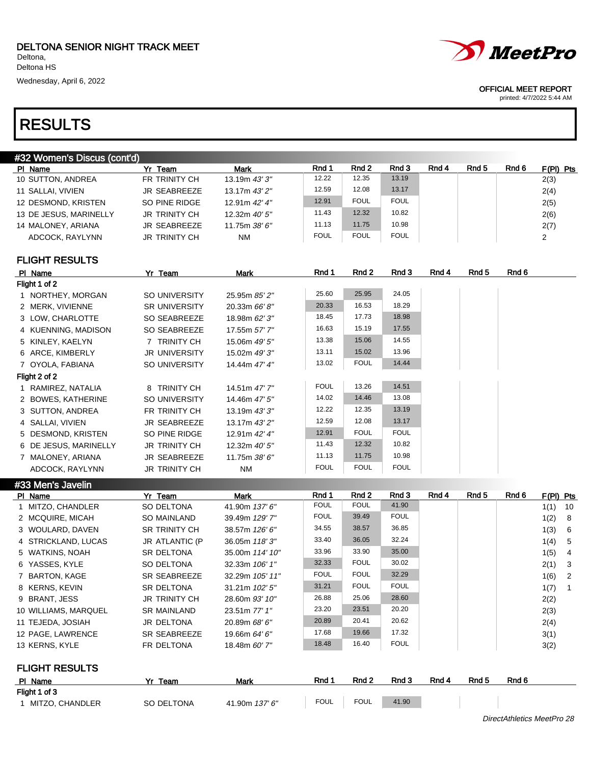DELTONA SENIOR NIGHT TRACK MEET
Deltona,
Deltona HS
Wednesday, April 6, 2022

OFFICIAL MEET REPORT
printed: 4/7/2022 5:44 AM

# RESULTS

## #32 Women's Discus (cont'd)

| Pl | Name | Yr | Team | Mark | Rnd 1 | Rnd 2 | Rnd 3 | Rnd 4 | Rnd 5 | Rnd 6 | F(Pl) | Pts |
|---|---|---|---|---|---|---|---|---|---|---|---|---|
| 10 | SUTTON, ANDREA | FR | TRINITY CH | 13.19m *43' 3"* | 12.22 | 12.35 | 13.19 | | | | 2(3) | |
| 11 | SALLAI, VIVIEN | JR | SEABREEZE | 13.17m *43' 2"* | 12.59 | 12.08 | 13.17 | | | | 2(4) | |
| 12 | DESMOND, KRISTEN | SO | PINE RIDGE | 12.91m *42' 4"* | 12.91 | FOUL | FOUL | | | | 2(5) | |
| 13 | DE JESUS, MARINELLY | JR | TRINITY CH | 12.32m *40' 5"* | 11.43 | 12.32 | 10.82 | | | | 2(6) | |
| 14 | MALONEY, ARIANA | JR | SEABREEZE | 11.75m *38' 6"* | 11.13 | 11.75 | 10.98 | | | | 2(7) | |
| | ADCOCK, RAYLYNN | JR | TRINITY CH | NM | FOUL | FOUL | FOUL | | | | 2 | |

### FLIGHT RESULTS

| Pl | Name | Yr | Team | Mark | Rnd 1 | Rnd 2 | Rnd 3 | Rnd 4 | Rnd 5 | Rnd 6 |
|---|---|---|---|---|---|---|---|---|---|---|
| **Flight 1 of 2** | | | | | | | | | | |
| 1 | NORTHEY, MORGAN | SO | UNIVERSITY | 25.95m *85' 2"* | 25.60 | 25.95 | 24.05 | | | |
| 2 | MERK, VIVIENNE | SR | UNIVERSITY | 20.33m *66' 8"* | 20.33 | 16.53 | 18.29 | | | |
| 3 | LOW, CHARLOTTE | SO | SEABREEZE | 18.98m *62' 3"* | 18.45 | 17.73 | 18.98 | | | |
| 4 | KUENNING, MADISON | SO | SEABREEZE | 17.55m *57' 7"* | 16.63 | 15.19 | 17.55 | | | |
| 5 | KINLEY, KAELYN | 7 | TRINITY CH | 15.06m *49' 5"* | 13.38 | 15.06 | 14.55 | | | |
| 6 | ARCE, KIMBERLY | JR | UNIVERSITY | 15.02m *49' 3"* | 13.11 | 15.02 | 13.96 | | | |
| 7 | OYOLA, FABIANA | SO | UNIVERSITY | 14.44m *47' 4"* | 13.02 | FOUL | 14.44 | | | |
| **Flight 2 of 2** | | | | | | | | | | |
| 1 | RAMIREZ, NATALIA | 8 | TRINITY CH | 14.51m *47' 7"* | FOUL | 13.26 | 14.51 | | | |
| 2 | BOWES, KATHERINE | SO | UNIVERSITY | 14.46m *47' 5"* | 14.02 | 14.46 | 13.08 | | | |
| 3 | SUTTON, ANDREA | FR | TRINITY CH | 13.19m *43' 3"* | 12.22 | 12.35 | 13.19 | | | |
| 4 | SALLAI, VIVIEN | JR | SEABREEZE | 13.17m *43' 2"* | 12.59 | 12.08 | 13.17 | | | |
| 5 | DESMOND, KRISTEN | SO | PINE RIDGE | 12.91m *42' 5"* | 12.91 | FOUL | FOUL | | | |
| 6 | DE JESUS, MARINELLY | JR | TRINITY CH | 12.32m *40' 5"* | 11.43 | 12.32 | 10.82 | | | |
| 7 | MALONEY, ARIANA | JR | SEABREEZE | 11.75m *38' 6"* | 11.13 | 11.75 | 10.98 | | | |
| | ADCOCK, RAYLYNN | JR | TRINITY CH | NM | FOUL | FOUL | FOUL | | | |

## #33 Men's Javelin

| Pl | Name | Yr | Team | Mark | Rnd 1 | Rnd 2 | Rnd 3 | Rnd 4 | Rnd 5 | Rnd 6 | F(Pl) | Pts |
|---|---|---|---|---|---|---|---|---|---|---|---|---|
| 1 | MITZO, CHANDLER | SO | DELTONA | 41.90m *137' 6"* | FOUL | FOUL | 41.90 | | | | 1(1) | 10 |
| 2 | MCQUIRE, MICAH | SO | MAINLAND | 39.49m *129' 7"* | FOUL | 39.49 | FOUL | | | | 1(2) | 8 |
| 3 | WOULARD, DAVEN | SR | TRINITY CH | 38.57m *126' 6"* | 34.55 | 38.57 | 36.85 | | | | 1(3) | 6 |
| 4 | STRICKLAND, LUCAS | JR | ATLANTIC (P | 36.05m *118' 3"* | 33.40 | 36.05 | 32.24 | | | | 1(4) | 5 |
| 5 | WATKINS, NOAH | SR | DELTONA | 35.00m *114' 10"* | 33.96 | 33.90 | 35.00 | | | | 1(5) | 4 |
| 6 | YASSES, KYLE | SO | DELTONA | 32.33m *106' 1"* | 32.33 | FOUL | 30.02 | | | | 2(1) | 3 |
| 7 | BARTON, KAGE | SR | SEABREEZE | 32.29m *105' 11"* | FOUL | FOUL | 32.29 | | | | 1(6) | 2 |
| 8 | KERNS, KEVIN | SR | DELTONA | 31.21m *102' 5"* | 31.21 | FOUL | FOUL | | | | 1(7) | 1 |
| 9 | BRANT, JESS | JR | TRINITY CH | 28.60m *93' 10"* | 26.88 | 25.06 | 28.60 | | | | 2(2) | |
| 10 | WILLIAMS, MARQUEL | SR | MAINLAND | 23.51m *77' 1"* | 23.20 | 23.51 | 20.20 | | | | 2(3) | |
| 11 | TEJEDA, JOSIAH | JR | DELTONA | 20.89m *68' 6"* | 20.89 | 20.41 | 20.62 | | | | 2(4) | |
| 12 | PAGE, LAWRENCE | SR | SEABREEZE | 19.66m *64' 6"* | 17.68 | 19.66 | 17.32 | | | | 3(1) | |
| 13 | KERNS, KYLE | FR | DELTONA | 18.48m *60' 7"* | 18.48 | 16.40 | FOUL | | | | 3(2) | |

### FLIGHT RESULTS

| Pl | Name | Yr | Team | Mark | Rnd 1 | Rnd 2 | Rnd 3 | Rnd 4 | Rnd 5 | Rnd 6 |
|---|---|---|---|---|---|---|---|---|---|---|
| **Flight 1 of 3** | | | | | | | | | | |
| 1 | MITZO, CHANDLER | SO | DELTONA | 41.90m *137' 6"* | FOUL | FOUL | 41.90 | | | |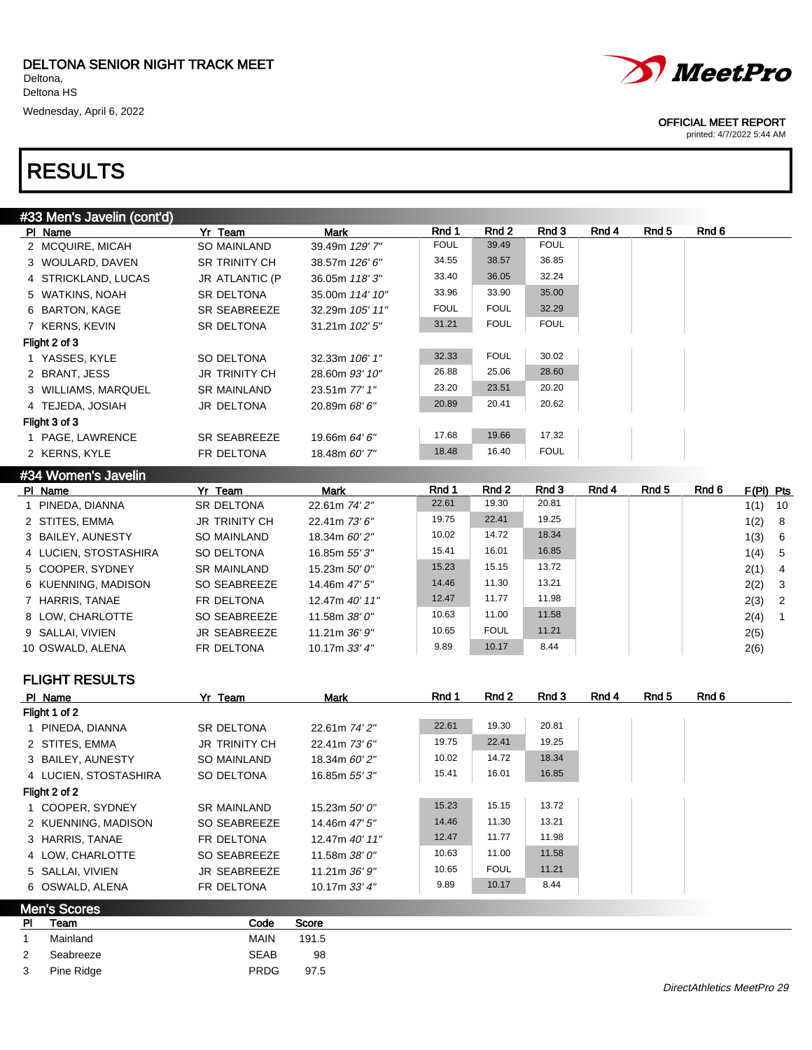DELTONA SENIOR NIGHT TRACK MEET
Deltona,
Deltona HS
Wednesday, April 6, 2022

OFFICIAL MEET REPORT
printed: 4/7/2022 5:44 AM

# RESULTS

## #33 Men's Javelin (cont'd)

| Pl | Name | Yr | Team | Mark | Rnd 1 | Rnd 2 | Rnd 3 | Rnd 4 | Rnd 5 | Rnd 6 |
|---|---|---|---|---|---|---|---|---|---|---|
| 2 | MCQUIRE, MICAH | SO | MAINLAND | 39.49m *129' 7"* | FOUL | 39.49 | FOUL | | | |
| 3 | WOULARD, DAVEN | SR | TRINITY CH | 38.57m *126' 6"* | 34.55 | 38.57 | 36.85 | | | |
| 4 | STRICKLAND, LUCAS | JR | ATLANTIC (P | 36.05m *118' 3"* | 33.40 | 36.05 | 32.24 | | | |
| 5 | WATKINS, NOAH | SR | DELTONA | 35.00m *114' 10"* | 33.96 | 33.90 | 35.00 | | | |
| 6 | BARTON, KAGE | SR | SEABREEZE | 32.29m *105' 11"* | FOUL | FOUL | 32.29 | | | |
| 7 | KERNS, KEVIN | SR | DELTONA | 31.21m *102' 5"* | 31.21 | FOUL | FOUL | | | |
| **Flight 2 of 3** | | | | | | | | | | |
| 1 | YASSES, KYLE | SO | DELTONA | 32.33m *106' 1"* | 32.33 | FOUL | 30.02 | | | |
| 2 | BRANT, JESS | JR | TRINITY CH | 28.60m *93' 10"* | 26.88 | 25.06 | 28.60 | | | |
| 3 | WILLIAMS, MARQUEL | SR | MAINLAND | 23.51m *77' 1"* | 23.20 | 23.51 | 20.20 | | | |
| 4 | TEJEDA, JOSIAH | JR | DELTONA | 20.89m *68' 6"* | 20.89 | 20.41 | 20.62 | | | |
| **Flight 3 of 3** | | | | | | | | | | |
| 1 | PAGE, LAWRENCE | SR | SEABREEZE | 19.66m *64' 6"* | 17.68 | 19.66 | 17.32 | | | |
| 2 | KERNS, KYLE | FR | DELTONA | 18.48m *60' 7"* | 18.48 | 16.40 | FOUL | | | |

## #34 Women's Javelin

| Pl | Name | Yr | Team | Mark | Rnd 1 | Rnd 2 | Rnd 3 | Rnd 4 | Rnd 5 | Rnd 6 | F(Pl) | Pts |
|---|---|---|---|---|---|---|---|---|---|---|---|---|
| 1 | PINEDA, DIANNA | SR | DELTONA | 22.61m *74' 2"* | 22.61 | 19.30 | 20.81 | | | | 1(1) | 10 |
| 2 | STITES, EMMA | JR | TRINITY CH | 22.41m *73' 6"* | 19.75 | 22.41 | 19.25 | | | | 1(2) | 8 |
| 3 | BAILEY, AUNESTY | SO | MAINLAND | 18.34m *60' 2"* | 10.02 | 14.72 | 18.34 | | | | 1(3) | 6 |
| 4 | LUCIEN, STOSTASHIRA | SO | DELTONA | 16.85m *55' 3"* | 15.41 | 16.01 | 16.85 | | | | 1(4) | 5 |
| 5 | COOPER, SYDNEY | SR | MAINLAND | 15.23m *50' 0"* | 15.23 | 15.15 | 13.72 | | | | 2(1) | 4 |
| 6 | KUENNING, MADISON | SO | SEABREEZE | 14.46m *47' 5"* | 14.46 | 11.30 | 13.21 | | | | 2(2) | 3 |
| 7 | HARRIS, TANAE | FR | DELTONA | 12.47m *40' 11"* | 12.47 | 11.77 | 11.98 | | | | 2(3) | 2 |
| 8 | LOW, CHARLOTTE | SO | SEABREEZE | 11.58m *38' 0"* | 10.63 | 11.00 | 11.58 | | | | 2(4) | 1 |
| 9 | SALLAI, VIVIEN | JR | SEABREEZE | 11.21m *36' 9"* | 10.65 | FOUL | 11.21 | | | | 2(5) | |
| 10 | OSWALD, ALENA | FR | DELTONA | 10.17m *33' 4"* | 9.89 | 10.17 | 8.44 | | | | 2(6) | |

### FLIGHT RESULTS

| Pl | Name | Yr | Team | Mark | Rnd 1 | Rnd 2 | Rnd 3 | Rnd 4 | Rnd 5 | Rnd 6 |
|---|---|---|---|---|---|---|---|---|---|---|
| **Flight 1 of 2** | | | | | | | | | | |
| 1 | PINEDA, DIANNA | SR | DELTONA | 22.61m *74' 2"* | 22.61 | 19.30 | 20.81 | | | |
| 2 | STITES, EMMA | JR | TRINITY CH | 22.41m *73' 6"* | 19.75 | 22.41 | 19.25 | | | |
| 3 | BAILEY, AUNESTY | SO | MAINLAND | 18.34m *60' 2"* | 10.02 | 14.72 | 18.34 | | | |
| 4 | LUCIEN, STOSTASHIRA | SO | DELTONA | 16.85m *55' 3"* | 15.41 | 16.01 | 16.85 | | | |
| **Flight 2 of 2** | | | | | | | | | | |
| 1 | COOPER, SYDNEY | SR | MAINLAND | 15.23m *50' 0"* | 15.23 | 15.15 | 13.72 | | | |
| 2 | KUENNING, MADISON | SO | SEABREEZE | 14.46m *47' 5"* | 14.46 | 11.30 | 13.21 | | | |
| 3 | HARRIS, TANAE | FR | DELTONA | 12.47m *40' 11"* | 12.47 | 11.77 | 11.98 | | | |
| 4 | LOW, CHARLOTTE | SO | SEABREEZE | 11.58m *38' 0"* | 10.63 | 11.00 | 11.58 | | | |
| 5 | SALLAI, VIVIEN | JR | SEABREEZE | 11.21m *36' 9"* | 10.65 | FOUL | 11.21 | | | |
| 6 | OSWALD, ALENA | FR | DELTONA | 10.17m *33' 4"* | 9.89 | 10.17 | 8.44 | | | |

## Men's Scores

| Pl | Team | Code | Score |
|---|---|---|---|
| 1 | Mainland | MAIN | 191.5 |
| 2 | Seabreeze | SEAB | 98 |
| 3 | Pine Ridge | PRDG | 97.5 |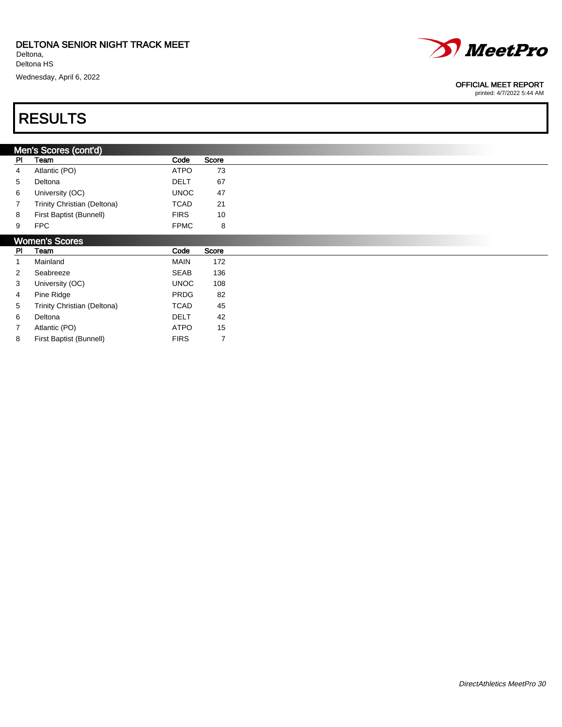DELTONA SENIOR NIGHT TRACK MEET
Deltona,
Deltona HS
Wednesday, April 6, 2022

OFFICIAL MEET REPORT
printed: 4/7/2022 5:44 AM

# RESULTS

## Men's Scores (cont'd)

| Pl | Team | Code | Score |
|---|---|---|---|
| 4 | Atlantic (PO) | ATPO | 73 |
| 5 | Deltona | DELT | 67 |
| 6 | University (OC) | UNOC | 47 |
| 7 | Trinity Christian (Deltona) | TCAD | 21 |
| 8 | First Baptist (Bunnell) | FIRS | 10 |
| 9 | FPC | FPMC | 8 |

## Women's Scores

| Pl | Team | Code | Score |
|---|---|---|---|
| 1 | Mainland | MAIN | 172 |
| 2 | Seabreeze | SEAB | 136 |
| 3 | University (OC) | UNOC | 108 |
| 4 | Pine Ridge | PRDG | 82 |
| 5 | Trinity Christian (Deltona) | TCAD | 45 |
| 6 | Deltona | DELT | 42 |
| 7 | Atlantic (PO) | ATPO | 15 |
| 8 | First Baptist (Bunnell) | FIRS | 7 |